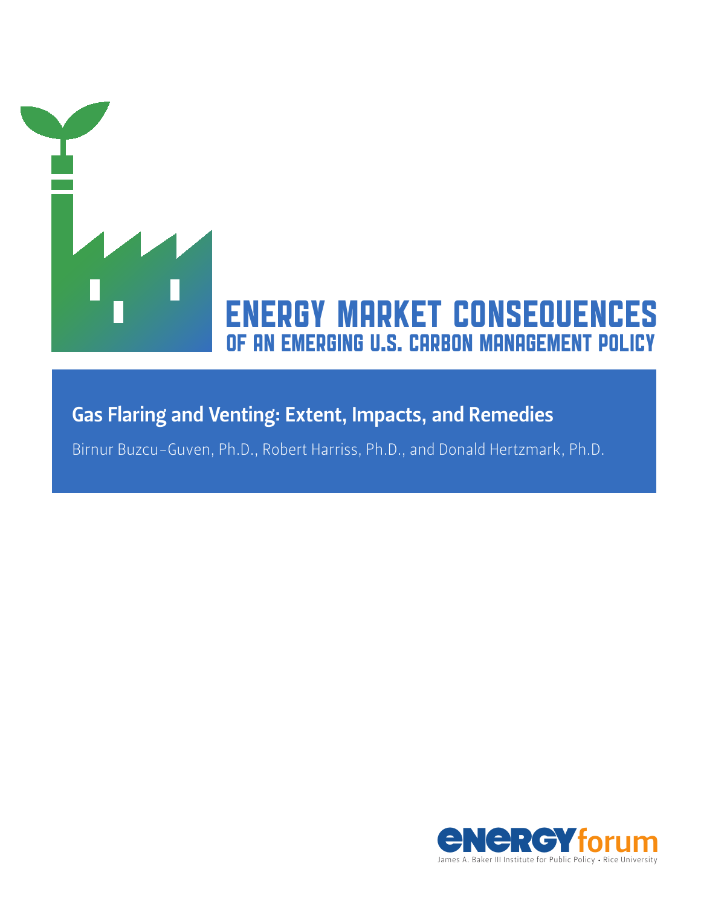# ENERGY MARKET CONSEQUENCES OF AN EMERGING U.S. CARBON MANAGEMENT POLICY

## Gas Flaring and Venting: Extent, Impacts, and Remedies

Birnur Buzcu-Guven, Ph.D., Robert Harriss, Ph.D., and Donald Hertzmark, Ph.D.

energy forum

James A. Baker III Institute for Public Policy • Rice University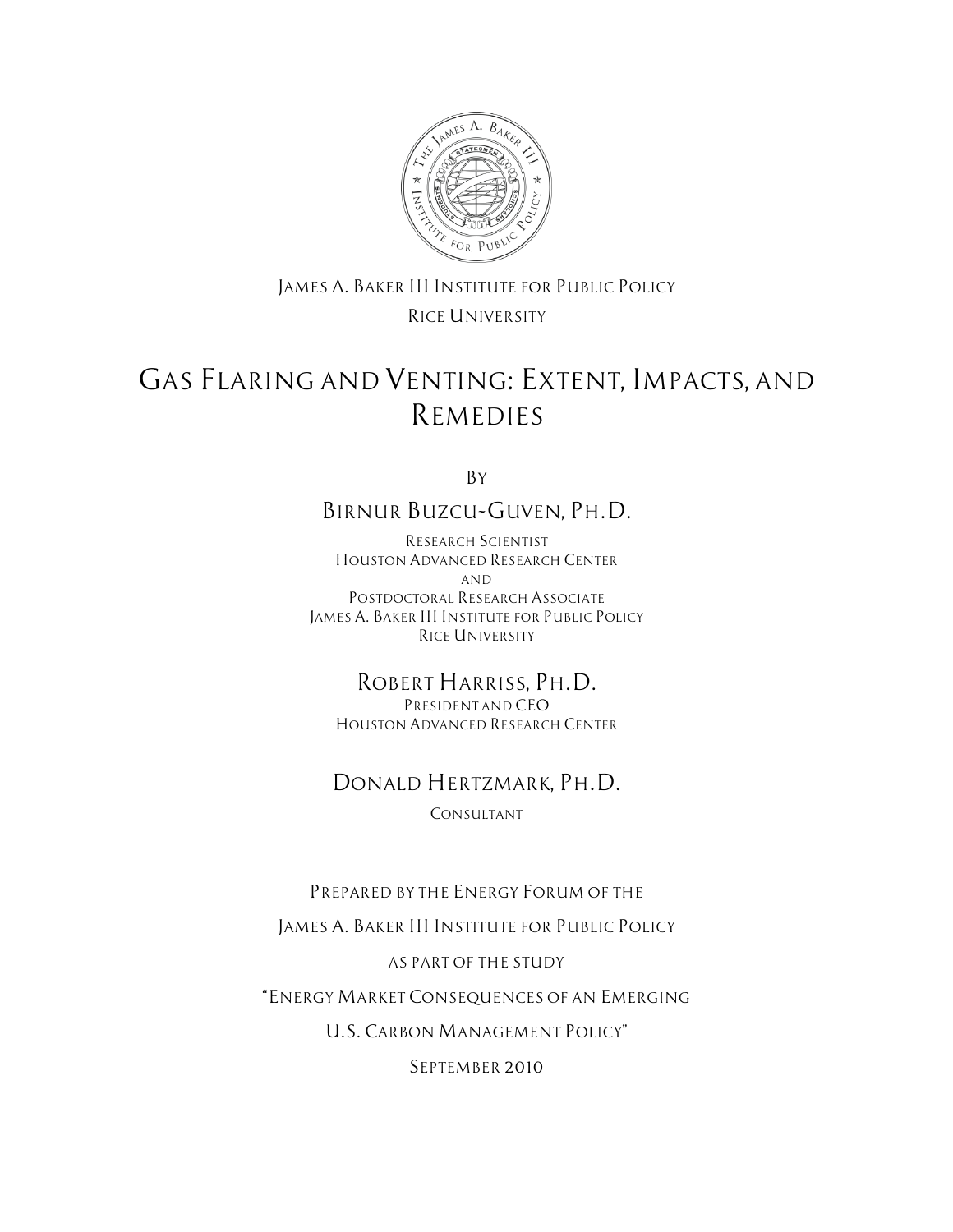James A. Baker III Institute for Public Policy

Rice University

# Gas Flaring and Venting: Extent, Impacts, and Remedies

By

## Birnur Buzcu-Guven, Ph.D.

Research Scientist
Houston Advanced Research Center
and
Postdoctoral Research Associate
James A. Baker III Institute for Public Policy
Rice University

## Robert Harriss, Ph.D.

President and CEO
Houston Advanced Research Center

## Donald Hertzmark, Ph.D.

Consultant

Prepared by the Energy Forum of the

James A. Baker III Institute for Public Policy

as part of the study

"Energy Market Consequences of an Emerging

U.S. Carbon Management Policy"

September 2010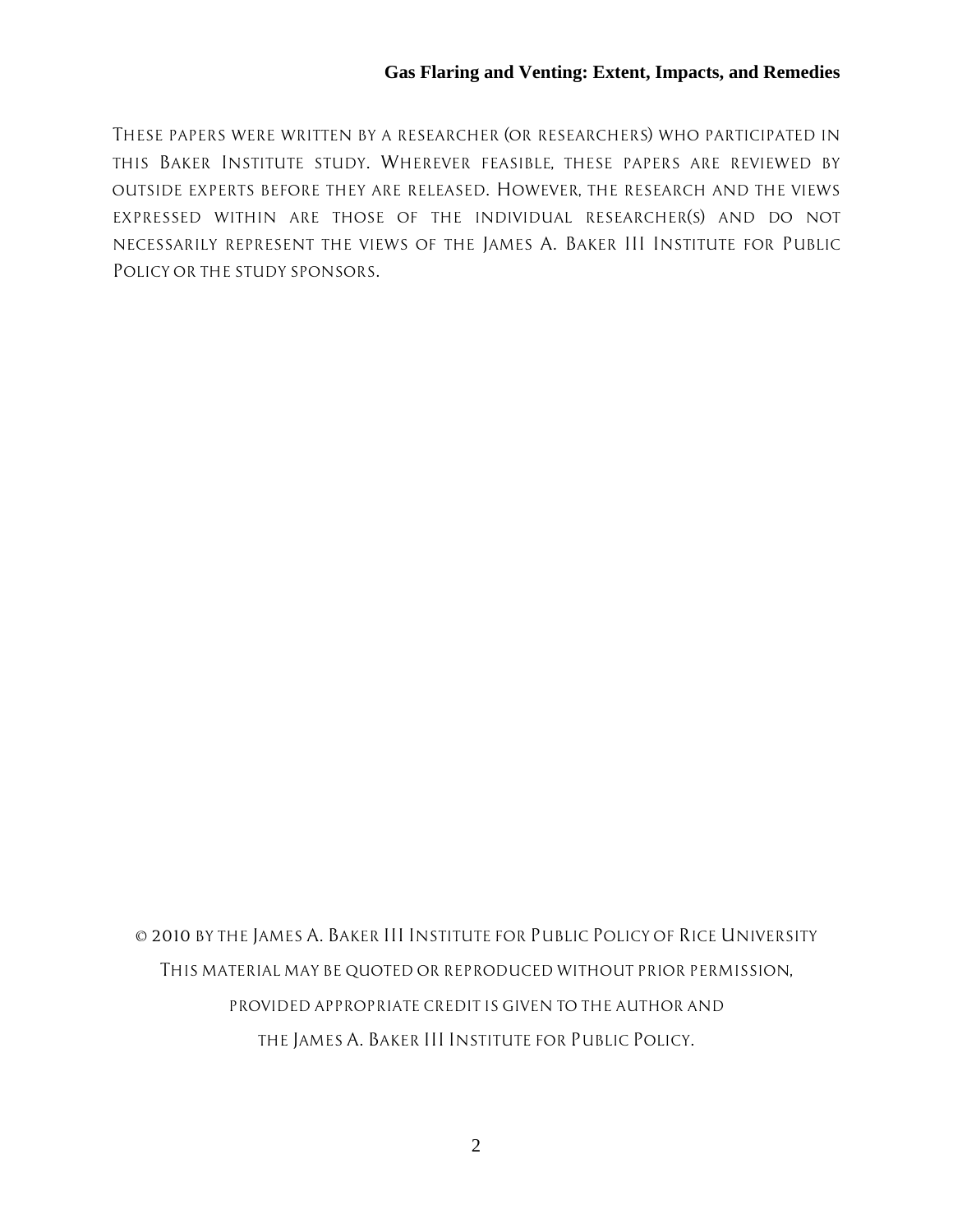These papers were written by a researcher (or researchers) who participated in this Baker Institute study. Wherever feasible, these papers are reviewed by outside experts before they are released. However, the research and the views expressed within are those of the individual researcher(s) and do not necessarily represent the views of the James A. Baker III Institute for Public Policy or the study sponsors.

© 2010 by the James A. Baker III Institute for Public Policy of Rice University

This material may be quoted or reproduced without prior permission, provided appropriate credit is given to the author and the James A. Baker III Institute for Public Policy.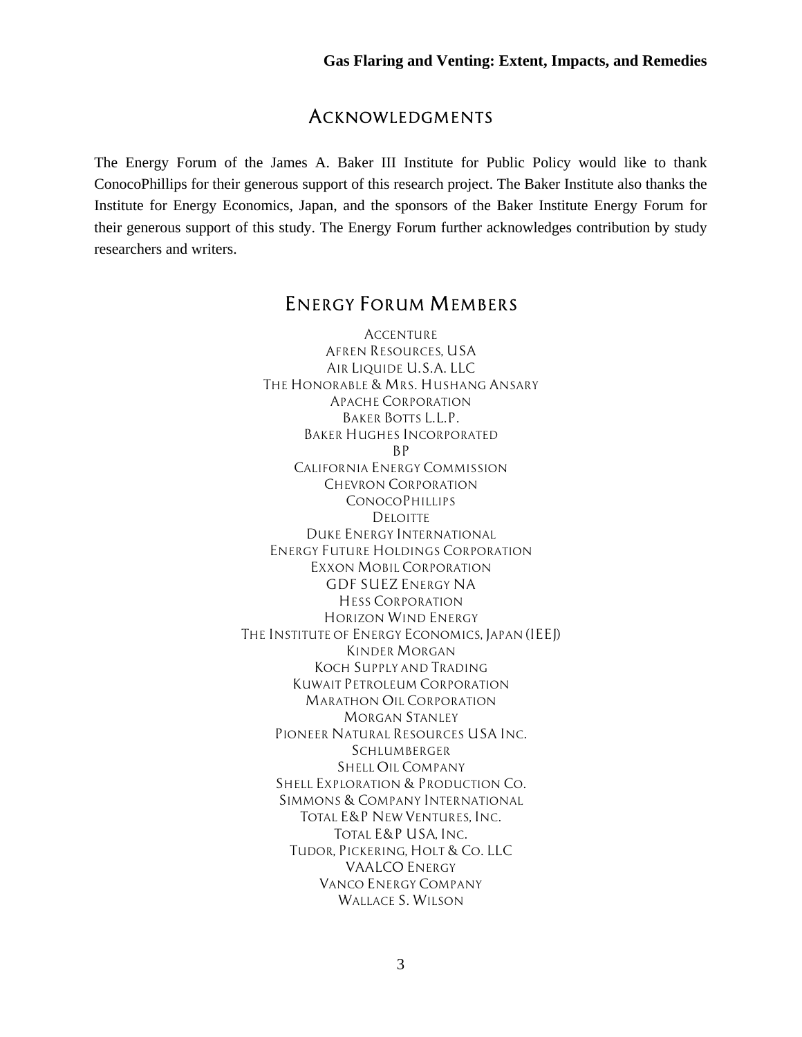## Acknowledgments

The Energy Forum of the James A. Baker III Institute for Public Policy would like to thank ConocoPhillips for their generous support of this research project. The Baker Institute also thanks the Institute for Energy Economics, Japan, and the sponsors of the Baker Institute Energy Forum for their generous support of this study. The Energy Forum further acknowledges contribution by study researchers and writers.

## Energy Forum Members

Accenture
Afren Resources, USA
Air Liquide U.S.A. LLC
The Honorable & Mrs. Hushang Ansary
Apache Corporation
Baker Botts L.L.P.
Baker Hughes Incorporated
BP
California Energy Commission
Chevron Corporation
ConocoPhillips
Deloitte
Duke Energy International
Energy Future Holdings Corporation
Exxon Mobil Corporation
GDF SUEZ Energy NA
Hess Corporation
Horizon Wind Energy
The Institute of Energy Economics, Japan (IEEJ)
Kinder Morgan
Koch Supply and Trading
Kuwait Petroleum Corporation
Marathon Oil Corporation
Morgan Stanley
Pioneer Natural Resources USA Inc.
Schlumberger
Shell Oil Company
Shell Exploration & Production Co.
Simmons & Company International
Total E&P New Ventures, Inc.
Total E&P USA, Inc.
Tudor, Pickering, Holt & Co. LLC
VAALCO Energy
Vanco Energy Company
Wallace S. Wilson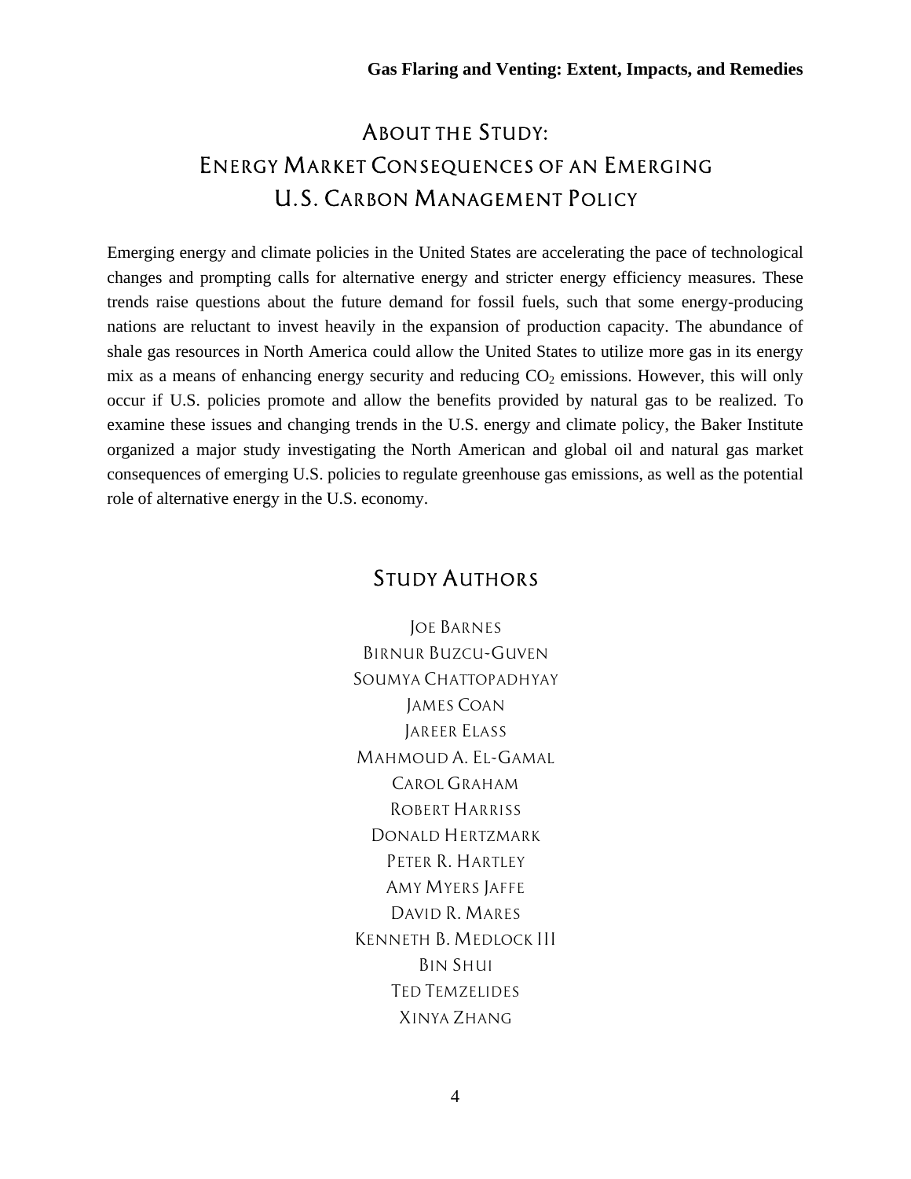# About the Study: Energy Market Consequences of an Emerging U.S. Carbon Management Policy

Emerging energy and climate policies in the United States are accelerating the pace of technological changes and prompting calls for alternative energy and stricter energy efficiency measures. These trends raise questions about the future demand for fossil fuels, such that some energy-producing nations are reluctant to invest heavily in the expansion of production capacity. The abundance of shale gas resources in North America could allow the United States to utilize more gas in its energy mix as a means of enhancing energy security and reducing $CO_2$ emissions. However, this will only occur if U.S. policies promote and allow the benefits provided by natural gas to be realized. To examine these issues and changing trends in the U.S. energy and climate policy, the Baker Institute organized a major study investigating the North American and global oil and natural gas market consequences of emerging U.S. policies to regulate greenhouse gas emissions, as well as the potential role of alternative energy in the U.S. economy.

## Study Authors

Joe Barnes
Birnur Buzcu-Guven
Soumya Chattopadhyay
James Coan
Jareer Elass
Mahmoud A. El-Gamal
Carol Graham
Robert Harriss
Donald Hertzmark
Peter R. Hartley
Amy Myers Jaffe
David R. Mares
Kenneth B. Medlock III
Bin Shui
Ted Temzelides
Xinya Zhang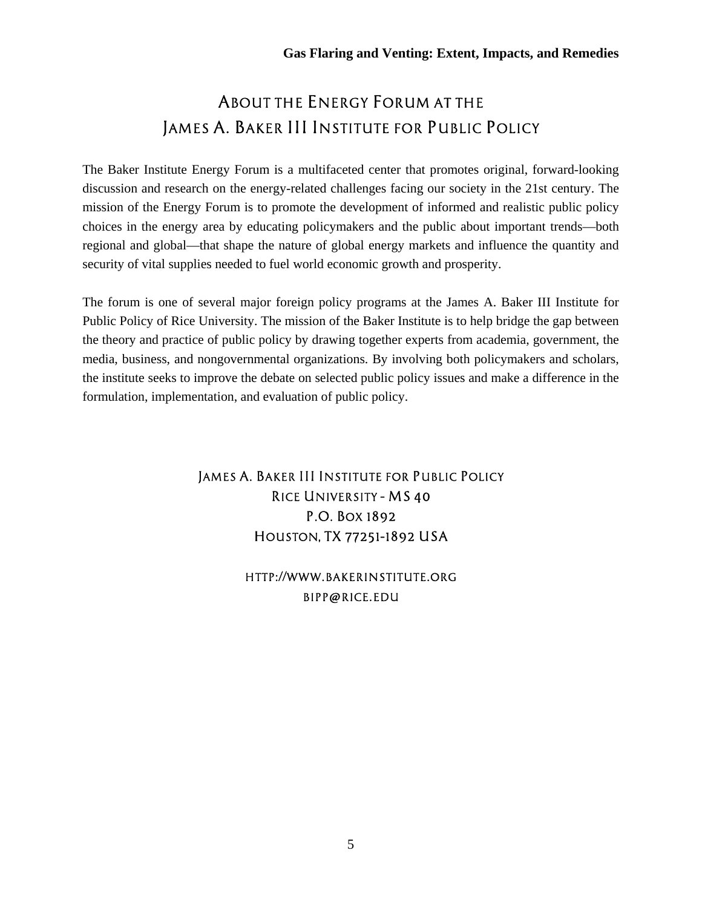# About the Energy Forum at the James A. Baker III Institute for Public Policy

The Baker Institute Energy Forum is a multifaceted center that promotes original, forward-looking discussion and research on the energy-related challenges facing our society in the 21st century. The mission of the Energy Forum is to promote the development of informed and realistic public policy choices in the energy area by educating policymakers and the public about important trends—both regional and global—that shape the nature of global energy markets and influence the quantity and security of vital supplies needed to fuel world economic growth and prosperity.

The forum is one of several major foreign policy programs at the James A. Baker III Institute for Public Policy of Rice University. The mission of the Baker Institute is to help bridge the gap between the theory and practice of public policy by drawing together experts from academia, government, the media, business, and nongovernmental organizations. By involving both policymakers and scholars, the institute seeks to improve the debate on selected public policy issues and make a difference in the formulation, implementation, and evaluation of public policy.

James A. Baker III Institute for Public Policy
Rice University - MS 40
P.O. Box 1892
Houston, TX 77251-1892 USA

http://www.bakerinstitute.org
bipp@rice.edu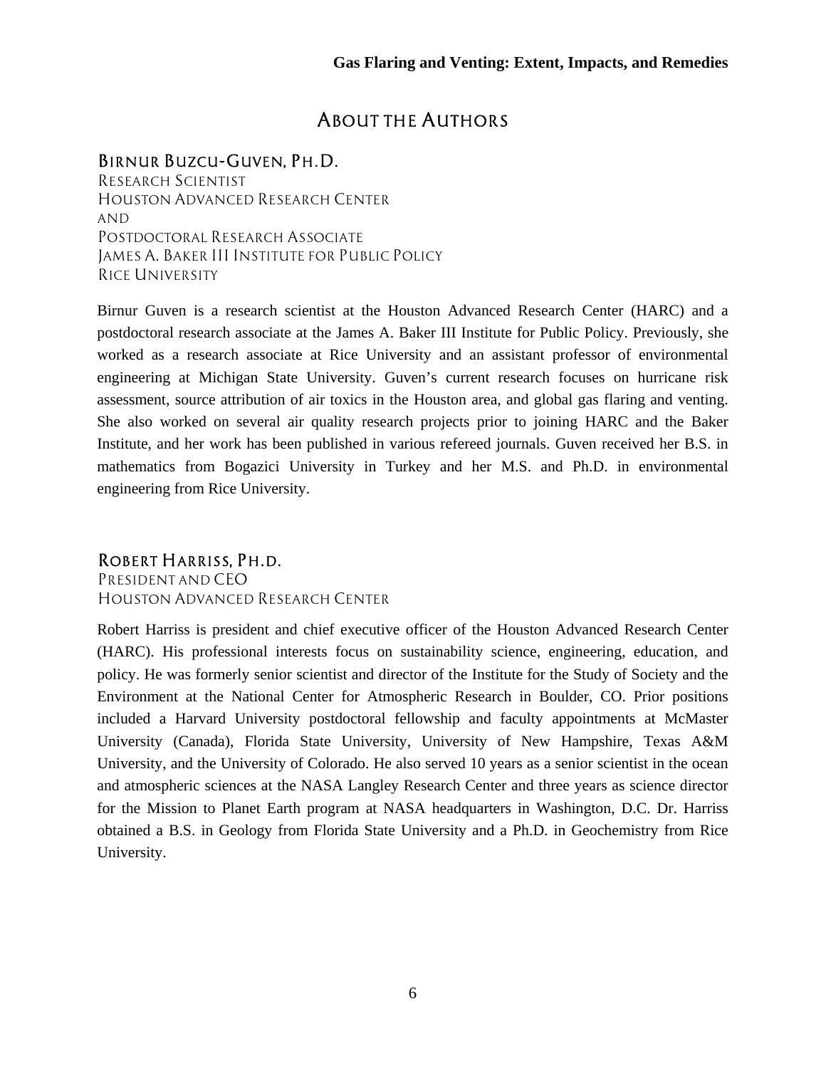# About the Authors

## Birnur Buzcu-Guven, Ph.D.

Research Scientist
Houston Advanced Research Center
and
Postdoctoral Research Associate
James A. Baker III Institute for Public Policy
Rice University

Birnur Guven is a research scientist at the Houston Advanced Research Center (HARC) and a postdoctoral research associate at the James A. Baker III Institute for Public Policy. Previously, she worked as a research associate at Rice University and an assistant professor of environmental engineering at Michigan State University. Guven's current research focuses on hurricane risk assessment, source attribution of air toxics in the Houston area, and global gas flaring and venting. She also worked on several air quality research projects prior to joining HARC and the Baker Institute, and her work has been published in various refereed journals. Guven received her B.S. in mathematics from Bogazici University in Turkey and her M.S. and Ph.D. in environmental engineering from Rice University.

## Robert Harriss, Ph.D.

President and CEO
Houston Advanced Research Center

Robert Harriss is president and chief executive officer of the Houston Advanced Research Center (HARC). His professional interests focus on sustainability science, engineering, education, and policy. He was formerly senior scientist and director of the Institute for the Study of Society and the Environment at the National Center for Atmospheric Research in Boulder, CO. Prior positions included a Harvard University postdoctoral fellowship and faculty appointments at McMaster University (Canada), Florida State University, University of New Hampshire, Texas A&M University, and the University of Colorado. He also served 10 years as a senior scientist in the ocean and atmospheric sciences at the NASA Langley Research Center and three years as science director for the Mission to Planet Earth program at NASA headquarters in Washington, D.C. Dr. Harriss obtained a B.S. in Geology from Florida State University and a Ph.D. in Geochemistry from Rice University.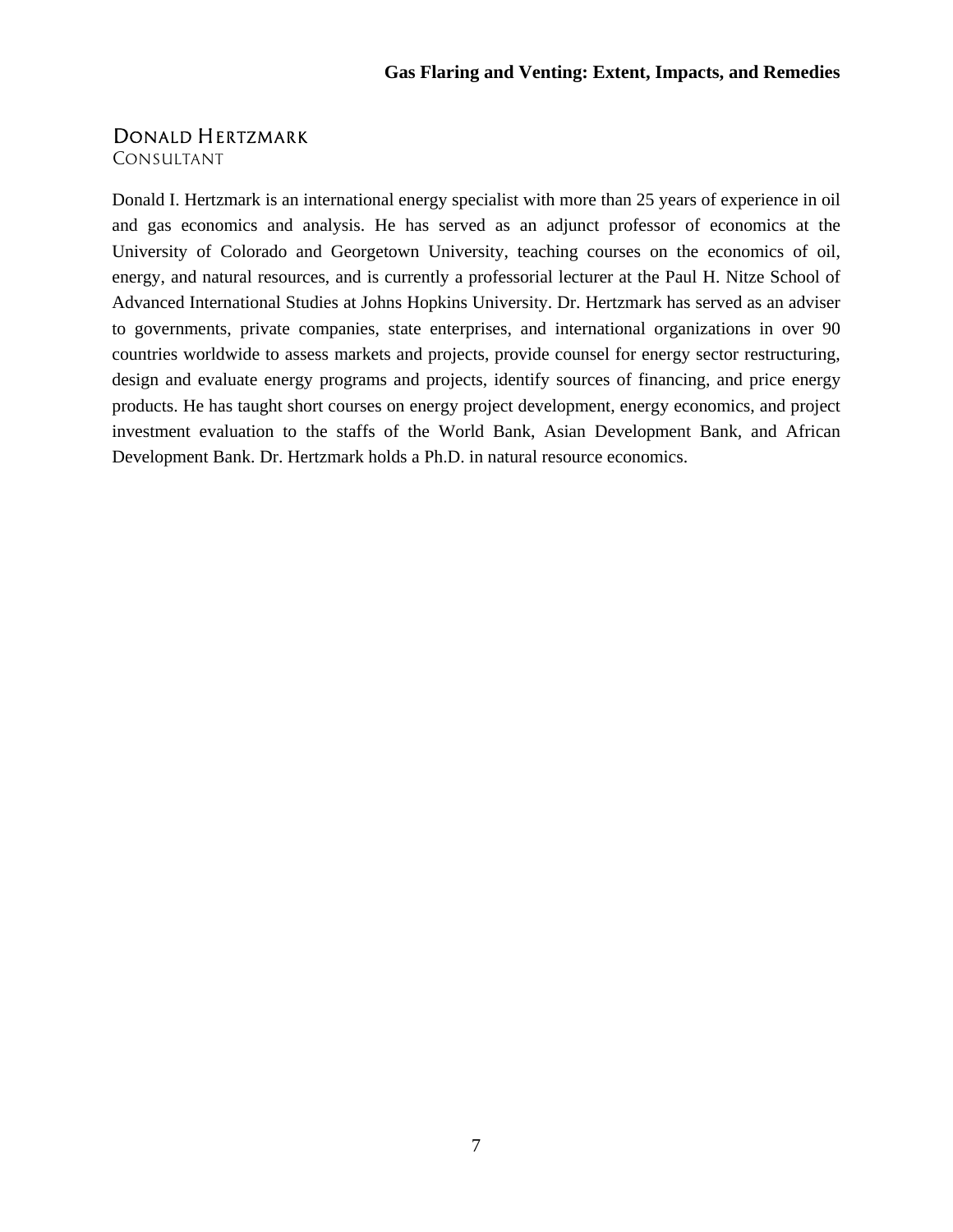## Donald Hertzmark

Consultant

Donald I. Hertzmark is an international energy specialist with more than 25 years of experience in oil and gas economics and analysis. He has served as an adjunct professor of economics at the University of Colorado and Georgetown University, teaching courses on the economics of oil, energy, and natural resources, and is currently a professorial lecturer at the Paul H. Nitze School of Advanced International Studies at Johns Hopkins University. Dr. Hertzmark has served as an adviser to governments, private companies, state enterprises, and international organizations in over 90 countries worldwide to assess markets and projects, provide counsel for energy sector restructuring, design and evaluate energy programs and projects, identify sources of financing, and price energy products. He has taught short courses on energy project development, energy economics, and project investment evaluation to the staffs of the World Bank, Asian Development Bank, and African Development Bank. Dr. Hertzmark holds a Ph.D. in natural resource economics.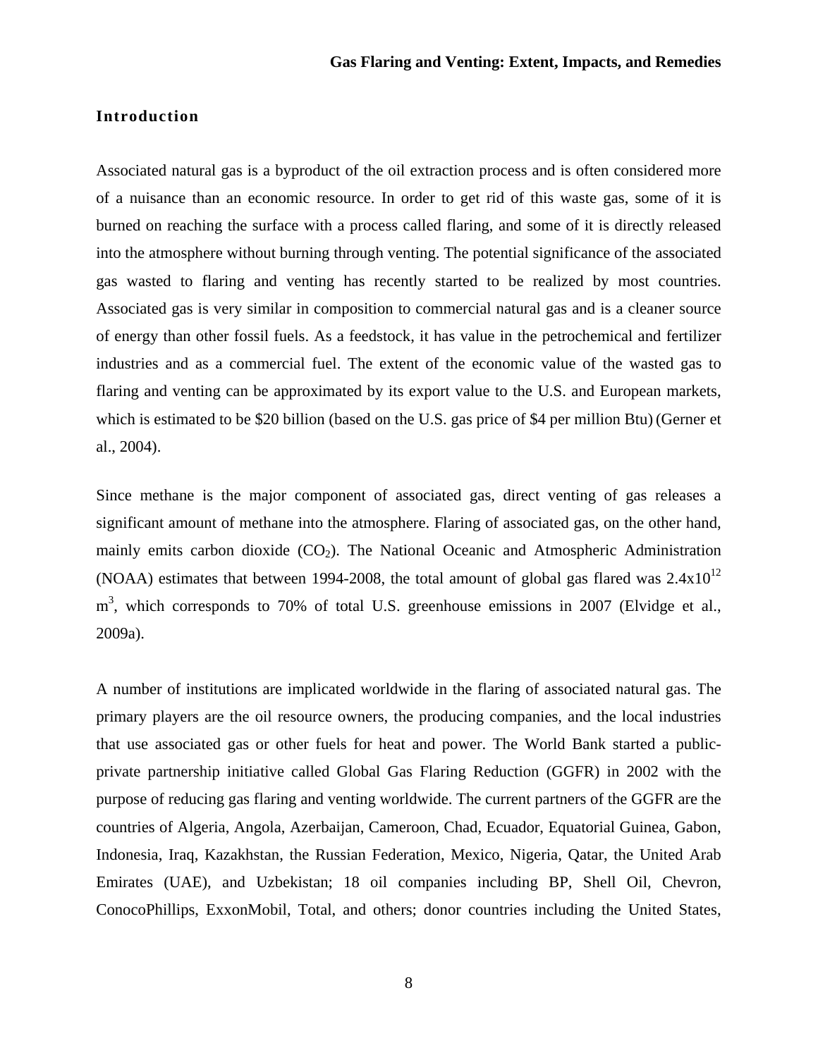## Introduction

Associated natural gas is a byproduct of the oil extraction process and is often considered more of a nuisance than an economic resource. In order to get rid of this waste gas, some of it is burned on reaching the surface with a process called flaring, and some of it is directly released into the atmosphere without burning through venting. The potential significance of the associated gas wasted to flaring and venting has recently started to be realized by most countries. Associated gas is very similar in composition to commercial natural gas and is a cleaner source of energy than other fossil fuels. As a feedstock, it has value in the petrochemical and fertilizer industries and as a commercial fuel. The extent of the economic value of the wasted gas to flaring and venting can be approximated by its export value to the U.S. and European markets, which is estimated to be $20 billion (based on the U.S. gas price of $4 per million Btu) (Gerner et al., 2004).

Since methane is the major component of associated gas, direct venting of gas releases a significant amount of methane into the atmosphere. Flaring of associated gas, on the other hand, mainly emits carbon dioxide ($CO_2$). The National Oceanic and Atmospheric Administration (NOAA) estimates that between 1994-2008, the total amount of global gas flared was $2.4 \times 10^{12}$ $m^3$, which corresponds to 70% of total U.S. greenhouse emissions in 2007 (Elvidge et al., 2009a).

A number of institutions are implicated worldwide in the flaring of associated natural gas. The primary players are the oil resource owners, the producing companies, and the local industries that use associated gas or other fuels for heat and power. The World Bank started a public-private partnership initiative called Global Gas Flaring Reduction (GGFR) in 2002 with the purpose of reducing gas flaring and venting worldwide. The current partners of the GGFR are the countries of Algeria, Angola, Azerbaijan, Cameroon, Chad, Ecuador, Equatorial Guinea, Gabon, Indonesia, Iraq, Kazakhstan, the Russian Federation, Mexico, Nigeria, Qatar, the United Arab Emirates (UAE), and Uzbekistan; 18 oil companies including BP, Shell Oil, Chevron, ConocoPhillips, ExxonMobil, Total, and others; donor countries including the United States,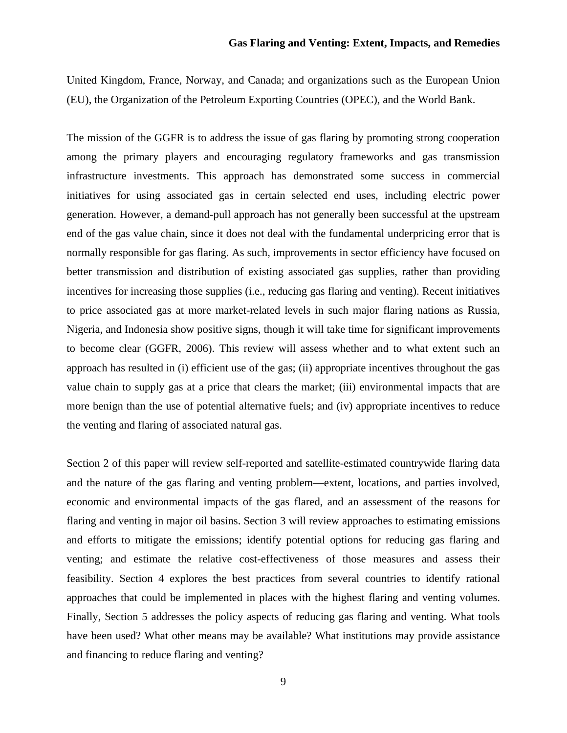United Kingdom, France, Norway, and Canada; and organizations such as the European Union (EU), the Organization of the Petroleum Exporting Countries (OPEC), and the World Bank.

The mission of the GGFR is to address the issue of gas flaring by promoting strong cooperation among the primary players and encouraging regulatory frameworks and gas transmission infrastructure investments. This approach has demonstrated some success in commercial initiatives for using associated gas in certain selected end uses, including electric power generation. However, a demand-pull approach has not generally been successful at the upstream end of the gas value chain, since it does not deal with the fundamental underpricing error that is normally responsible for gas flaring. As such, improvements in sector efficiency have focused on better transmission and distribution of existing associated gas supplies, rather than providing incentives for increasing those supplies (i.e., reducing gas flaring and venting). Recent initiatives to price associated gas at more market-related levels in such major flaring nations as Russia, Nigeria, and Indonesia show positive signs, though it will take time for significant improvements to become clear (GGFR, 2006). This review will assess whether and to what extent such an approach has resulted in (i) efficient use of the gas; (ii) appropriate incentives throughout the gas value chain to supply gas at a price that clears the market; (iii) environmental impacts that are more benign than the use of potential alternative fuels; and (iv) appropriate incentives to reduce the venting and flaring of associated natural gas.

Section 2 of this paper will review self-reported and satellite-estimated countrywide flaring data and the nature of the gas flaring and venting problem—extent, locations, and parties involved, economic and environmental impacts of the gas flared, and an assessment of the reasons for flaring and venting in major oil basins. Section 3 will review approaches to estimating emissions and efforts to mitigate the emissions; identify potential options for reducing gas flaring and venting; and estimate the relative cost-effectiveness of those measures and assess their feasibility. Section 4 explores the best practices from several countries to identify rational approaches that could be implemented in places with the highest flaring and venting volumes. Finally, Section 5 addresses the policy aspects of reducing gas flaring and venting. What tools have been used? What other means may be available? What institutions may provide assistance and financing to reduce flaring and venting?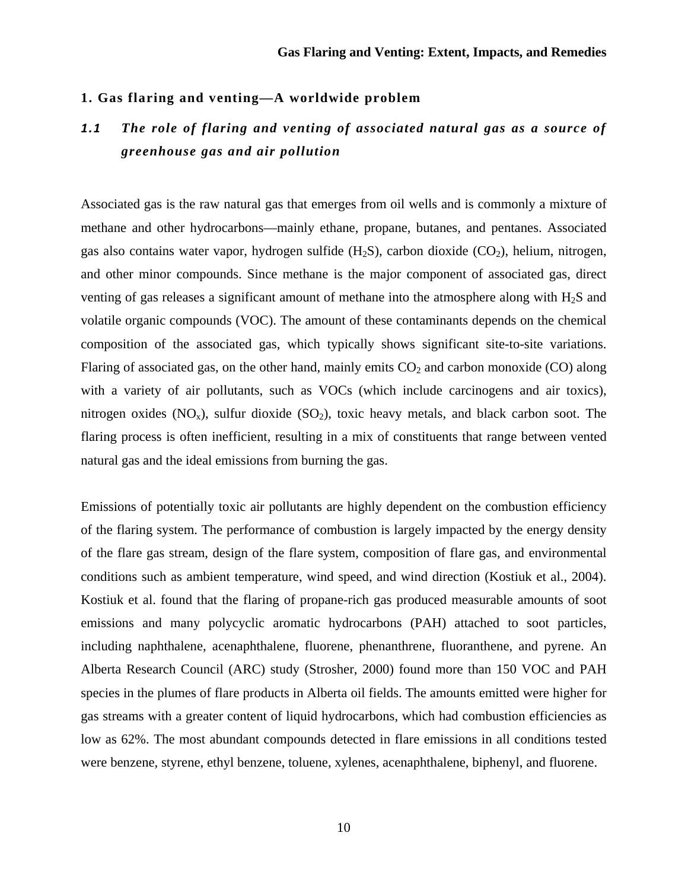## 1. Gas flaring and venting—A worldwide problem

### *1.1 The role of flaring and venting of associated natural gas as a source of greenhouse gas and air pollution*

Associated gas is the raw natural gas that emerges from oil wells and is commonly a mixture of methane and other hydrocarbons—mainly ethane, propane, butanes, and pentanes. Associated gas also contains water vapor, hydrogen sulfide ($H_2S$), carbon dioxide ($CO_2$), helium, nitrogen, and other minor compounds. Since methane is the major component of associated gas, direct venting of gas releases a significant amount of methane into the atmosphere along with $H_2S$ and volatile organic compounds (VOC). The amount of these contaminants depends on the chemical composition of the associated gas, which typically shows significant site-to-site variations. Flaring of associated gas, on the other hand, mainly emits $CO_2$ and carbon monoxide (CO) along with a variety of air pollutants, such as VOCs (which include carcinogens and air toxics), nitrogen oxides ($NO_x$), sulfur dioxide ($SO_2$), toxic heavy metals, and black carbon soot. The flaring process is often inefficient, resulting in a mix of constituents that range between vented natural gas and the ideal emissions from burning the gas.

Emissions of potentially toxic air pollutants are highly dependent on the combustion efficiency of the flaring system. The performance of combustion is largely impacted by the energy density of the flare gas stream, design of the flare system, composition of flare gas, and environmental conditions such as ambient temperature, wind speed, and wind direction (Kostiuk et al., 2004). Kostiuk et al. found that the flaring of propane-rich gas produced measurable amounts of soot emissions and many polycyclic aromatic hydrocarbons (PAH) attached to soot particles, including naphthalene, acenaphthalene, fluorene, phenanthrene, fluoranthene, and pyrene. An Alberta Research Council (ARC) study (Strosher, 2000) found more than 150 VOC and PAH species in the plumes of flare products in Alberta oil fields. The amounts emitted were higher for gas streams with a greater content of liquid hydrocarbons, which had combustion efficiencies as low as 62%. The most abundant compounds detected in flare emissions in all conditions tested were benzene, styrene, ethyl benzene, toluene, xylenes, acenaphthalene, biphenyl, and fluorene.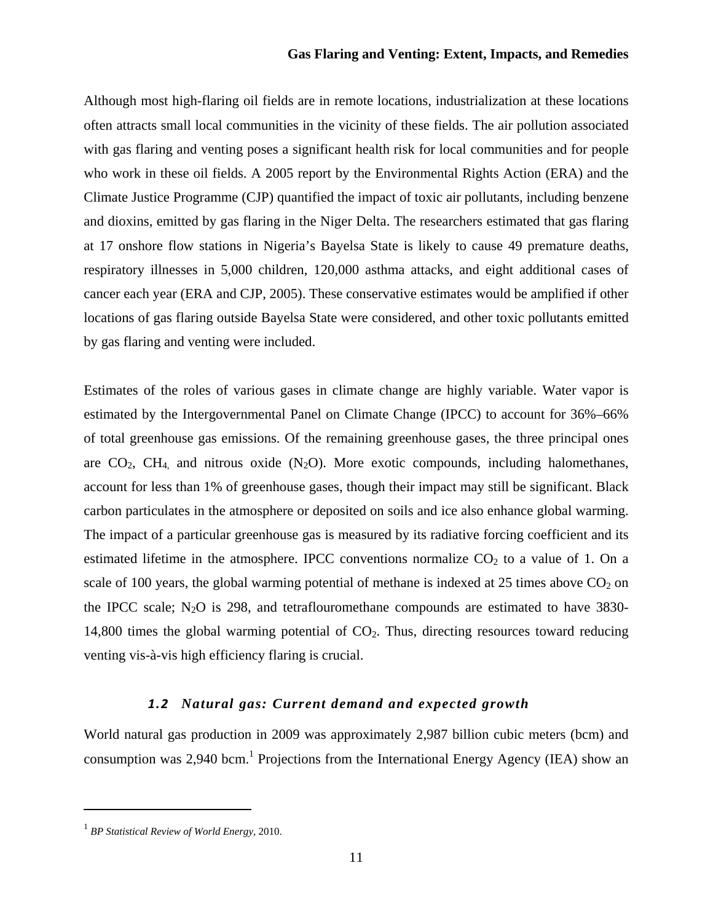Although most high-flaring oil fields are in remote locations, industrialization at these locations often attracts small local communities in the vicinity of these fields. The air pollution associated with gas flaring and venting poses a significant health risk for local communities and for people who work in these oil fields. A 2005 report by the Environmental Rights Action (ERA) and the Climate Justice Programme (CJP) quantified the impact of toxic air pollutants, including benzene and dioxins, emitted by gas flaring in the Niger Delta. The researchers estimated that gas flaring at 17 onshore flow stations in Nigeria's Bayelsa State is likely to cause 49 premature deaths, respiratory illnesses in 5,000 children, 120,000 asthma attacks, and eight additional cases of cancer each year (ERA and CJP, 2005). These conservative estimates would be amplified if other locations of gas flaring outside Bayelsa State were considered, and other toxic pollutants emitted by gas flaring and venting were included.

Estimates of the roles of various gases in climate change are highly variable. Water vapor is estimated by the Intergovernmental Panel on Climate Change (IPCC) to account for 36%–66% of total greenhouse gas emissions. Of the remaining greenhouse gases, the three principal ones are $CO_2$, $CH_4$, and nitrous oxide ($N_2O$). More exotic compounds, including halomethanes, account for less than 1% of greenhouse gases, though their impact may still be significant. Black carbon particulates in the atmosphere or deposited on soils and ice also enhance global warming. The impact of a particular greenhouse gas is measured by its radiative forcing coefficient and its estimated lifetime in the atmosphere. IPCC conventions normalize $CO_2$ to a value of 1. On a scale of 100 years, the global warming potential of methane is indexed at 25 times above $CO_2$ on the IPCC scale; $N_2O$ is 298, and tetraflouromethane compounds are estimated to have 3830-14,800 times the global warming potential of $CO_2$. Thus, directing resources toward reducing venting vis-à-vis high efficiency flaring is crucial.

### *1.2 Natural gas: Current demand and expected growth*

World natural gas production in 2009 was approximately 2,987 billion cubic meters (bcm) and consumption was 2,940 bcm.[1] Projections from the International Energy Agency (IEA) show an

[1] *BP Statistical Review of World Energy*, 2010.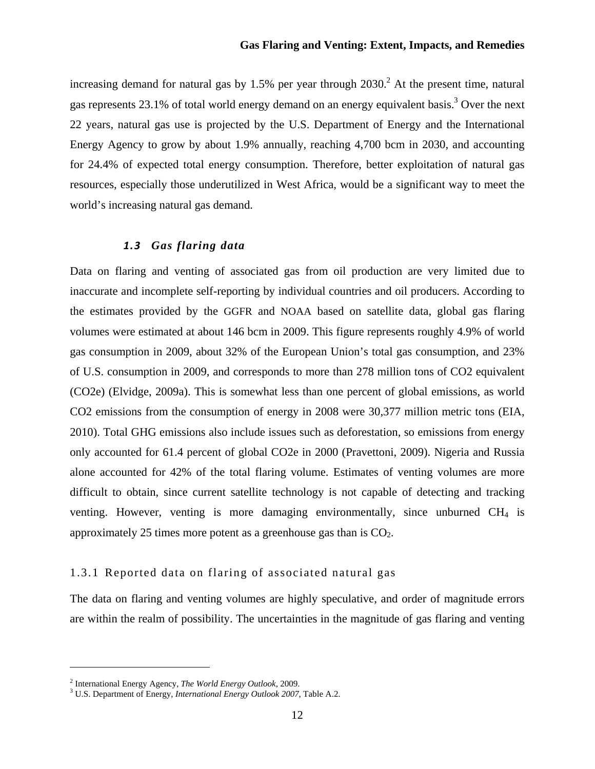increasing demand for natural gas by 1.5% per year through 2030.[2] At the present time, natural gas represents 23.1% of total world energy demand on an energy equivalent basis.[3] Over the next 22 years, natural gas use is projected by the U.S. Department of Energy and the International Energy Agency to grow by about 1.9% annually, reaching 4,700 bcm in 2030, and accounting for 24.4% of expected total energy consumption. Therefore, better exploitation of natural gas resources, especially those underutilized in West Africa, would be a significant way to meet the world's increasing natural gas demand.

### *1.3 Gas flaring data*

Data on flaring and venting of associated gas from oil production are very limited due to inaccurate and incomplete self-reporting by individual countries and oil producers. According to the estimates provided by the GGFR and NOAA based on satellite data, global gas flaring volumes were estimated at about 146 bcm in 2009. This figure represents roughly 4.9% of world gas consumption in 2009, about 32% of the European Union's total gas consumption, and 23% of U.S. consumption in 2009, and corresponds to more than 278 million tons of CO2 equivalent (CO2e) (Elvidge, 2009a). This is somewhat less than one percent of global emissions, as world CO2 emissions from the consumption of energy in 2008 were 30,377 million metric tons (EIA, 2010). Total GHG emissions also include issues such as deforestation, so emissions from energy only accounted for 61.4 percent of global CO2e in 2000 (Pravettoni, 2009). Nigeria and Russia alone accounted for 42% of the total flaring volume. Estimates of venting volumes are more difficult to obtain, since current satellite technology is not capable of detecting and tracking venting. However, venting is more damaging environmentally, since unburned $CH_4$ is approximately 25 times more potent as a greenhouse gas than is $CO_2$.

#### 1.3.1 Reported data on flaring of associated natural gas

The data on flaring and venting volumes are highly speculative, and order of magnitude errors are within the realm of possibility. The uncertainties in the magnitude of gas flaring and venting

---

[2] International Energy Agency, *The World Energy Outlook*, 2009.

[3] U.S. Department of Energy, *International Energy Outlook 2007*, Table A.2.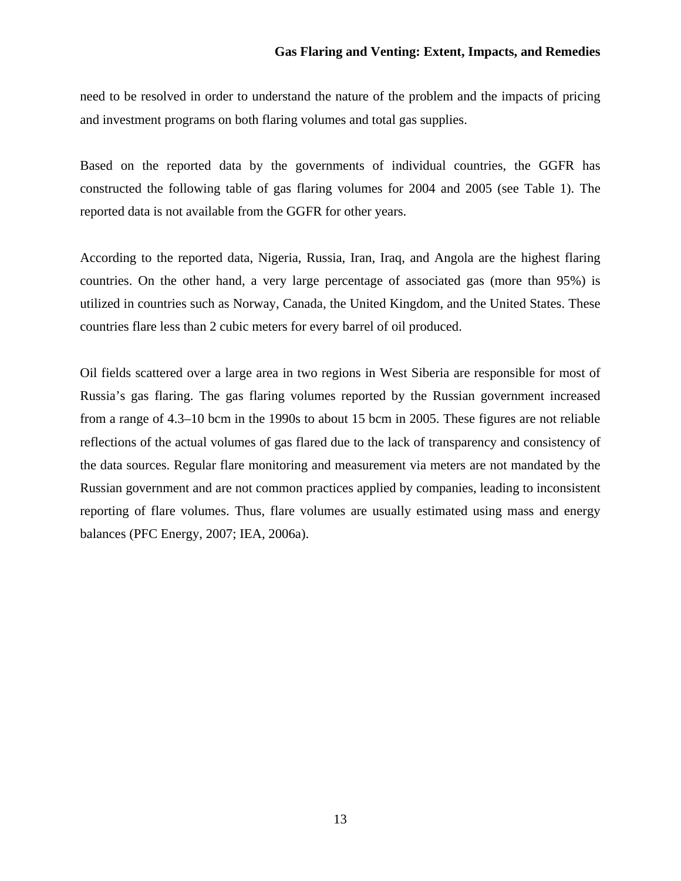need to be resolved in order to understand the nature of the problem and the impacts of pricing and investment programs on both flaring volumes and total gas supplies.

Based on the reported data by the governments of individual countries, the GGFR has constructed the following table of gas flaring volumes for 2004 and 2005 (see Table 1). The reported data is not available from the GGFR for other years.

According to the reported data, Nigeria, Russia, Iran, Iraq, and Angola are the highest flaring countries. On the other hand, a very large percentage of associated gas (more than 95%) is utilized in countries such as Norway, Canada, the United Kingdom, and the United States. These countries flare less than 2 cubic meters for every barrel of oil produced.

Oil fields scattered over a large area in two regions in West Siberia are responsible for most of Russia's gas flaring. The gas flaring volumes reported by the Russian government increased from a range of 4.3–10 bcm in the 1990s to about 15 bcm in 2005. These figures are not reliable reflections of the actual volumes of gas flared due to the lack of transparency and consistency of the data sources. Regular flare monitoring and measurement via meters are not mandated by the Russian government and are not common practices applied by companies, leading to inconsistent reporting of flare volumes. Thus, flare volumes are usually estimated using mass and energy balances (PFC Energy, 2007; IEA, 2006a).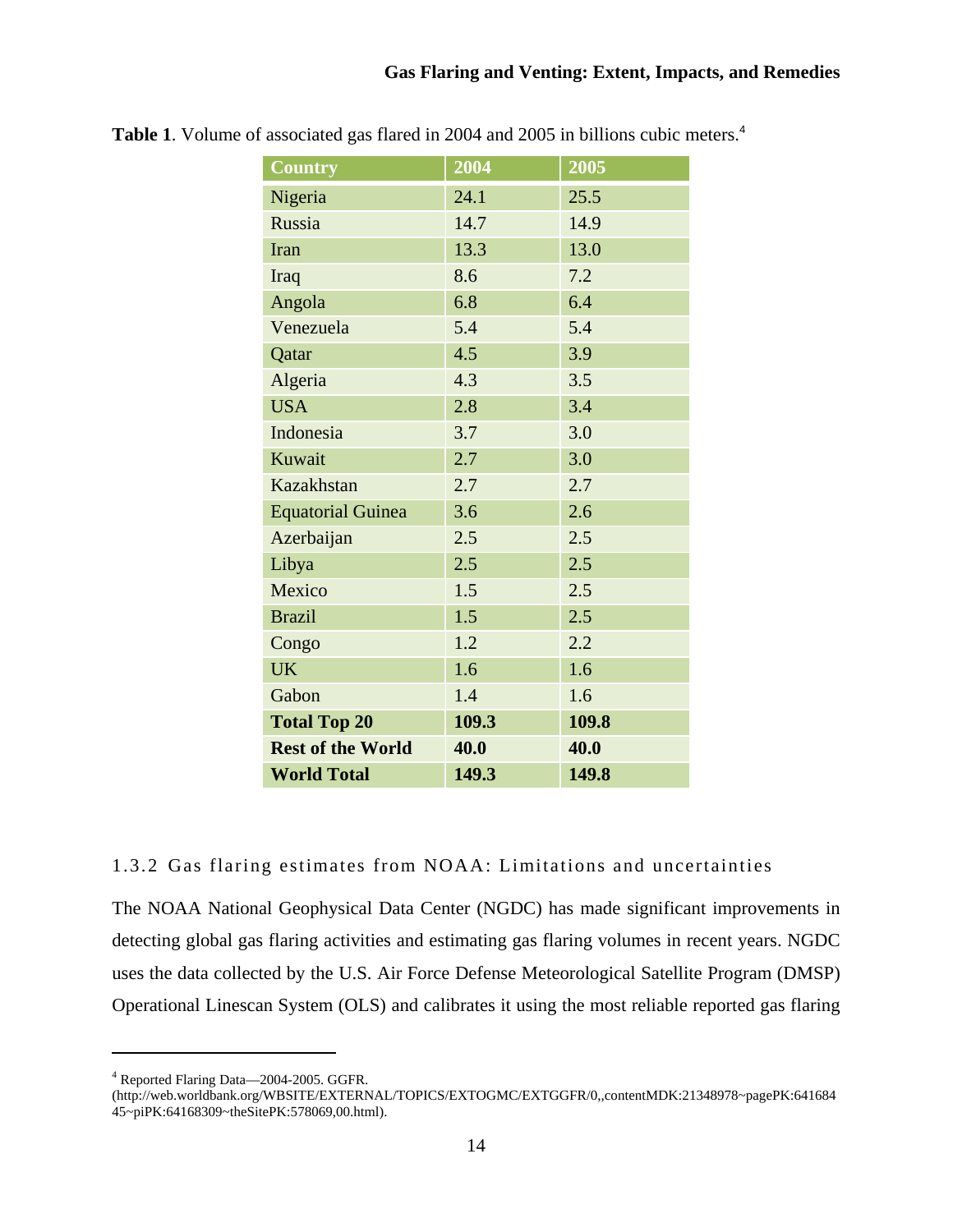**Table 1**. Volume of associated gas flared in 2004 and 2005 in billions cubic meters.[4]

| Country | 2004 | 2005 |
|---|---|---|
| Nigeria | 24.1 | 25.5 |
| Russia | 14.7 | 14.9 |
| Iran | 13.3 | 13.0 |
| Iraq | 8.6 | 7.2 |
| Angola | 6.8 | 6.4 |
| Venezuela | 5.4 | 5.4 |
| Qatar | 4.5 | 3.9 |
| Algeria | 4.3 | 3.5 |
| USA | 2.8 | 3.4 |
| Indonesia | 3.7 | 3.0 |
| Kuwait | 2.7 | 3.0 |
| Kazakhstan | 2.7 | 2.7 |
| Equatorial Guinea | 3.6 | 2.6 |
| Azerbaijan | 2.5 | 2.5 |
| Libya | 2.5 | 2.5 |
| Mexico | 1.5 | 2.5 |
| Brazil | 1.5 | 2.5 |
| Congo | 1.2 | 2.2 |
| UK | 1.6 | 1.6 |
| Gabon | 1.4 | 1.6 |
| **Total Top 20** | **109.3** | **109.8** |
| **Rest of the World** | **40.0** | **40.0** |
| **World Total** | **149.3** | **149.8** |

### 1.3.2 Gas flaring estimates from NOAA: Limitations and uncertainties

The NOAA National Geophysical Data Center (NGDC) has made significant improvements in detecting global gas flaring activities and estimating gas flaring volumes in recent years. NGDC uses the data collected by the U.S. Air Force Defense Meteorological Satellite Program (DMSP) Operational Linescan System (OLS) and calibrates it using the most reliable reported gas flaring

---

[4] Reported Flaring Data—2004-2005. GGFR. (http://web.worldbank.org/WBSITE/EXTERNAL/TOPICS/EXTOGMC/EXTGGFR/0,,contentMDK:21348978~pagePK:64168445~piPK:64168309~theSitePK:578069,00.html).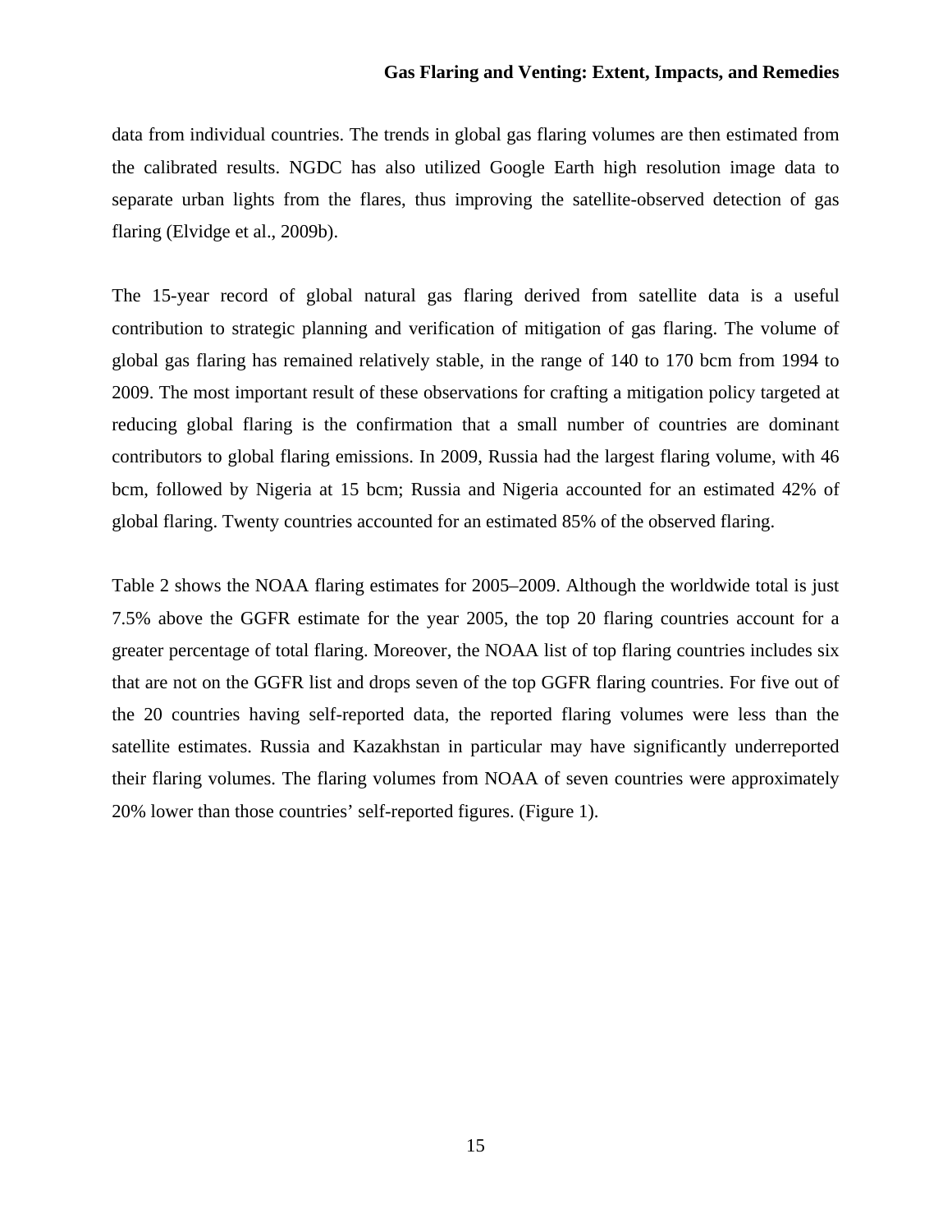data from individual countries. The trends in global gas flaring volumes are then estimated from the calibrated results. NGDC has also utilized Google Earth high resolution image data to separate urban lights from the flares, thus improving the satellite-observed detection of gas flaring (Elvidge et al., 2009b).

The 15-year record of global natural gas flaring derived from satellite data is a useful contribution to strategic planning and verification of mitigation of gas flaring. The volume of global gas flaring has remained relatively stable, in the range of 140 to 170 bcm from 1994 to 2009. The most important result of these observations for crafting a mitigation policy targeted at reducing global flaring is the confirmation that a small number of countries are dominant contributors to global flaring emissions. In 2009, Russia had the largest flaring volume, with 46 bcm, followed by Nigeria at 15 bcm; Russia and Nigeria accounted for an estimated 42% of global flaring. Twenty countries accounted for an estimated 85% of the observed flaring.

Table 2 shows the NOAA flaring estimates for 2005–2009. Although the worldwide total is just 7.5% above the GGFR estimate for the year 2005, the top 20 flaring countries account for a greater percentage of total flaring. Moreover, the NOAA list of top flaring countries includes six that are not on the GGFR list and drops seven of the top GGFR flaring countries. For five out of the 20 countries having self-reported data, the reported flaring volumes were less than the satellite estimates. Russia and Kazakhstan in particular may have significantly underreported their flaring volumes. The flaring volumes from NOAA of seven countries were approximately 20% lower than those countries' self-reported figures. (Figure 1).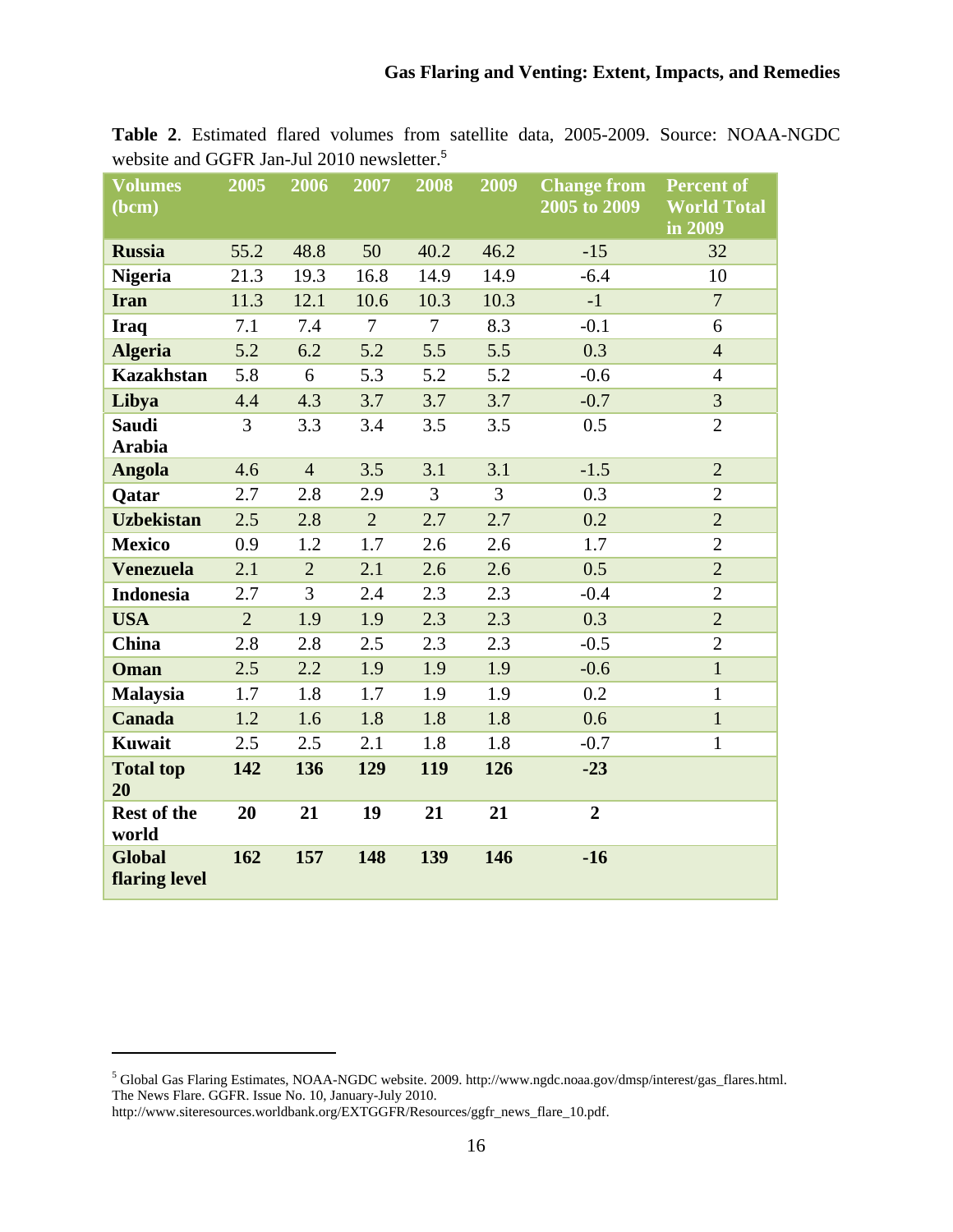**Table 2**. Estimated flared volumes from satellite data, 2005-2009. Source: NOAA-NGDC website and GGFR Jan-Jul 2010 newsletter.[5]

| Volumes (bcm) | 2005 | 2006 | 2007 | 2008 | 2009 | Change from 2005 to 2009 | Percent of World Total in 2009 |
|---|---|---|---|---|---|---|---|
| **Russia** | 55.2 | 48.8 | 50 | 40.2 | 46.2 | -15 | 32 |
| **Nigeria** | 21.3 | 19.3 | 16.8 | 14.9 | 14.9 | -6.4 | 10 |
| **Iran** | 11.3 | 12.1 | 10.6 | 10.3 | 10.3 | -1 | 7 |
| **Iraq** | 7.1 | 7.4 | 7 | 7 | 8.3 | -0.1 | 6 |
| **Algeria** | 5.2 | 6.2 | 5.2 | 5.5 | 5.5 | 0.3 | 4 |
| **Kazakhstan** | 5.8 | 6 | 5.3 | 5.2 | 5.2 | -0.6 | 4 |
| **Libya** | 4.4 | 4.3 | 3.7 | 3.7 | 3.7 | -0.7 | 3 |
| **Saudi Arabia** | 3 | 3.3 | 3.4 | 3.5 | 3.5 | 0.5 | 2 |
| **Angola** | 4.6 | 4 | 3.5 | 3.1 | 3.1 | -1.5 | 2 |
| **Qatar** | 2.7 | 2.8 | 2.9 | 3 | 3 | 0.3 | 2 |
| **Uzbekistan** | 2.5 | 2.8 | 2 | 2.7 | 2.7 | 0.2 | 2 |
| **Mexico** | 0.9 | 1.2 | 1.7 | 2.6 | 2.6 | 1.7 | 2 |
| **Venezuela** | 2.1 | 2 | 2.1 | 2.6 | 2.6 | 0.5 | 2 |
| **Indonesia** | 2.7 | 3 | 2.4 | 2.3 | 2.3 | -0.4 | 2 |
| **USA** | 2 | 1.9 | 1.9 | 2.3 | 2.3 | 0.3 | 2 |
| **China** | 2.8 | 2.8 | 2.5 | 2.3 | 2.3 | -0.5 | 2 |
| **Oman** | 2.5 | 2.2 | 1.9 | 1.9 | 1.9 | -0.6 | 1 |
| **Malaysia** | 1.7 | 1.8 | 1.7 | 1.9 | 1.9 | 0.2 | 1 |
| **Canada** | 1.2 | 1.6 | 1.8 | 1.8 | 1.8 | 0.6 | 1 |
| **Kuwait** | 2.5 | 2.5 | 2.1 | 1.8 | 1.8 | -0.7 | 1 |
| **Total top 20** | **142** | **136** | **129** | **119** | **126** | **-23** | |
| **Rest of the world** | **20** | **21** | **19** | **21** | **21** | **2** | |
| **Global flaring level** | **162** | **157** | **148** | **139** | **146** | **-16** | |

[5] Global Gas Flaring Estimates, NOAA-NGDC website. 2009. http://www.ngdc.noaa.gov/dmsp/interest/gas_flares.html. The News Flare. GGFR. Issue No. 10, January-July 2010. http://www.siteresources.worldbank.org/EXTGGFR/Resources/ggfr_news_flare_10.pdf.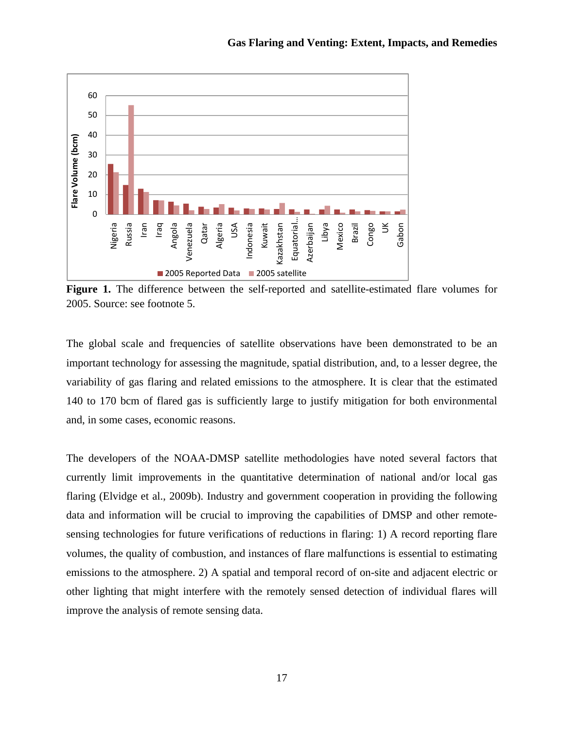**Figure 1.** The difference between the self-reported and satellite-estimated flare volumes for 2005. Source: see footnote 5.

The global scale and frequencies of satellite observations have been demonstrated to be an important technology for assessing the magnitude, spatial distribution, and, to a lesser degree, the variability of gas flaring and related emissions to the atmosphere. It is clear that the estimated 140 to 170 bcm of flared gas is sufficiently large to justify mitigation for both environmental and, in some cases, economic reasons.

The developers of the NOAA-DMSP satellite methodologies have noted several factors that currently limit improvements in the quantitative determination of national and/or local gas flaring (Elvidge et al., 2009b). Industry and government cooperation in providing the following data and information will be crucial to improving the capabilities of DMSP and other remote-sensing technologies for future verifications of reductions in flaring: 1) A record reporting flare volumes, the quality of combustion, and instances of flare malfunctions is essential to estimating emissions to the atmosphere. 2) A spatial and temporal record of on-site and adjacent electric or other lighting that might interfere with the remotely sensed detection of individual flares will improve the analysis of remote sensing data.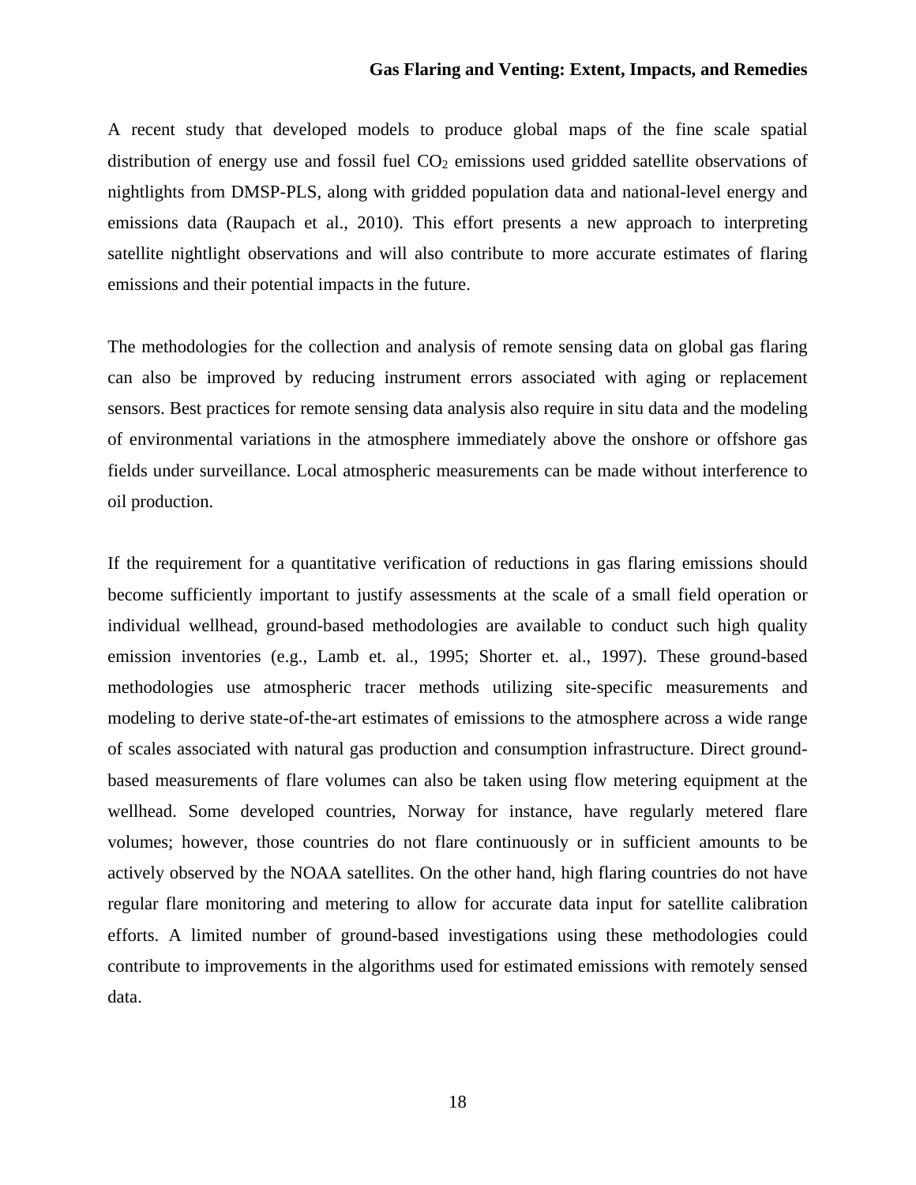A recent study that developed models to produce global maps of the fine scale spatial distribution of energy use and fossil fuel $CO_2$ emissions used gridded satellite observations of nightlights from DMSP-PLS, along with gridded population data and national-level energy and emissions data (Raupach et al., 2010). This effort presents a new approach to interpreting satellite nightlight observations and will also contribute to more accurate estimates of flaring emissions and their potential impacts in the future.

The methodologies for the collection and analysis of remote sensing data on global gas flaring can also be improved by reducing instrument errors associated with aging or replacement sensors. Best practices for remote sensing data analysis also require in situ data and the modeling of environmental variations in the atmosphere immediately above the onshore or offshore gas fields under surveillance. Local atmospheric measurements can be made without interference to oil production.

If the requirement for a quantitative verification of reductions in gas flaring emissions should become sufficiently important to justify assessments at the scale of a small field operation or individual wellhead, ground-based methodologies are available to conduct such high quality emission inventories (e.g., Lamb et. al., 1995; Shorter et. al., 1997). These ground-based methodologies use atmospheric tracer methods utilizing site-specific measurements and modeling to derive state-of-the-art estimates of emissions to the atmosphere across a wide range of scales associated with natural gas production and consumption infrastructure. Direct ground-based measurements of flare volumes can also be taken using flow metering equipment at the wellhead. Some developed countries, Norway for instance, have regularly metered flare volumes; however, those countries do not flare continuously or in sufficient amounts to be actively observed by the NOAA satellites. On the other hand, high flaring countries do not have regular flare monitoring and metering to allow for accurate data input for satellite calibration efforts. A limited number of ground-based investigations using these methodologies could contribute to improvements in the algorithms used for estimated emissions with remotely sensed data.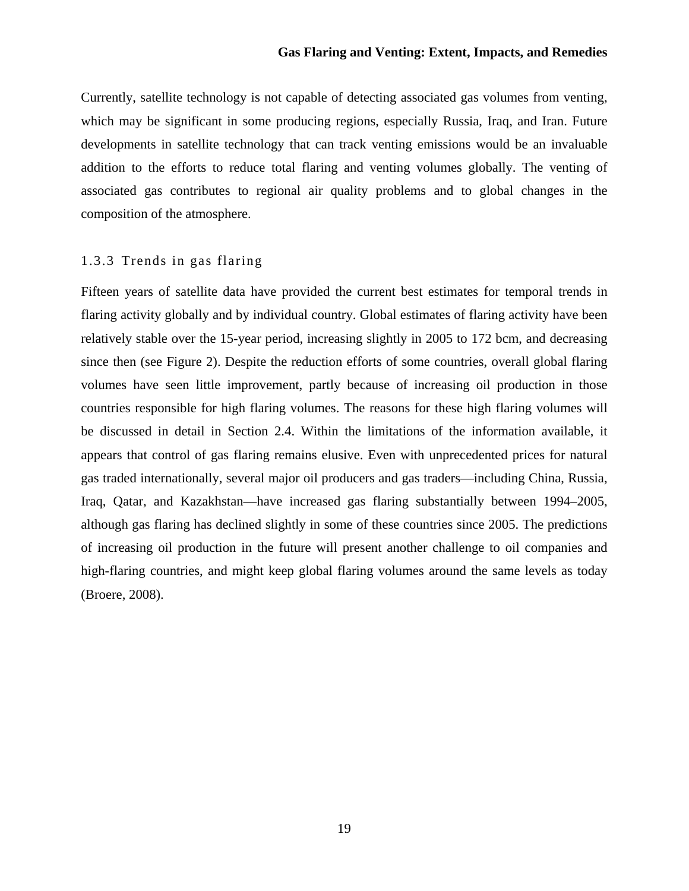Currently, satellite technology is not capable of detecting associated gas volumes from venting, which may be significant in some producing regions, especially Russia, Iraq, and Iran. Future developments in satellite technology that can track venting emissions would be an invaluable addition to the efforts to reduce total flaring and venting volumes globally. The venting of associated gas contributes to regional air quality problems and to global changes in the composition of the atmosphere.

### 1.3.3 Trends in gas flaring

Fifteen years of satellite data have provided the current best estimates for temporal trends in flaring activity globally and by individual country. Global estimates of flaring activity have been relatively stable over the 15-year period, increasing slightly in 2005 to 172 bcm, and decreasing since then (see Figure 2). Despite the reduction efforts of some countries, overall global flaring volumes have seen little improvement, partly because of increasing oil production in those countries responsible for high flaring volumes. The reasons for these high flaring volumes will be discussed in detail in Section 2.4. Within the limitations of the information available, it appears that control of gas flaring remains elusive. Even with unprecedented prices for natural gas traded internationally, several major oil producers and gas traders—including China, Russia, Iraq, Qatar, and Kazakhstan—have increased gas flaring substantially between 1994–2005, although gas flaring has declined slightly in some of these countries since 2005. The predictions of increasing oil production in the future will present another challenge to oil companies and high-flaring countries, and might keep global flaring volumes around the same levels as today (Broere, 2008).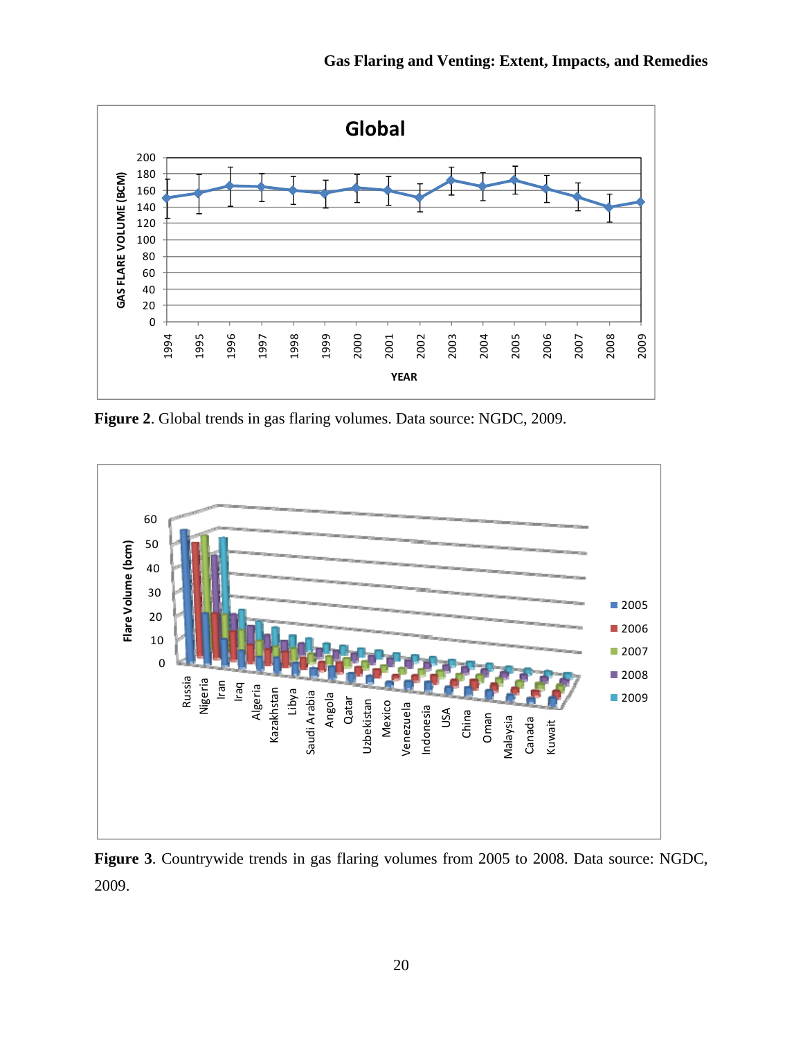Figure 2. Global trends in gas flaring volumes. Data source: NGDC, 2009.

Figure 3. Countrywide trends in gas flaring volumes from 2005 to 2008. Data source: NGDC, 2009.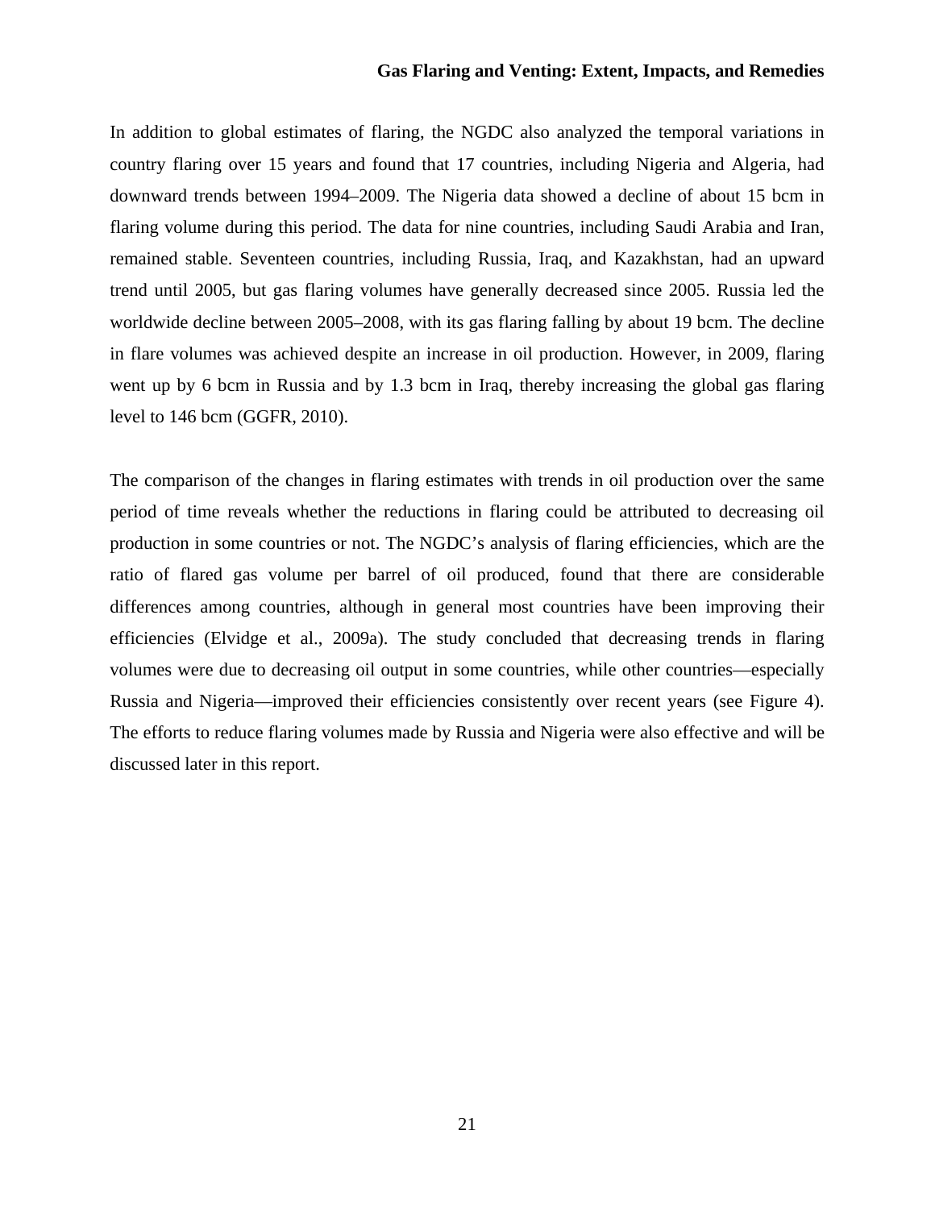In addition to global estimates of flaring, the NGDC also analyzed the temporal variations in country flaring over 15 years and found that 17 countries, including Nigeria and Algeria, had downward trends between 1994–2009. The Nigeria data showed a decline of about 15 bcm in flaring volume during this period. The data for nine countries, including Saudi Arabia and Iran, remained stable. Seventeen countries, including Russia, Iraq, and Kazakhstan, had an upward trend until 2005, but gas flaring volumes have generally decreased since 2005. Russia led the worldwide decline between 2005–2008, with its gas flaring falling by about 19 bcm. The decline in flare volumes was achieved despite an increase in oil production. However, in 2009, flaring went up by 6 bcm in Russia and by 1.3 bcm in Iraq, thereby increasing the global gas flaring level to 146 bcm (GGFR, 2010).

The comparison of the changes in flaring estimates with trends in oil production over the same period of time reveals whether the reductions in flaring could be attributed to decreasing oil production in some countries or not. The NGDC's analysis of flaring efficiencies, which are the ratio of flared gas volume per barrel of oil produced, found that there are considerable differences among countries, although in general most countries have been improving their efficiencies (Elvidge et al., 2009a). The study concluded that decreasing trends in flaring volumes were due to decreasing oil output in some countries, while other countries—especially Russia and Nigeria—improved their efficiencies consistently over recent years (see Figure 4). The efforts to reduce flaring volumes made by Russia and Nigeria were also effective and will be discussed later in this report.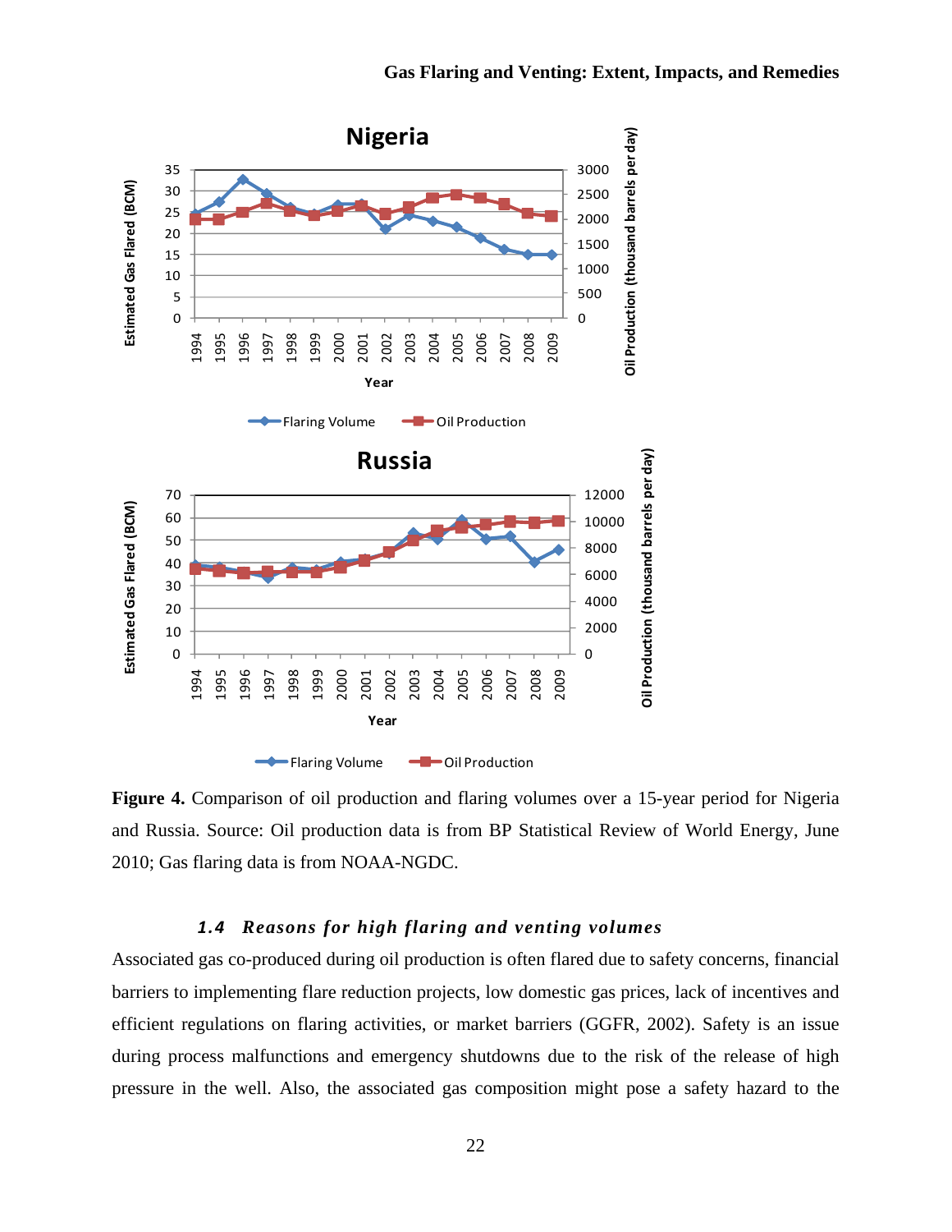**Figure 4.** Comparison of oil production and flaring volumes over a 15-year period for Nigeria and Russia. Source: Oil production data is from BP Statistical Review of World Energy, June 2010; Gas flaring data is from NOAA-NGDC.

### *1.4 Reasons for high flaring and venting volumes*

Associated gas co-produced during oil production is often flared due to safety concerns, financial barriers to implementing flare reduction projects, low domestic gas prices, lack of incentives and efficient regulations on flaring activities, or market barriers (GGFR, 2002). Safety is an issue during process malfunctions and emergency shutdowns due to the risk of the release of high pressure in the well. Also, the associated gas composition might pose a safety hazard to the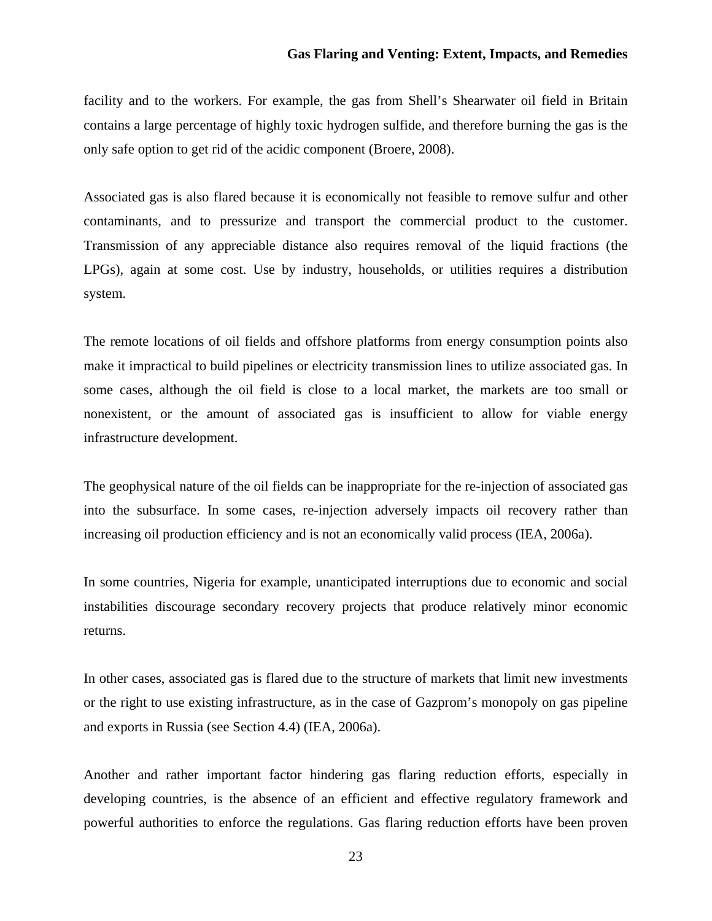facility and to the workers. For example, the gas from Shell's Shearwater oil field in Britain contains a large percentage of highly toxic hydrogen sulfide, and therefore burning the gas is the only safe option to get rid of the acidic component (Broere, 2008).

Associated gas is also flared because it is economically not feasible to remove sulfur and other contaminants, and to pressurize and transport the commercial product to the customer. Transmission of any appreciable distance also requires removal of the liquid fractions (the LPGs), again at some cost. Use by industry, households, or utilities requires a distribution system.

The remote locations of oil fields and offshore platforms from energy consumption points also make it impractical to build pipelines or electricity transmission lines to utilize associated gas. In some cases, although the oil field is close to a local market, the markets are too small or nonexistent, or the amount of associated gas is insufficient to allow for viable energy infrastructure development.

The geophysical nature of the oil fields can be inappropriate for the re-injection of associated gas into the subsurface. In some cases, re-injection adversely impacts oil recovery rather than increasing oil production efficiency and is not an economically valid process (IEA, 2006a).

In some countries, Nigeria for example, unanticipated interruptions due to economic and social instabilities discourage secondary recovery projects that produce relatively minor economic returns.

In other cases, associated gas is flared due to the structure of markets that limit new investments or the right to use existing infrastructure, as in the case of Gazprom's monopoly on gas pipeline and exports in Russia (see Section 4.4) (IEA, 2006a).

Another and rather important factor hindering gas flaring reduction efforts, especially in developing countries, is the absence of an efficient and effective regulatory framework and powerful authorities to enforce the regulations. Gas flaring reduction efforts have been proven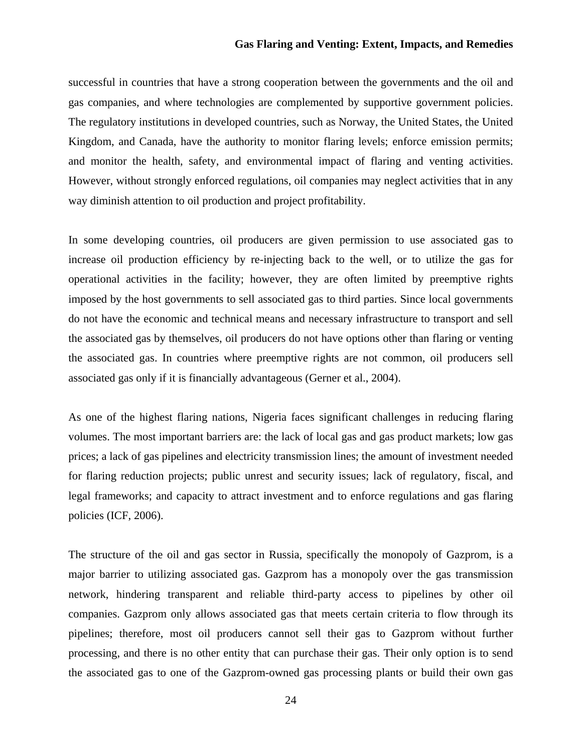successful in countries that have a strong cooperation between the governments and the oil and gas companies, and where technologies are complemented by supportive government policies. The regulatory institutions in developed countries, such as Norway, the United States, the United Kingdom, and Canada, have the authority to monitor flaring levels; enforce emission permits; and monitor the health, safety, and environmental impact of flaring and venting activities. However, without strongly enforced regulations, oil companies may neglect activities that in any way diminish attention to oil production and project profitability.

In some developing countries, oil producers are given permission to use associated gas to increase oil production efficiency by re-injecting back to the well, or to utilize the gas for operational activities in the facility; however, they are often limited by preemptive rights imposed by the host governments to sell associated gas to third parties. Since local governments do not have the economic and technical means and necessary infrastructure to transport and sell the associated gas by themselves, oil producers do not have options other than flaring or venting the associated gas. In countries where preemptive rights are not common, oil producers sell associated gas only if it is financially advantageous (Gerner et al., 2004).

As one of the highest flaring nations, Nigeria faces significant challenges in reducing flaring volumes. The most important barriers are: the lack of local gas and gas product markets; low gas prices; a lack of gas pipelines and electricity transmission lines; the amount of investment needed for flaring reduction projects; public unrest and security issues; lack of regulatory, fiscal, and legal frameworks; and capacity to attract investment and to enforce regulations and gas flaring policies (ICF, 2006).

The structure of the oil and gas sector in Russia, specifically the monopoly of Gazprom, is a major barrier to utilizing associated gas. Gazprom has a monopoly over the gas transmission network, hindering transparent and reliable third-party access to pipelines by other oil companies. Gazprom only allows associated gas that meets certain criteria to flow through its pipelines; therefore, most oil producers cannot sell their gas to Gazprom without further processing, and there is no other entity that can purchase their gas. Their only option is to send the associated gas to one of the Gazprom-owned gas processing plants or build their own gas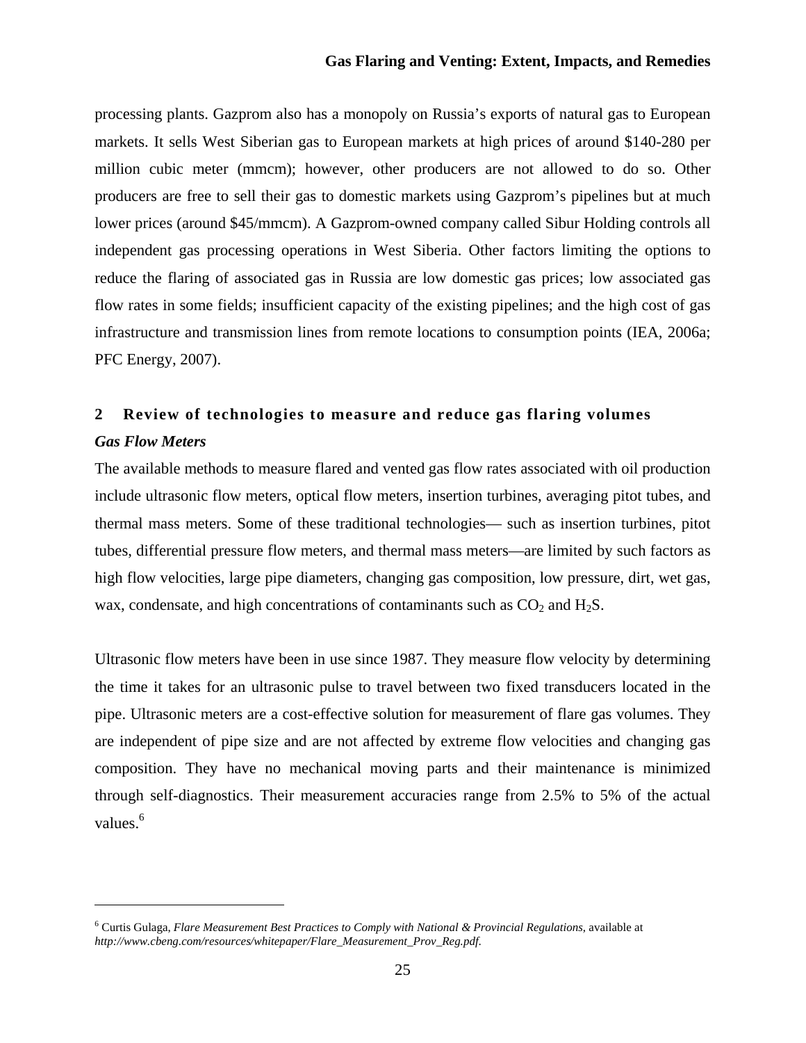processing plants. Gazprom also has a monopoly on Russia's exports of natural gas to European markets. It sells West Siberian gas to European markets at high prices of around $140-280 per million cubic meter (mmcm); however, other producers are not allowed to do so. Other producers are free to sell their gas to domestic markets using Gazprom's pipelines but at much lower prices (around $45/mmcm). A Gazprom-owned company called Sibur Holding controls all independent gas processing operations in West Siberia. Other factors limiting the options to reduce the flaring of associated gas in Russia are low domestic gas prices; low associated gas flow rates in some fields; insufficient capacity of the existing pipelines; and the high cost of gas infrastructure and transmission lines from remote locations to consumption points (IEA, 2006a; PFC Energy, 2007).

## 2 Review of technologies to measure and reduce gas flaring volumes

### *Gas Flow Meters*

The available methods to measure flared and vented gas flow rates associated with oil production include ultrasonic flow meters, optical flow meters, insertion turbines, averaging pitot tubes, and thermal mass meters. Some of these traditional technologies— such as insertion turbines, pitot tubes, differential pressure flow meters, and thermal mass meters—are limited by such factors as high flow velocities, large pipe diameters, changing gas composition, low pressure, dirt, wet gas, wax, condensate, and high concentrations of contaminants such as $CO_2$ and $H_2S$.

Ultrasonic flow meters have been in use since 1987. They measure flow velocity by determining the time it takes for an ultrasonic pulse to travel between two fixed transducers located in the pipe. Ultrasonic meters are a cost-effective solution for measurement of flare gas volumes. They are independent of pipe size and are not affected by extreme flow velocities and changing gas composition. They have no mechanical moving parts and their maintenance is minimized through self-diagnostics. Their measurement accuracies range from 2.5% to 5% of the actual values.[6]

---

[6] Curtis Gulaga, *Flare Measurement Best Practices to Comply with National & Provincial Regulations*, available at *http://www.cbeng.com/resources/whitepaper/Flare_Measurement_Prov_Reg.pdf.*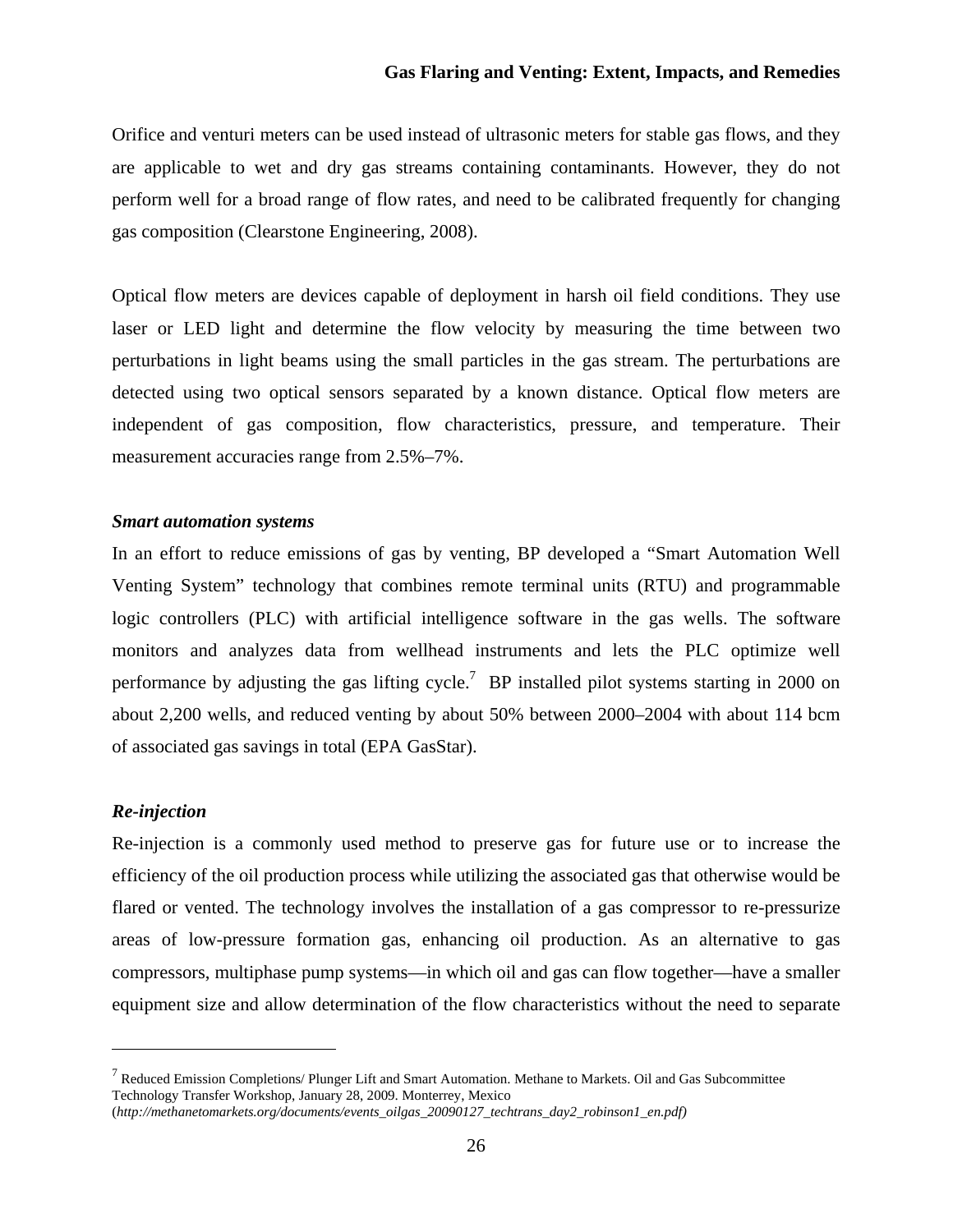Orifice and venturi meters can be used instead of ultrasonic meters for stable gas flows, and they are applicable to wet and dry gas streams containing contaminants. However, they do not perform well for a broad range of flow rates, and need to be calibrated frequently for changing gas composition (Clearstone Engineering, 2008).

Optical flow meters are devices capable of deployment in harsh oil field conditions. They use laser or LED light and determine the flow velocity by measuring the time between two perturbations in light beams using the small particles in the gas stream. The perturbations are detected using two optical sensors separated by a known distance. Optical flow meters are independent of gas composition, flow characteristics, pressure, and temperature. Their measurement accuracies range from 2.5%–7%.

***Smart automation systems***

In an effort to reduce emissions of gas by venting, BP developed a "Smart Automation Well Venting System" technology that combines remote terminal units (RTU) and programmable logic controllers (PLC) with artificial intelligence software in the gas wells. The software monitors and analyzes data from wellhead instruments and lets the PLC optimize well performance by adjusting the gas lifting cycle.[7] BP installed pilot systems starting in 2000 on about 2,200 wells, and reduced venting by about 50% between 2000–2004 with about 114 bcm of associated gas savings in total (EPA GasStar).

***Re-injection***

Re-injection is a commonly used method to preserve gas for future use or to increase the efficiency of the oil production process while utilizing the associated gas that otherwise would be flared or vented. The technology involves the installation of a gas compressor to re-pressurize areas of low-pressure formation gas, enhancing oil production. As an alternative to gas compressors, multiphase pump systems—in which oil and gas can flow together—have a smaller equipment size and allow determination of the flow characteristics without the need to separate

---

[7] Reduced Emission Completions/ Plunger Lift and Smart Automation. Methane to Markets. Oil and Gas Subcommittee Technology Transfer Workshop, January 28, 2009. Monterrey, Mexico (*http://methanetomarkets.org/documents/events_oilgas_20090127_techtrans_day2_robinson1_en.pdf)*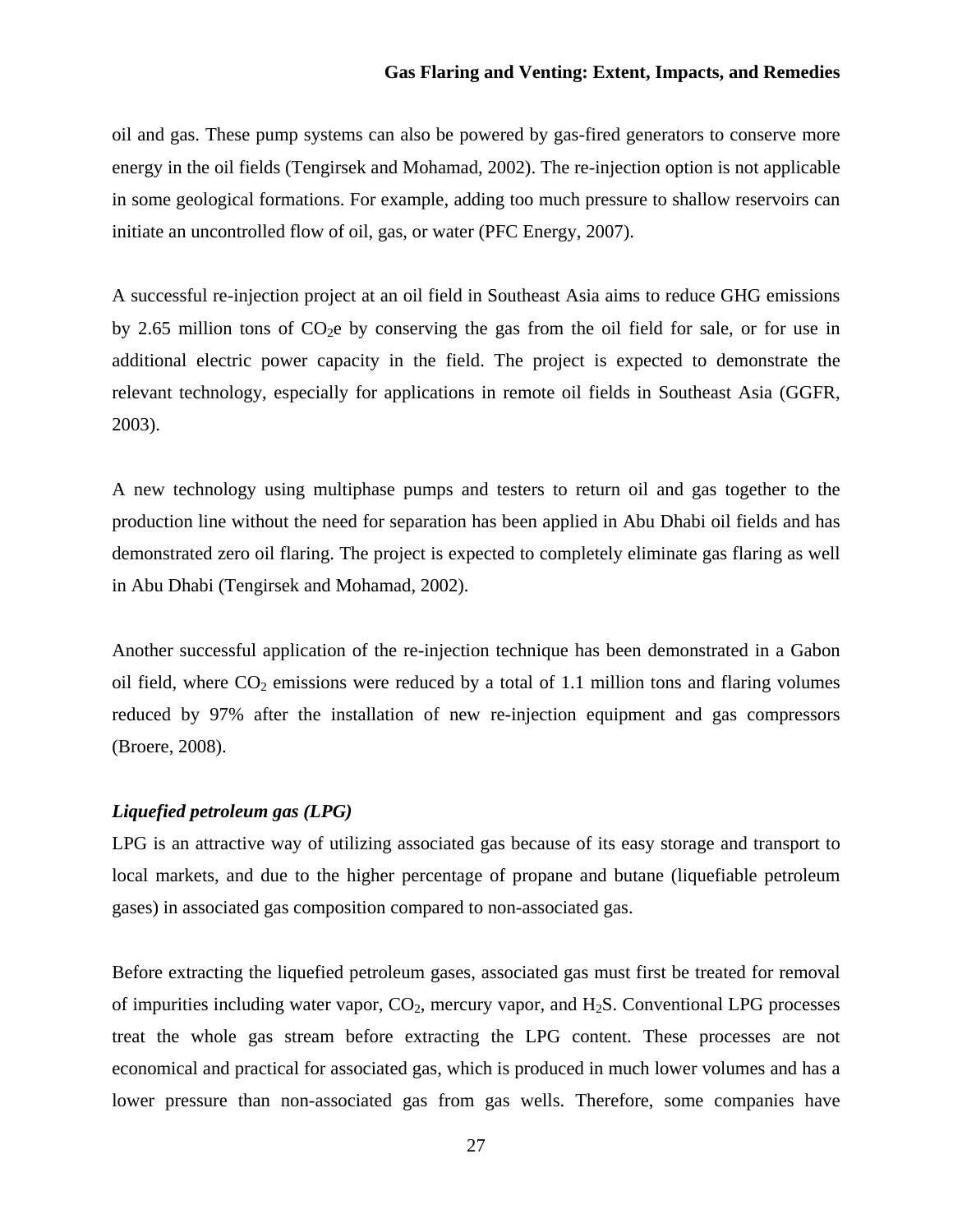oil and gas. These pump systems can also be powered by gas-fired generators to conserve more energy in the oil fields (Tengirsek and Mohamad, 2002). The re-injection option is not applicable in some geological formations. For example, adding too much pressure to shallow reservoirs can initiate an uncontrolled flow of oil, gas, or water (PFC Energy, 2007).

A successful re-injection project at an oil field in Southeast Asia aims to reduce GHG emissions by 2.65 million tons of $CO_2e$ by conserving the gas from the oil field for sale, or for use in additional electric power capacity in the field. The project is expected to demonstrate the relevant technology, especially for applications in remote oil fields in Southeast Asia (GGFR, 2003).

A new technology using multiphase pumps and testers to return oil and gas together to the production line without the need for separation has been applied in Abu Dhabi oil fields and has demonstrated zero oil flaring. The project is expected to completely eliminate gas flaring as well in Abu Dhabi (Tengirsek and Mohamad, 2002).

Another successful application of the re-injection technique has been demonstrated in a Gabon oil field, where $CO_2$ emissions were reduced by a total of 1.1 million tons and flaring volumes reduced by 97% after the installation of new re-injection equipment and gas compressors (Broere, 2008).

***Liquefied petroleum gas (LPG)***

LPG is an attractive way of utilizing associated gas because of its easy storage and transport to local markets, and due to the higher percentage of propane and butane (liquefiable petroleum gases) in associated gas composition compared to non-associated gas.

Before extracting the liquefied petroleum gases, associated gas must first be treated for removal of impurities including water vapor, $CO_2$, mercury vapor, and $H_2S$. Conventional LPG processes treat the whole gas stream before extracting the LPG content. These processes are not economical and practical for associated gas, which is produced in much lower volumes and has a lower pressure than non-associated gas from gas wells. Therefore, some companies have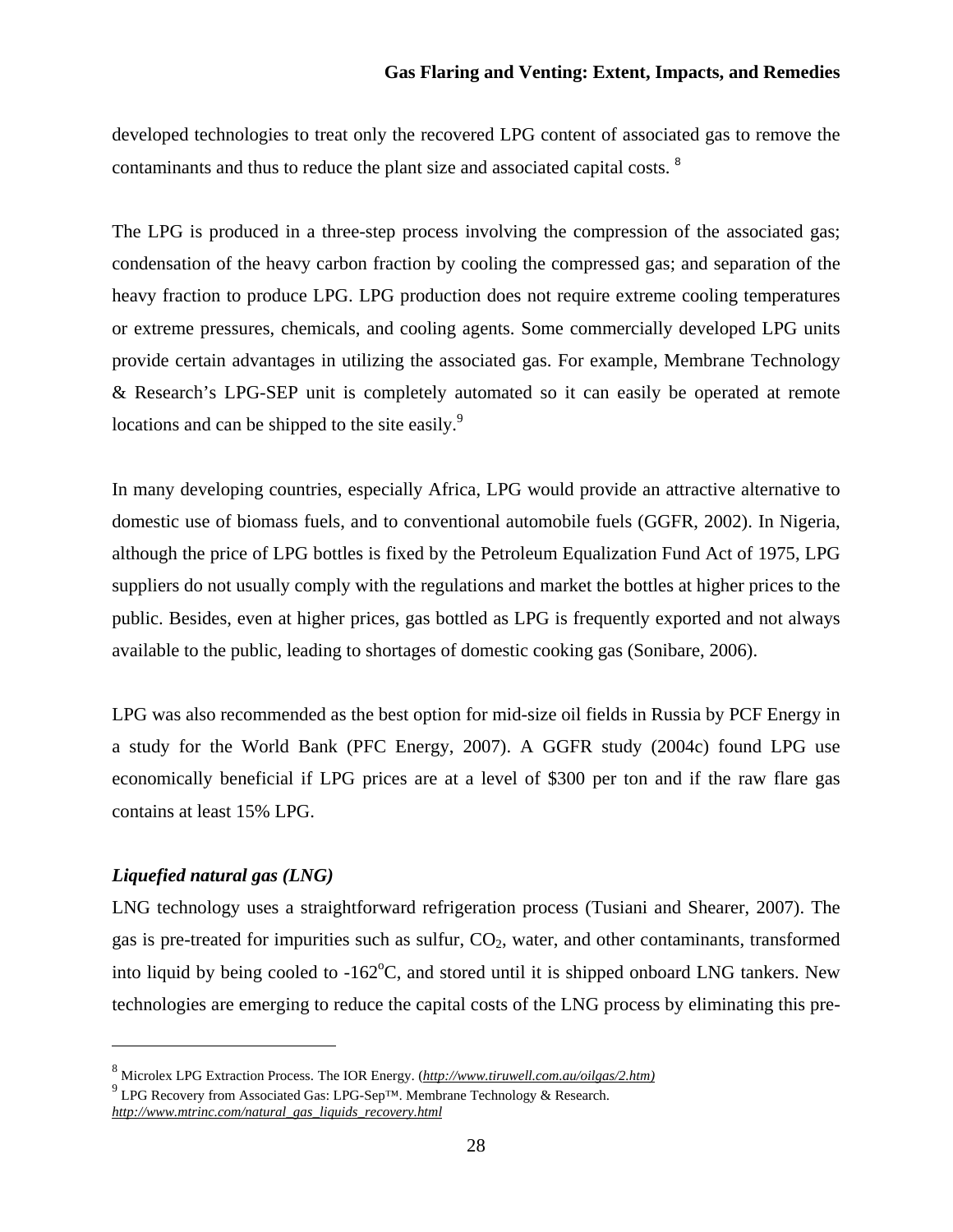developed technologies to treat only the recovered LPG content of associated gas to remove the contaminants and thus to reduce the plant size and associated capital costs. [8]

The LPG is produced in a three-step process involving the compression of the associated gas; condensation of the heavy carbon fraction by cooling the compressed gas; and separation of the heavy fraction to produce LPG. LPG production does not require extreme cooling temperatures or extreme pressures, chemicals, and cooling agents. Some commercially developed LPG units provide certain advantages in utilizing the associated gas. For example, Membrane Technology & Research's LPG-SEP unit is completely automated so it can easily be operated at remote locations and can be shipped to the site easily.[9]

In many developing countries, especially Africa, LPG would provide an attractive alternative to domestic use of biomass fuels, and to conventional automobile fuels (GGFR, 2002). In Nigeria, although the price of LPG bottles is fixed by the Petroleum Equalization Fund Act of 1975, LPG suppliers do not usually comply with the regulations and market the bottles at higher prices to the public. Besides, even at higher prices, gas bottled as LPG is frequently exported and not always available to the public, leading to shortages of domestic cooking gas (Sonibare, 2006).

LPG was also recommended as the best option for mid-size oil fields in Russia by PCF Energy in a study for the World Bank (PFC Energy, 2007). A GGFR study (2004c) found LPG use economically beneficial if LPG prices are at a level of $300 per ton and if the raw flare gas contains at least 15% LPG.

### *Liquefied natural gas (LNG)*

LNG technology uses a straightforward refrigeration process (Tusiani and Shearer, 2007). The gas is pre-treated for impurities such as sulfur, $CO_2$, water, and other contaminants, transformed into liquid by being cooled to -162$^{o}$C, and stored until it is shipped onboard LNG tankers. New technologies are emerging to reduce the capital costs of the LNG process by eliminating this pre-

---

[8] Microlex LPG Extraction Process. The IOR Energy. (*http://www.tiruwell.com.au/oilgas/2.htm)*

[9] LPG Recovery from Associated Gas: LPG-Sep™. Membrane Technology & Research. *http://www.mtrinc.com/natural_gas_liquids_recovery.html*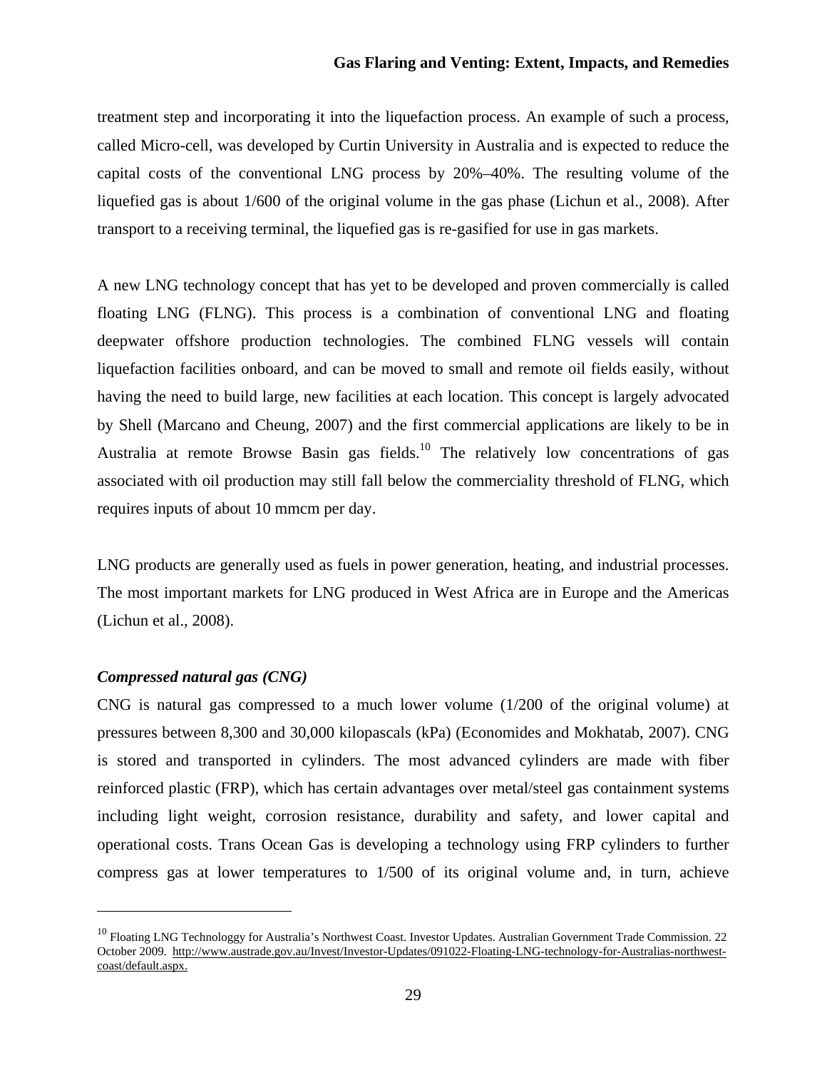treatment step and incorporating it into the liquefaction process. An example of such a process, called Micro-cell, was developed by Curtin University in Australia and is expected to reduce the capital costs of the conventional LNG process by 20%–40%. The resulting volume of the liquefied gas is about 1/600 of the original volume in the gas phase (Lichun et al., 2008). After transport to a receiving terminal, the liquefied gas is re-gasified for use in gas markets.

A new LNG technology concept that has yet to be developed and proven commercially is called floating LNG (FLNG). This process is a combination of conventional LNG and floating deepwater offshore production technologies. The combined FLNG vessels will contain liquefaction facilities onboard, and can be moved to small and remote oil fields easily, without having the need to build large, new facilities at each location. This concept is largely advocated by Shell (Marcano and Cheung, 2007) and the first commercial applications are likely to be in Australia at remote Browse Basin gas fields.[10] The relatively low concentrations of gas associated with oil production may still fall below the commerciality threshold of FLNG, which requires inputs of about 10 mmcm per day.

LNG products are generally used as fuels in power generation, heating, and industrial processes. The most important markets for LNG produced in West Africa are in Europe and the Americas (Lichun et al., 2008).

*Compressed natural gas (CNG)*

CNG is natural gas compressed to a much lower volume (1/200 of the original volume) at pressures between 8,300 and 30,000 kilopascals (kPa) (Economides and Mokhatab, 2007). CNG is stored and transported in cylinders. The most advanced cylinders are made with fiber reinforced plastic (FRP), which has certain advantages over metal/steel gas containment systems including light weight, corrosion resistance, durability and safety, and lower capital and operational costs. Trans Ocean Gas is developing a technology using FRP cylinders to further compress gas at lower temperatures to 1/500 of its original volume and, in turn, achieve

---

[10] Floating LNG Technologgy for Australia's Northwest Coast. Investor Updates. Australian Government Trade Commission. 22 October 2009. http://www.austrade.gov.au/Invest/Investor-Updates/091022-Floating-LNG-technology-for-Australias-northwest-coast/default.aspx.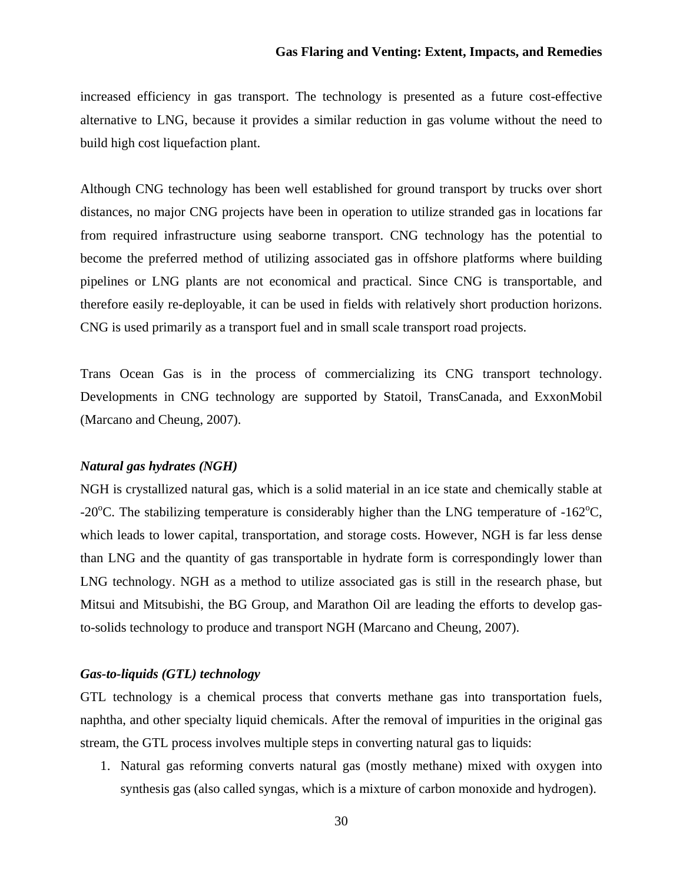increased efficiency in gas transport. The technology is presented as a future cost-effective alternative to LNG, because it provides a similar reduction in gas volume without the need to build high cost liquefaction plant.

Although CNG technology has been well established for ground transport by trucks over short distances, no major CNG projects have been in operation to utilize stranded gas in locations far from required infrastructure using seaborne transport. CNG technology has the potential to become the preferred method of utilizing associated gas in offshore platforms where building pipelines or LNG plants are not economical and practical. Since CNG is transportable, and therefore easily re-deployable, it can be used in fields with relatively short production horizons. CNG is used primarily as a transport fuel and in small scale transport road projects.

Trans Ocean Gas is in the process of commercializing its CNG transport technology. Developments in CNG technology are supported by Statoil, TransCanada, and ExxonMobil (Marcano and Cheung, 2007).

***Natural gas hydrates (NGH)***

NGH is crystallized natural gas, which is a solid material in an ice state and chemically stable at -20$^{o}$C. The stabilizing temperature is considerably higher than the LNG temperature of -162$^{o}$C, which leads to lower capital, transportation, and storage costs. However, NGH is far less dense than LNG and the quantity of gas transportable in hydrate form is correspondingly lower than LNG technology. NGH as a method to utilize associated gas is still in the research phase, but Mitsui and Mitsubishi, the BG Group, and Marathon Oil are leading the efforts to develop gas-to-solids technology to produce and transport NGH (Marcano and Cheung, 2007).

***Gas-to-liquids (GTL) technology***

GTL technology is a chemical process that converts methane gas into transportation fuels, naphtha, and other specialty liquid chemicals. After the removal of impurities in the original gas stream, the GTL process involves multiple steps in converting natural gas to liquids:

1. Natural gas reforming converts natural gas (mostly methane) mixed with oxygen into synthesis gas (also called syngas, which is a mixture of carbon monoxide and hydrogen).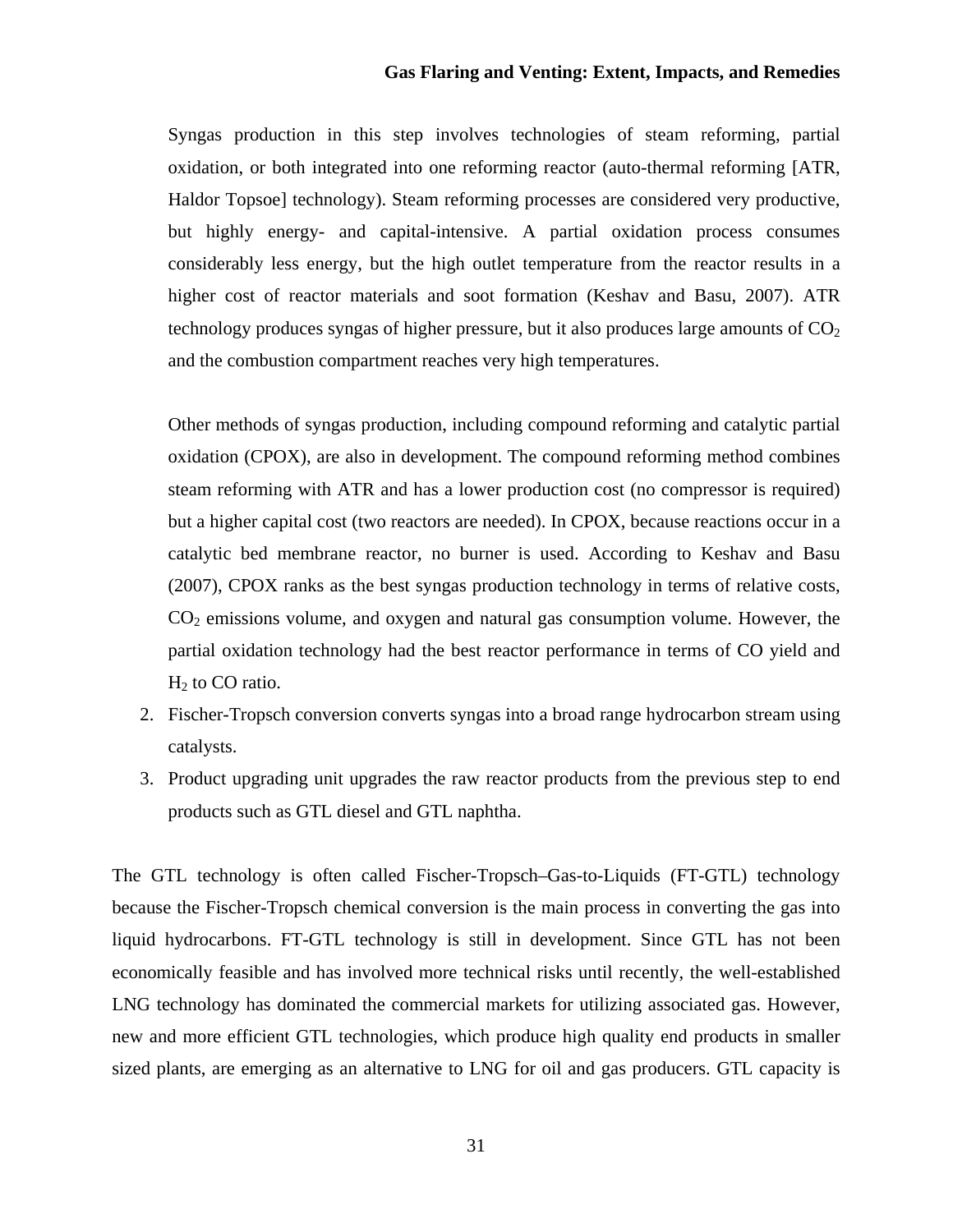Syngas production in this step involves technologies of steam reforming, partial oxidation, or both integrated into one reforming reactor (auto-thermal reforming [ATR, Haldor Topsoe] technology). Steam reforming processes are considered very productive, but highly energy- and capital-intensive. A partial oxidation process consumes considerably less energy, but the high outlet temperature from the reactor results in a higher cost of reactor materials and soot formation (Keshav and Basu, 2007). ATR technology produces syngas of higher pressure, but it also produces large amounts of $CO_2$ and the combustion compartment reaches very high temperatures.

Other methods of syngas production, including compound reforming and catalytic partial oxidation (CPOX), are also in development. The compound reforming method combines steam reforming with ATR and has a lower production cost (no compressor is required) but a higher capital cost (two reactors are needed). In CPOX, because reactions occur in a catalytic bed membrane reactor, no burner is used. According to Keshav and Basu (2007), CPOX ranks as the best syngas production technology in terms of relative costs, $CO_2$ emissions volume, and oxygen and natural gas consumption volume. However, the partial oxidation technology had the best reactor performance in terms of CO yield and $H_2$ to CO ratio.

2. Fischer-Tropsch conversion converts syngas into a broad range hydrocarbon stream using catalysts.
3. Product upgrading unit upgrades the raw reactor products from the previous step to end products such as GTL diesel and GTL naphtha.

The GTL technology is often called Fischer-Tropsch–Gas-to-Liquids (FT-GTL) technology because the Fischer-Tropsch chemical conversion is the main process in converting the gas into liquid hydrocarbons. FT-GTL technology is still in development. Since GTL has not been economically feasible and has involved more technical risks until recently, the well-established LNG technology has dominated the commercial markets for utilizing associated gas. However, new and more efficient GTL technologies, which produce high quality end products in smaller sized plants, are emerging as an alternative to LNG for oil and gas producers. GTL capacity is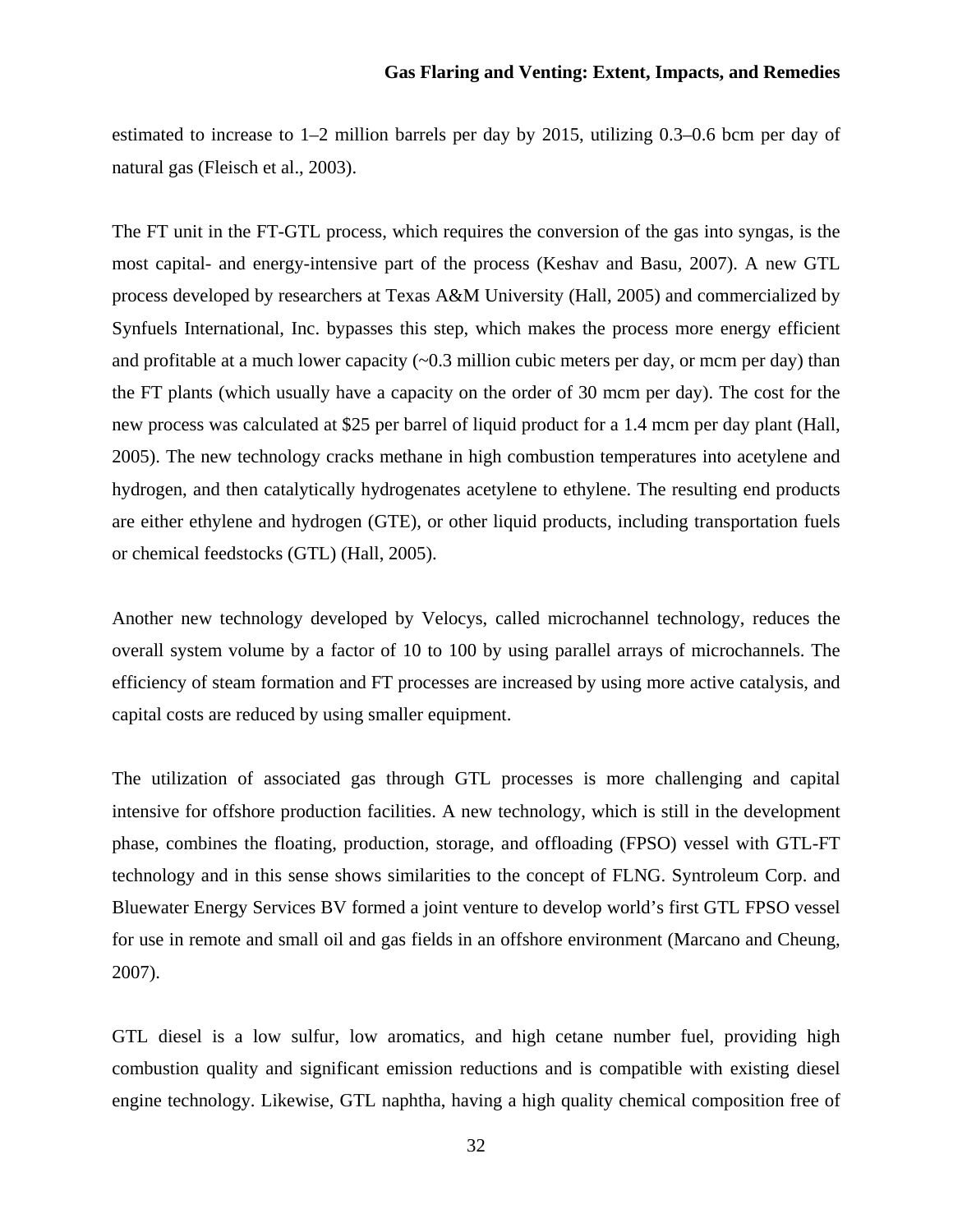estimated to increase to 1–2 million barrels per day by 2015, utilizing 0.3–0.6 bcm per day of natural gas (Fleisch et al., 2003).

The FT unit in the FT-GTL process, which requires the conversion of the gas into syngas, is the most capital- and energy-intensive part of the process (Keshav and Basu, 2007). A new GTL process developed by researchers at Texas A&M University (Hall, 2005) and commercialized by Synfuels International, Inc. bypasses this step, which makes the process more energy efficient and profitable at a much lower capacity (~0.3 million cubic meters per day, or mcm per day) than the FT plants (which usually have a capacity on the order of 30 mcm per day). The cost for the new process was calculated at $25 per barrel of liquid product for a 1.4 mcm per day plant (Hall, 2005). The new technology cracks methane in high combustion temperatures into acetylene and hydrogen, and then catalytically hydrogenates acetylene to ethylene. The resulting end products are either ethylene and hydrogen (GTE), or other liquid products, including transportation fuels or chemical feedstocks (GTL) (Hall, 2005).

Another new technology developed by Velocys, called microchannel technology, reduces the overall system volume by a factor of 10 to 100 by using parallel arrays of microchannels. The efficiency of steam formation and FT processes are increased by using more active catalysis, and capital costs are reduced by using smaller equipment.

The utilization of associated gas through GTL processes is more challenging and capital intensive for offshore production facilities. A new technology, which is still in the development phase, combines the floating, production, storage, and offloading (FPSO) vessel with GTL-FT technology and in this sense shows similarities to the concept of FLNG. Syntroleum Corp. and Bluewater Energy Services BV formed a joint venture to develop world's first GTL FPSO vessel for use in remote and small oil and gas fields in an offshore environment (Marcano and Cheung, 2007).

GTL diesel is a low sulfur, low aromatics, and high cetane number fuel, providing high combustion quality and significant emission reductions and is compatible with existing diesel engine technology. Likewise, GTL naphtha, having a high quality chemical composition free of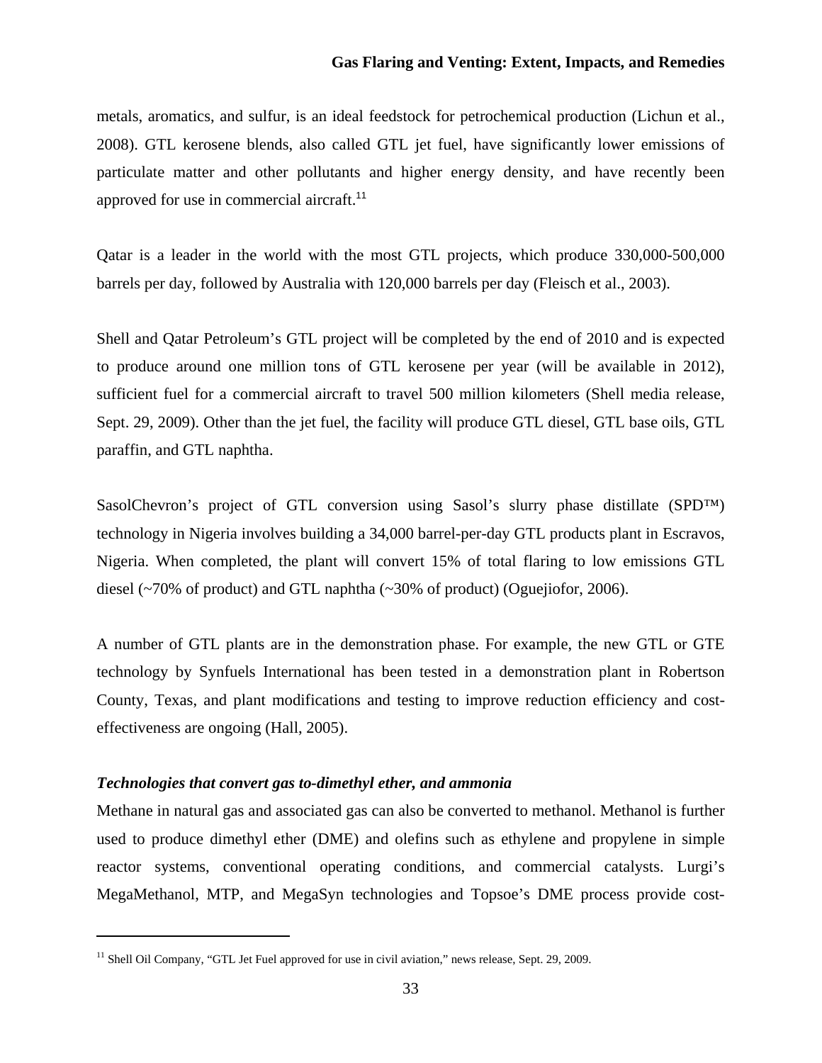metals, aromatics, and sulfur, is an ideal feedstock for petrochemical production (Lichun et al., 2008). GTL kerosene blends, also called GTL jet fuel, have significantly lower emissions of particulate matter and other pollutants and higher energy density, and have recently been approved for use in commercial aircraft.[11]

Qatar is a leader in the world with the most GTL projects, which produce 330,000-500,000 barrels per day, followed by Australia with 120,000 barrels per day (Fleisch et al., 2003).

Shell and Qatar Petroleum's GTL project will be completed by the end of 2010 and is expected to produce around one million tons of GTL kerosene per year (will be available in 2012), sufficient fuel for a commercial aircraft to travel 500 million kilometers (Shell media release, Sept. 29, 2009). Other than the jet fuel, the facility will produce GTL diesel, GTL base oils, GTL paraffin, and GTL naphtha.

SasolChevron's project of GTL conversion using Sasol's slurry phase distillate (SPD™) technology in Nigeria involves building a 34,000 barrel-per-day GTL products plant in Escravos, Nigeria. When completed, the plant will convert 15% of total flaring to low emissions GTL diesel (~70% of product) and GTL naphtha (~30% of product) (Oguejiofor, 2006).

A number of GTL plants are in the demonstration phase. For example, the new GTL or GTE technology by Synfuels International has been tested in a demonstration plant in Robertson County, Texas, and plant modifications and testing to improve reduction efficiency and cost-effectiveness are ongoing (Hall, 2005).

***Technologies that convert gas to-dimethyl ether, and ammonia***

Methane in natural gas and associated gas can also be converted to methanol. Methanol is further used to produce dimethyl ether (DME) and olefins such as ethylene and propylene in simple reactor systems, conventional operating conditions, and commercial catalysts. Lurgi's MegaMethanol, MTP, and MegaSyn technologies and Topsoe's DME process provide cost-

[11] Shell Oil Company, "GTL Jet Fuel approved for use in civil aviation," news release, Sept. 29, 2009.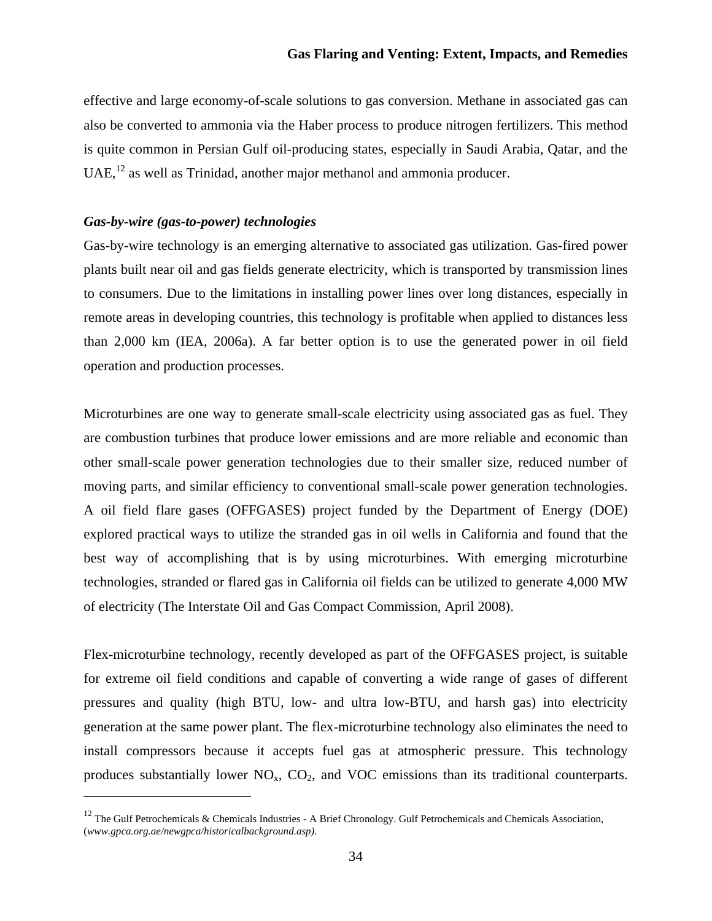effective and large economy-of-scale solutions to gas conversion. Methane in associated gas can also be converted to ammonia via the Haber process to produce nitrogen fertilizers. This method is quite common in Persian Gulf oil-producing states, especially in Saudi Arabia, Qatar, and the UAE,[12] as well as Trinidad, another major methanol and ammonia producer.

### *Gas-by-wire (gas-to-power) technologies*

Gas-by-wire technology is an emerging alternative to associated gas utilization. Gas-fired power plants built near oil and gas fields generate electricity, which is transported by transmission lines to consumers. Due to the limitations in installing power lines over long distances, especially in remote areas in developing countries, this technology is profitable when applied to distances less than 2,000 km (IEA, 2006a). A far better option is to use the generated power in oil field operation and production processes.

Microturbines are one way to generate small-scale electricity using associated gas as fuel. They are combustion turbines that produce lower emissions and are more reliable and economic than other small-scale power generation technologies due to their smaller size, reduced number of moving parts, and similar efficiency to conventional small-scale power generation technologies. A oil field flare gases (OFFGASES) project funded by the Department of Energy (DOE) explored practical ways to utilize the stranded gas in oil wells in California and found that the best way of accomplishing that is by using microturbines. With emerging microturbine technologies, stranded or flared gas in California oil fields can be utilized to generate 4,000 MW of electricity (The Interstate Oil and Gas Compact Commission, April 2008).

Flex-microturbine technology, recently developed as part of the OFFGASES project, is suitable for extreme oil field conditions and capable of converting a wide range of gases of different pressures and quality (high BTU, low- and ultra low-BTU, and harsh gas) into electricity generation at the same power plant. The flex-microturbine technology also eliminates the need to install compressors because it accepts fuel gas at atmospheric pressure. This technology produces substantially lower $NO_x$, $CO_2$, and VOC emissions than its traditional counterparts.

---

[12] The Gulf Petrochemicals & Chemicals Industries - A Brief Chronology. Gulf Petrochemicals and Chemicals Association, (*www.gpca.org.ae/newgpca/historicalbackground.asp)*.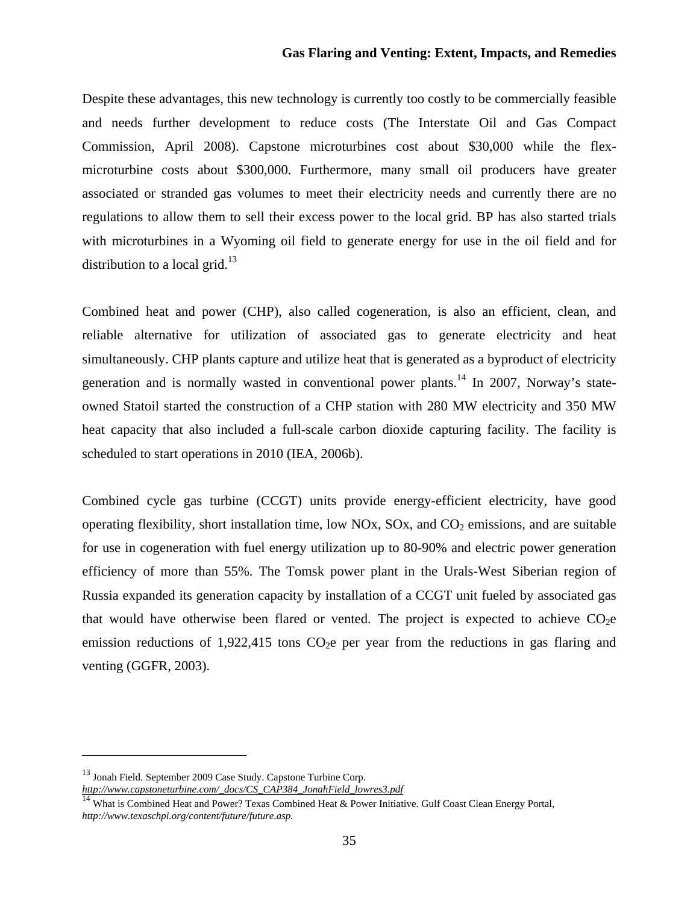Despite these advantages, this new technology is currently too costly to be commercially feasible and needs further development to reduce costs (The Interstate Oil and Gas Compact Commission, April 2008). Capstone microturbines cost about $30,000 while the flex-microturbine costs about $300,000. Furthermore, many small oil producers have greater associated or stranded gas volumes to meet their electricity needs and currently there are no regulations to allow them to sell their excess power to the local grid. BP has also started trials with microturbines in a Wyoming oil field to generate energy for use in the oil field and for distribution to a local grid.[13]

Combined heat and power (CHP), also called cogeneration, is also an efficient, clean, and reliable alternative for utilization of associated gas to generate electricity and heat simultaneously. CHP plants capture and utilize heat that is generated as a byproduct of electricity generation and is normally wasted in conventional power plants.[14] In 2007, Norway's state-owned Statoil started the construction of a CHP station with 280 MW electricity and 350 MW heat capacity that also included a full-scale carbon dioxide capturing facility. The facility is scheduled to start operations in 2010 (IEA, 2006b).

Combined cycle gas turbine (CCGT) units provide energy-efficient electricity, have good operating flexibility, short installation time, low NOx, SOx, and $CO_2$ emissions, and are suitable for use in cogeneration with fuel energy utilization up to 80-90% and electric power generation efficiency of more than 55%. The Tomsk power plant in the Urals-West Siberian region of Russia expanded its generation capacity by installation of a CCGT unit fueled by associated gas that would have otherwise been flared or vented. The project is expected to achieve $CO_2$e emission reductions of 1,922,415 tons $CO_2$e per year from the reductions in gas flaring and venting (GGFR, 2003).

---

[13] Jonah Field. September 2009 Case Study. Capstone Turbine Corp. *http://www.capstoneturbine.com/_docs/CS_CAP384_JonahField_lowres3.pdf*

[14] What is Combined Heat and Power? Texas Combined Heat & Power Initiative. Gulf Coast Clean Energy Portal, *http://www.texaschpi.org/content/future/future.asp.*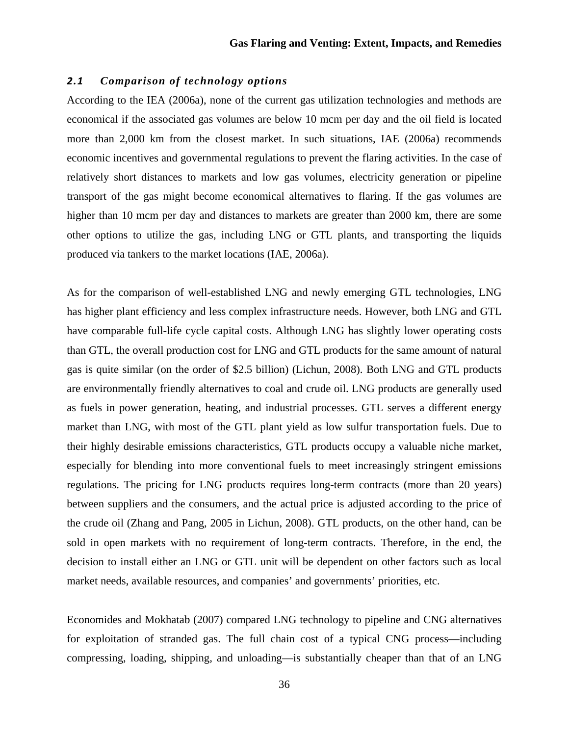### *2.1 Comparison of technology options*

According to the IEA (2006a), none of the current gas utilization technologies and methods are economical if the associated gas volumes are below 10 mcm per day and the oil field is located more than 2,000 km from the closest market. In such situations, IAE (2006a) recommends economic incentives and governmental regulations to prevent the flaring activities. In the case of relatively short distances to markets and low gas volumes, electricity generation or pipeline transport of the gas might become economical alternatives to flaring. If the gas volumes are higher than 10 mcm per day and distances to markets are greater than 2000 km, there are some other options to utilize the gas, including LNG or GTL plants, and transporting the liquids produced via tankers to the market locations (IAE, 2006a).

As for the comparison of well-established LNG and newly emerging GTL technologies, LNG has higher plant efficiency and less complex infrastructure needs. However, both LNG and GTL have comparable full-life cycle capital costs. Although LNG has slightly lower operating costs than GTL, the overall production cost for LNG and GTL products for the same amount of natural gas is quite similar (on the order of $2.5 billion) (Lichun, 2008). Both LNG and GTL products are environmentally friendly alternatives to coal and crude oil. LNG products are generally used as fuels in power generation, heating, and industrial processes. GTL serves a different energy market than LNG, with most of the GTL plant yield as low sulfur transportation fuels. Due to their highly desirable emissions characteristics, GTL products occupy a valuable niche market, especially for blending into more conventional fuels to meet increasingly stringent emissions regulations. The pricing for LNG products requires long-term contracts (more than 20 years) between suppliers and the consumers, and the actual price is adjusted according to the price of the crude oil (Zhang and Pang, 2005 in Lichun, 2008). GTL products, on the other hand, can be sold in open markets with no requirement of long-term contracts. Therefore, in the end, the decision to install either an LNG or GTL unit will be dependent on other factors such as local market needs, available resources, and companies' and governments' priorities, etc.

Economides and Mokhatab (2007) compared LNG technology to pipeline and CNG alternatives for exploitation of stranded gas. The full chain cost of a typical CNG process—including compressing, loading, shipping, and unloading—is substantially cheaper than that of an LNG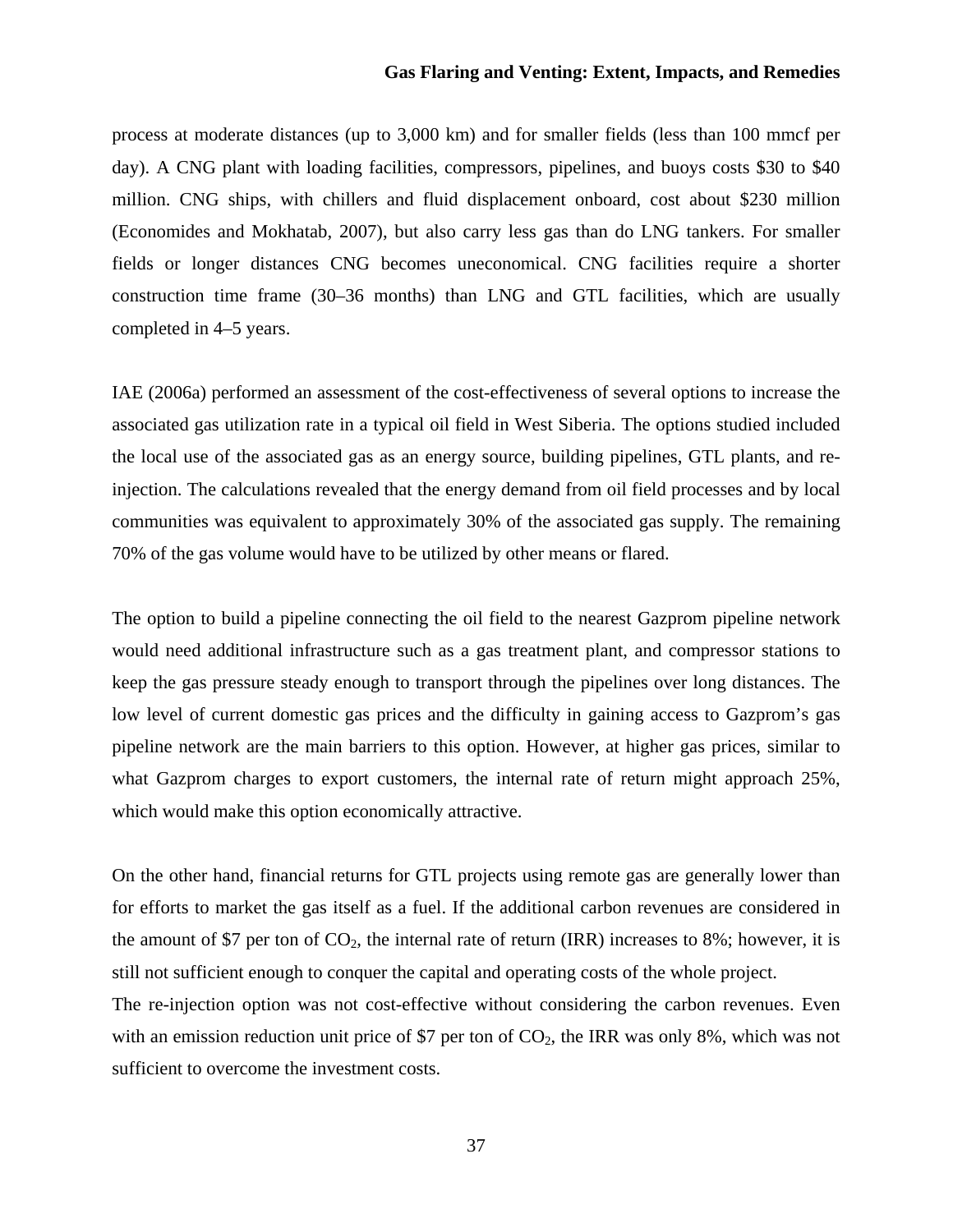process at moderate distances (up to 3,000 km) and for smaller fields (less than 100 mmcf per day). A CNG plant with loading facilities, compressors, pipelines, and buoys costs \$30 to \$40 million. CNG ships, with chillers and fluid displacement onboard, cost about \$230 million (Economides and Mokhatab, 2007), but also carry less gas than do LNG tankers. For smaller fields or longer distances CNG becomes uneconomical. CNG facilities require a shorter construction time frame (30–36 months) than LNG and GTL facilities, which are usually completed in 4–5 years.

IAE (2006a) performed an assessment of the cost-effectiveness of several options to increase the associated gas utilization rate in a typical oil field in West Siberia. The options studied included the local use of the associated gas as an energy source, building pipelines, GTL plants, and re-injection. The calculations revealed that the energy demand from oil field processes and by local communities was equivalent to approximately 30% of the associated gas supply. The remaining 70% of the gas volume would have to be utilized by other means or flared.

The option to build a pipeline connecting the oil field to the nearest Gazprom pipeline network would need additional infrastructure such as a gas treatment plant, and compressor stations to keep the gas pressure steady enough to transport through the pipelines over long distances. The low level of current domestic gas prices and the difficulty in gaining access to Gazprom's gas pipeline network are the main barriers to this option. However, at higher gas prices, similar to what Gazprom charges to export customers, the internal rate of return might approach 25%, which would make this option economically attractive.

On the other hand, financial returns for GTL projects using remote gas are generally lower than for efforts to market the gas itself as a fuel. If the additional carbon revenues are considered in the amount of \$7 per ton of $CO_2$, the internal rate of return (IRR) increases to 8%; however, it is still not sufficient enough to conquer the capital and operating costs of the whole project.

The re-injection option was not cost-effective without considering the carbon revenues. Even with an emission reduction unit price of \$7 per ton of $CO_2$, the IRR was only 8%, which was not sufficient to overcome the investment costs.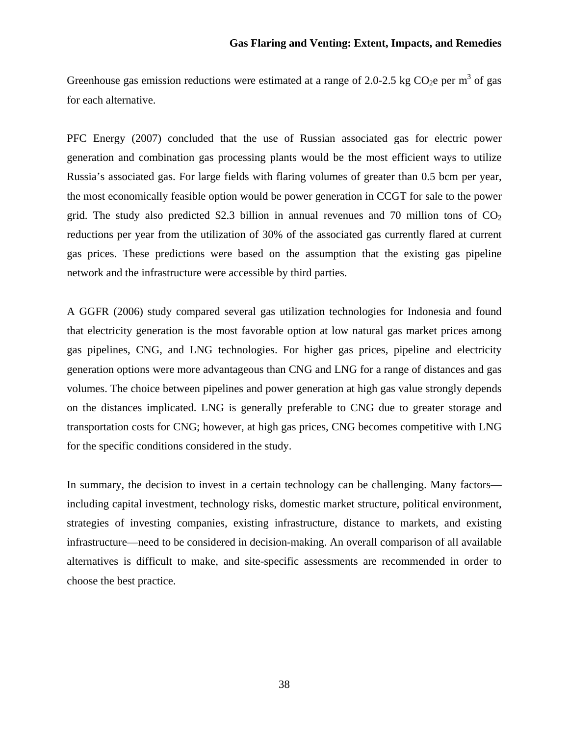Greenhouse gas emission reductions were estimated at a range of 2.0-2.5 kg $CO_2e$ per $m^3$ of gas for each alternative.

PFC Energy (2007) concluded that the use of Russian associated gas for electric power generation and combination gas processing plants would be the most efficient ways to utilize Russia's associated gas. For large fields with flaring volumes of greater than 0.5 bcm per year, the most economically feasible option would be power generation in CCGT for sale to the power grid. The study also predicted \$2.3 billion in annual revenues and 70 million tons of $CO_2$ reductions per year from the utilization of 30% of the associated gas currently flared at current gas prices. These predictions were based on the assumption that the existing gas pipeline network and the infrastructure were accessible by third parties.

A GGFR (2006) study compared several gas utilization technologies for Indonesia and found that electricity generation is the most favorable option at low natural gas market prices among gas pipelines, CNG, and LNG technologies. For higher gas prices, pipeline and electricity generation options were more advantageous than CNG and LNG for a range of distances and gas volumes. The choice between pipelines and power generation at high gas value strongly depends on the distances implicated. LNG is generally preferable to CNG due to greater storage and transportation costs for CNG; however, at high gas prices, CNG becomes competitive with LNG for the specific conditions considered in the study.

In summary, the decision to invest in a certain technology can be challenging. Many factors—including capital investment, technology risks, domestic market structure, political environment, strategies of investing companies, existing infrastructure, distance to markets, and existing infrastructure—need to be considered in decision-making. An overall comparison of all available alternatives is difficult to make, and site-specific assessments are recommended in order to choose the best practice.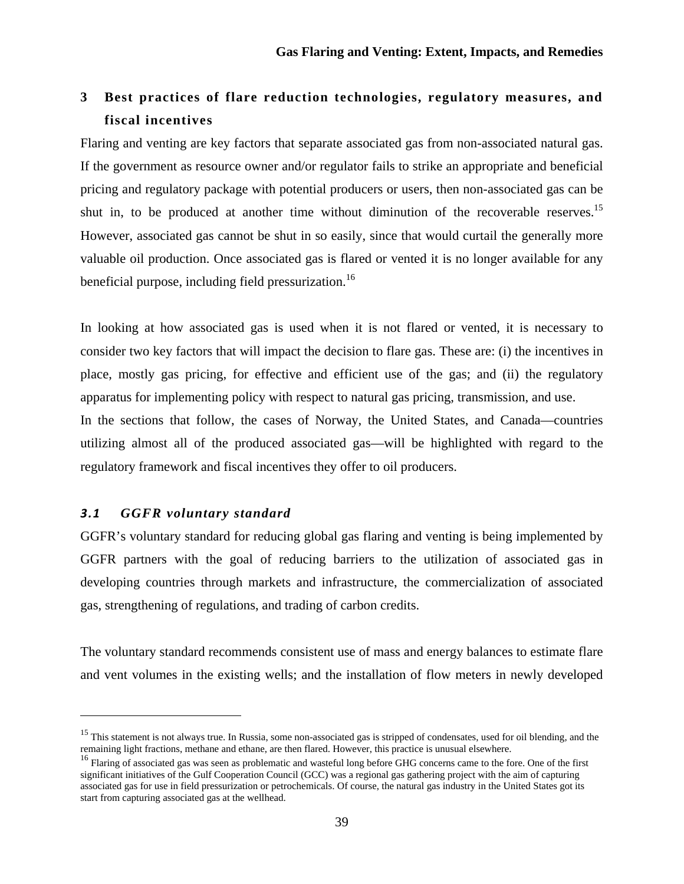# 3 Best practices of flare reduction technologies, regulatory measures, and fiscal incentives

Flaring and venting are key factors that separate associated gas from non-associated natural gas. If the government as resource owner and/or regulator fails to strike an appropriate and beneficial pricing and regulatory package with potential producers or users, then non-associated gas can be shut in, to be produced at another time without diminution of the recoverable reserves.[15] However, associated gas cannot be shut in so easily, since that would curtail the generally more valuable oil production. Once associated gas is flared or vented it is no longer available for any beneficial purpose, including field pressurization.[16]

In looking at how associated gas is used when it is not flared or vented, it is necessary to consider two key factors that will impact the decision to flare gas. These are: (i) the incentives in place, mostly gas pricing, for effective and efficient use of the gas; and (ii) the regulatory apparatus for implementing policy with respect to natural gas pricing, transmission, and use.

In the sections that follow, the cases of Norway, the United States, and Canada—countries utilizing almost all of the produced associated gas—will be highlighted with regard to the regulatory framework and fiscal incentives they offer to oil producers.

## *3.1 GGFR voluntary standard*

GGFR's voluntary standard for reducing global gas flaring and venting is being implemented by GGFR partners with the goal of reducing barriers to the utilization of associated gas in developing countries through markets and infrastructure, the commercialization of associated gas, strengthening of regulations, and trading of carbon credits.

The voluntary standard recommends consistent use of mass and energy balances to estimate flare and vent volumes in the existing wells; and the installation of flow meters in newly developed

---

[15] This statement is not always true. In Russia, some non-associated gas is stripped of condensates, used for oil blending, and the remaining light fractions, methane and ethane, are then flared. However, this practice is unusual elsewhere.

[16] Flaring of associated gas was seen as problematic and wasteful long before GHG concerns came to the fore. One of the first significant initiatives of the Gulf Cooperation Council (GCC) was a regional gas gathering project with the aim of capturing associated gas for use in field pressurization or petrochemicals. Of course, the natural gas industry in the United States got its start from capturing associated gas at the wellhead.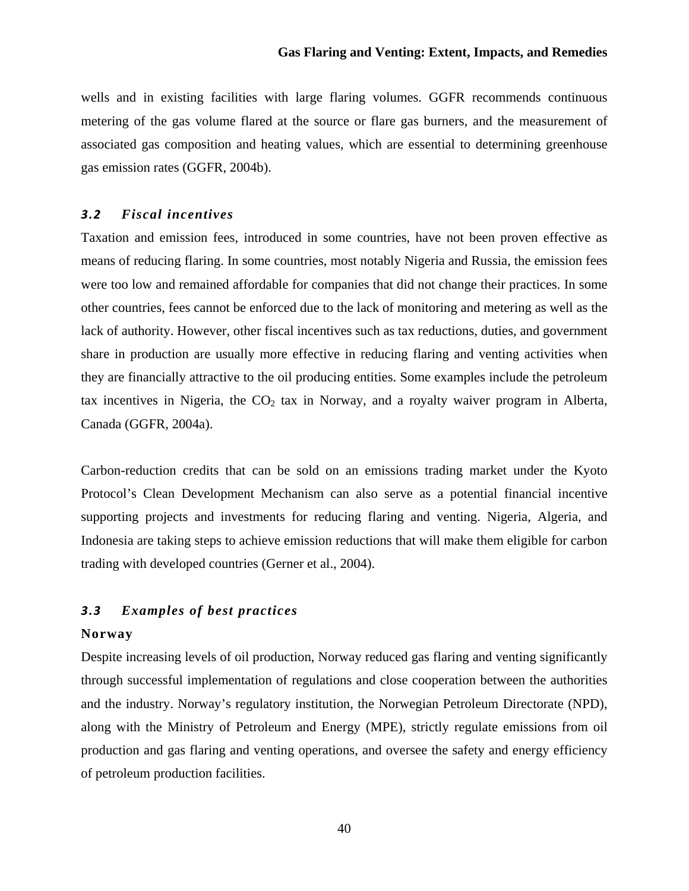wells and in existing facilities with large flaring volumes. GGFR recommends continuous metering of the gas volume flared at the source or flare gas burners, and the measurement of associated gas composition and heating values, which are essential to determining greenhouse gas emission rates (GGFR, 2004b).

### *3.2 Fiscal incentives*

Taxation and emission fees, introduced in some countries, have not been proven effective as means of reducing flaring. In some countries, most notably Nigeria and Russia, the emission fees were too low and remained affordable for companies that did not change their practices. In some other countries, fees cannot be enforced due to the lack of monitoring and metering as well as the lack of authority. However, other fiscal incentives such as tax reductions, duties, and government share in production are usually more effective in reducing flaring and venting activities when they are financially attractive to the oil producing entities. Some examples include the petroleum tax incentives in Nigeria, the $CO_2$ tax in Norway, and a royalty waiver program in Alberta, Canada (GGFR, 2004a).

Carbon-reduction credits that can be sold on an emissions trading market under the Kyoto Protocol's Clean Development Mechanism can also serve as a potential financial incentive supporting projects and investments for reducing flaring and venting. Nigeria, Algeria, and Indonesia are taking steps to achieve emission reductions that will make them eligible for carbon trading with developed countries (Gerner et al., 2004).

### *3.3 Examples of best practices*

**Norway**

Despite increasing levels of oil production, Norway reduced gas flaring and venting significantly through successful implementation of regulations and close cooperation between the authorities and the industry. Norway's regulatory institution, the Norwegian Petroleum Directorate (NPD), along with the Ministry of Petroleum and Energy (MPE), strictly regulate emissions from oil production and gas flaring and venting operations, and oversee the safety and energy efficiency of petroleum production facilities.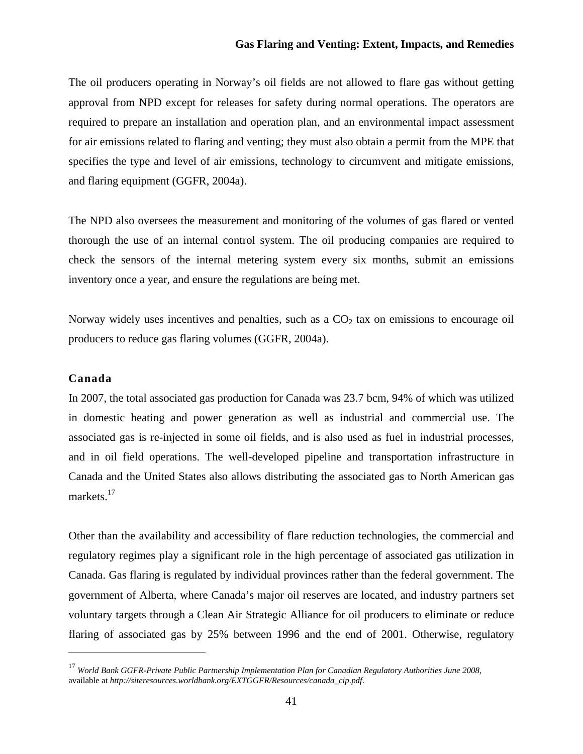The oil producers operating in Norway's oil fields are not allowed to flare gas without getting approval from NPD except for releases for safety during normal operations. The operators are required to prepare an installation and operation plan, and an environmental impact assessment for air emissions related to flaring and venting; they must also obtain a permit from the MPE that specifies the type and level of air emissions, technology to circumvent and mitigate emissions, and flaring equipment (GGFR, 2004a).

The NPD also oversees the measurement and monitoring of the volumes of gas flared or vented thorough the use of an internal control system. The oil producing companies are required to check the sensors of the internal metering system every six months, submit an emissions inventory once a year, and ensure the regulations are being met.

Norway widely uses incentives and penalties, such as a $CO_2$ tax on emissions to encourage oil producers to reduce gas flaring volumes (GGFR, 2004a).

### Canada

In 2007, the total associated gas production for Canada was 23.7 bcm, 94% of which was utilized in domestic heating and power generation as well as industrial and commercial use. The associated gas is re-injected in some oil fields, and is also used as fuel in industrial processes, and in oil field operations. The well-developed pipeline and transportation infrastructure in Canada and the United States also allows distributing the associated gas to North American gas markets.[17]

Other than the availability and accessibility of flare reduction technologies, the commercial and regulatory regimes play a significant role in the high percentage of associated gas utilization in Canada. Gas flaring is regulated by individual provinces rather than the federal government. The government of Alberta, where Canada's major oil reserves are located, and industry partners set voluntary targets through a Clean Air Strategic Alliance for oil producers to eliminate or reduce flaring of associated gas by 25% between 1996 and the end of 2001. Otherwise, regulatory

---

[17] *World Bank GGFR-Private Public Partnership Implementation Plan for Canadian Regulatory Authorities June 2008*, available at *http://siteresources.worldbank.org/EXTGGFR/Resources/canada_cip.pdf*.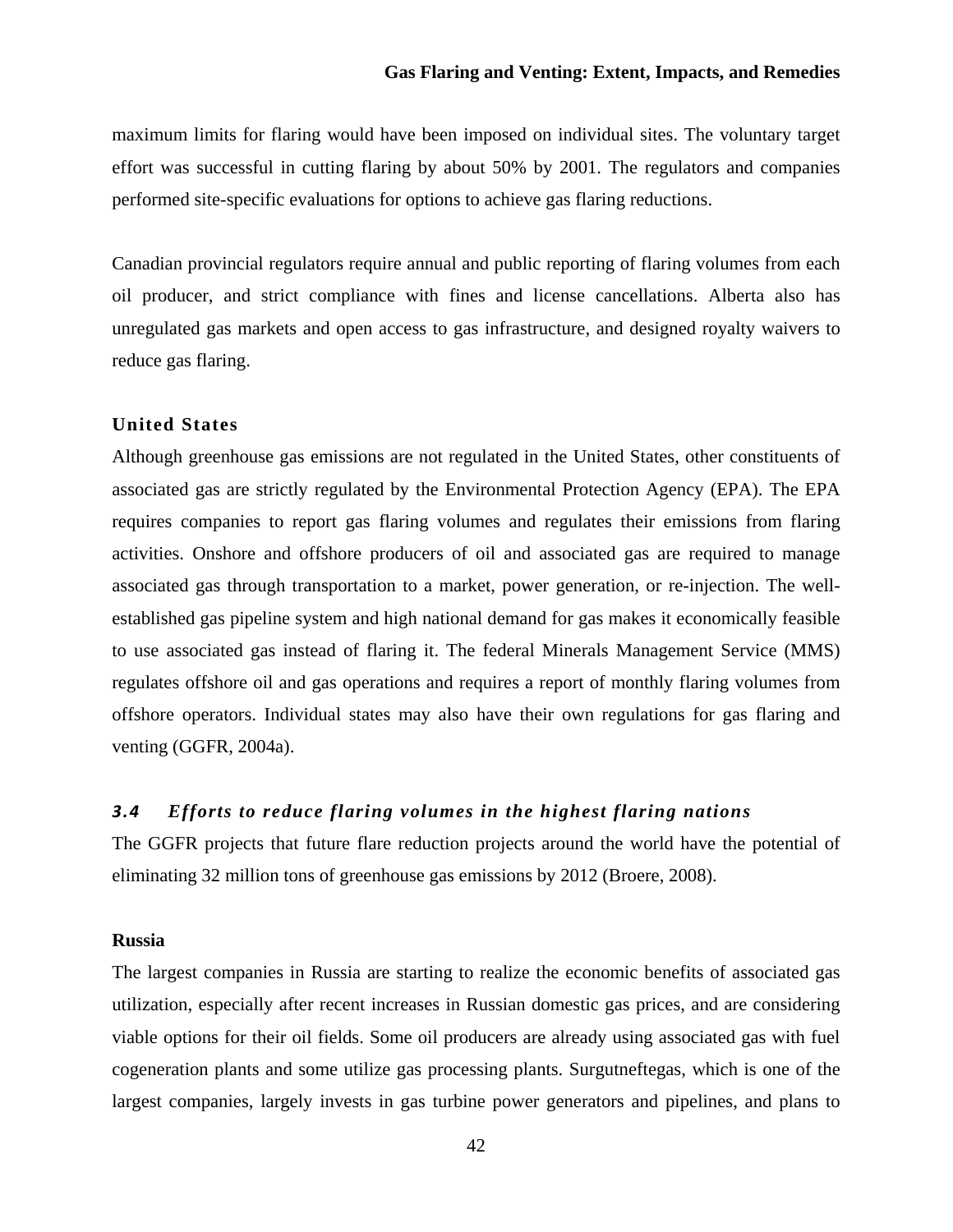maximum limits for flaring would have been imposed on individual sites. The voluntary target effort was successful in cutting flaring by about 50% by 2001. The regulators and companies performed site-specific evaluations for options to achieve gas flaring reductions.

Canadian provincial regulators require annual and public reporting of flaring volumes from each oil producer, and strict compliance with fines and license cancellations. Alberta also has unregulated gas markets and open access to gas infrastructure, and designed royalty waivers to reduce gas flaring.

#### United States

Although greenhouse gas emissions are not regulated in the United States, other constituents of associated gas are strictly regulated by the Environmental Protection Agency (EPA). The EPA requires companies to report gas flaring volumes and regulates their emissions from flaring activities. Onshore and offshore producers of oil and associated gas are required to manage associated gas through transportation to a market, power generation, or re-injection. The well-established gas pipeline system and high national demand for gas makes it economically feasible to use associated gas instead of flaring it. The federal Minerals Management Service (MMS) regulates offshore oil and gas operations and requires a report of monthly flaring volumes from offshore operators. Individual states may also have their own regulations for gas flaring and venting (GGFR, 2004a).

### *3.4 Efforts to reduce flaring volumes in the highest flaring nations*

The GGFR projects that future flare reduction projects around the world have the potential of eliminating 32 million tons of greenhouse gas emissions by 2012 (Broere, 2008).

#### Russia

The largest companies in Russia are starting to realize the economic benefits of associated gas utilization, especially after recent increases in Russian domestic gas prices, and are considering viable options for their oil fields. Some oil producers are already using associated gas with fuel cogeneration plants and some utilize gas processing plants. Surgutneftegas, which is one of the largest companies, largely invests in gas turbine power generators and pipelines, and plans to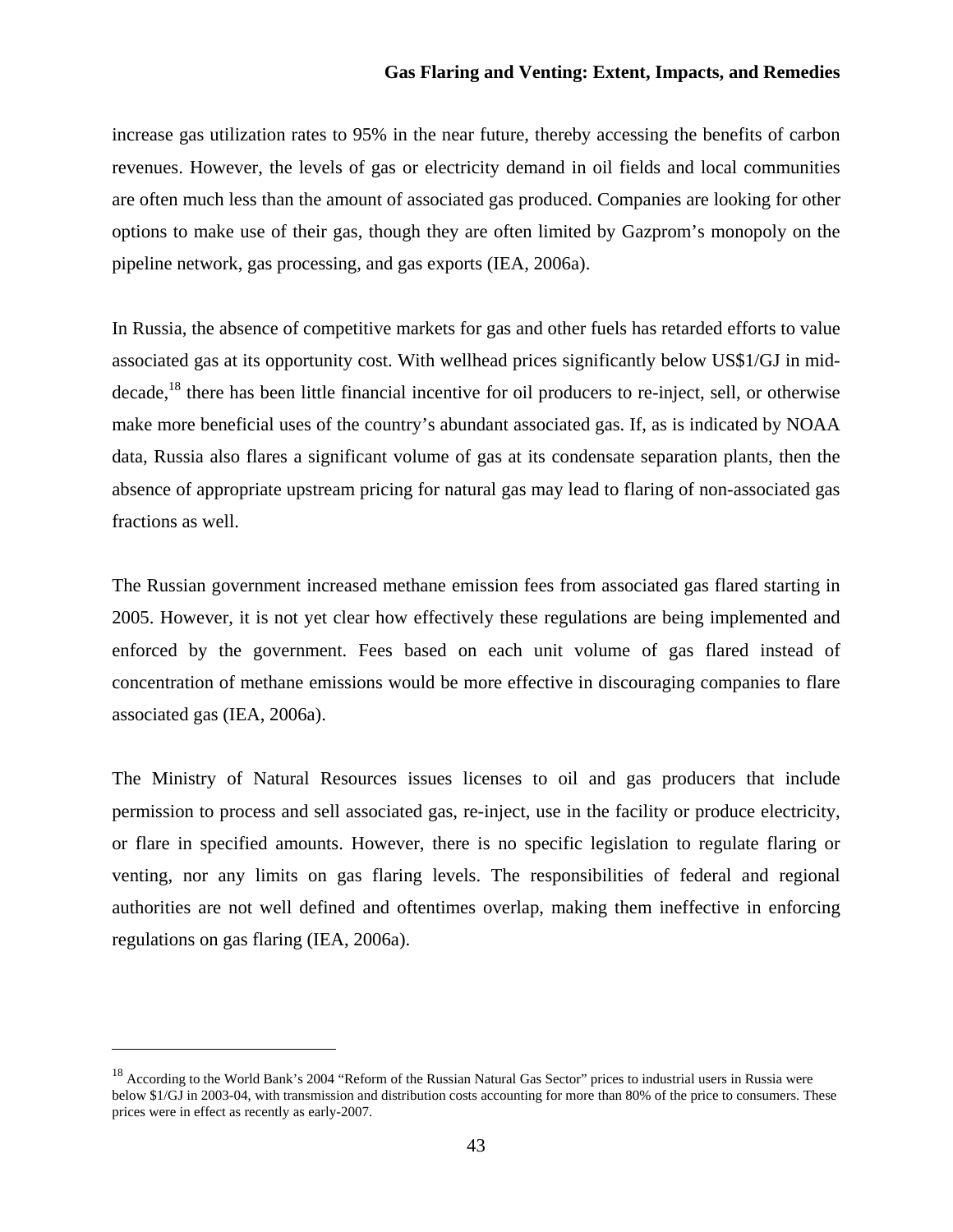increase gas utilization rates to 95% in the near future, thereby accessing the benefits of carbon revenues. However, the levels of gas or electricity demand in oil fields and local communities are often much less than the amount of associated gas produced. Companies are looking for other options to make use of their gas, though they are often limited by Gazprom's monopoly on the pipeline network, gas processing, and gas exports (IEA, 2006a).

In Russia, the absence of competitive markets for gas and other fuels has retarded efforts to value associated gas at its opportunity cost. With wellhead prices significantly below US$1/GJ in mid-decade,[18] there has been little financial incentive for oil producers to re-inject, sell, or otherwise make more beneficial uses of the country's abundant associated gas. If, as is indicated by NOAA data, Russia also flares a significant volume of gas at its condensate separation plants, then the absence of appropriate upstream pricing for natural gas may lead to flaring of non-associated gas fractions as well.

The Russian government increased methane emission fees from associated gas flared starting in 2005. However, it is not yet clear how effectively these regulations are being implemented and enforced by the government. Fees based on each unit volume of gas flared instead of concentration of methane emissions would be more effective in discouraging companies to flare associated gas (IEA, 2006a).

The Ministry of Natural Resources issues licenses to oil and gas producers that include permission to process and sell associated gas, re-inject, use in the facility or produce electricity, or flare in specified amounts. However, there is no specific legislation to regulate flaring or venting, nor any limits on gas flaring levels. The responsibilities of federal and regional authorities are not well defined and oftentimes overlap, making them ineffective in enforcing regulations on gas flaring (IEA, 2006a).

---

[18] According to the World Bank's 2004 "Reform of the Russian Natural Gas Sector" prices to industrial users in Russia were below $1/GJ in 2003-04, with transmission and distribution costs accounting for more than 80% of the price to consumers. These prices were in effect as recently as early-2007.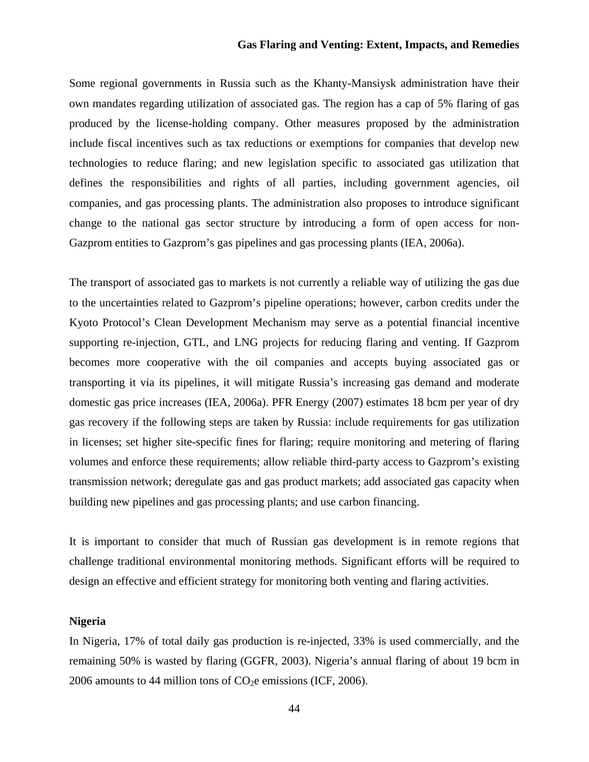Some regional governments in Russia such as the Khanty-Mansiysk administration have their own mandates regarding utilization of associated gas. The region has a cap of 5% flaring of gas produced by the license-holding company. Other measures proposed by the administration include fiscal incentives such as tax reductions or exemptions for companies that develop new technologies to reduce flaring; and new legislation specific to associated gas utilization that defines the responsibilities and rights of all parties, including government agencies, oil companies, and gas processing plants. The administration also proposes to introduce significant change to the national gas sector structure by introducing a form of open access for non-Gazprom entities to Gazprom's gas pipelines and gas processing plants (IEA, 2006a).

The transport of associated gas to markets is not currently a reliable way of utilizing the gas due to the uncertainties related to Gazprom's pipeline operations; however, carbon credits under the Kyoto Protocol's Clean Development Mechanism may serve as a potential financial incentive supporting re-injection, GTL, and LNG projects for reducing flaring and venting. If Gazprom becomes more cooperative with the oil companies and accepts buying associated gas or transporting it via its pipelines, it will mitigate Russia's increasing gas demand and moderate domestic gas price increases (IEA, 2006a). PFR Energy (2007) estimates 18 bcm per year of dry gas recovery if the following steps are taken by Russia: include requirements for gas utilization in licenses; set higher site-specific fines for flaring; require monitoring and metering of flaring volumes and enforce these requirements; allow reliable third-party access to Gazprom's existing transmission network; deregulate gas and gas product markets; add associated gas capacity when building new pipelines and gas processing plants; and use carbon financing.

It is important to consider that much of Russian gas development is in remote regions that challenge traditional environmental monitoring methods. Significant efforts will be required to design an effective and efficient strategy for monitoring both venting and flaring activities.

**Nigeria**

In Nigeria, 17% of total daily gas production is re-injected, 33% is used commercially, and the remaining 50% is wasted by flaring (GGFR, 2003). Nigeria's annual flaring of about 19 bcm in 2006 amounts to 44 million tons of $CO_2e$ emissions (ICF, 2006).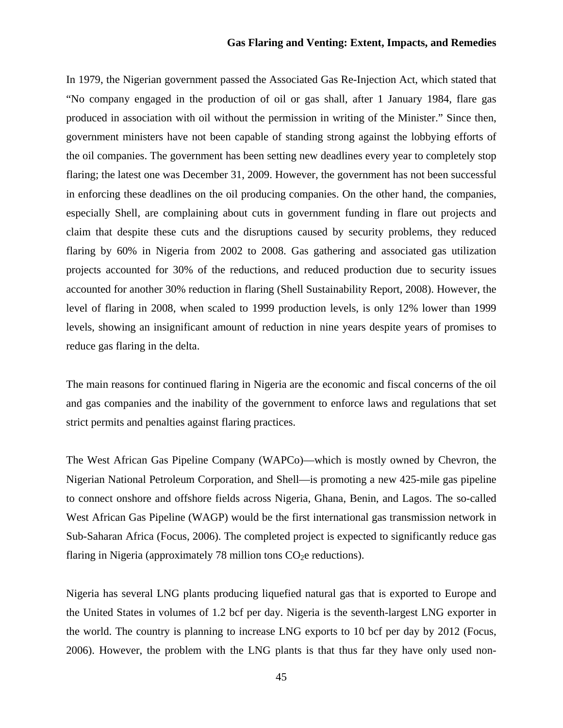In 1979, the Nigerian government passed the Associated Gas Re-Injection Act, which stated that "No company engaged in the production of oil or gas shall, after 1 January 1984, flare gas produced in association with oil without the permission in writing of the Minister." Since then, government ministers have not been capable of standing strong against the lobbying efforts of the oil companies. The government has been setting new deadlines every year to completely stop flaring; the latest one was December 31, 2009. However, the government has not been successful in enforcing these deadlines on the oil producing companies. On the other hand, the companies, especially Shell, are complaining about cuts in government funding in flare out projects and claim that despite these cuts and the disruptions caused by security problems, they reduced flaring by 60% in Nigeria from 2002 to 2008. Gas gathering and associated gas utilization projects accounted for 30% of the reductions, and reduced production due to security issues accounted for another 30% reduction in flaring (Shell Sustainability Report, 2008). However, the level of flaring in 2008, when scaled to 1999 production levels, is only 12% lower than 1999 levels, showing an insignificant amount of reduction in nine years despite years of promises to reduce gas flaring in the delta.

The main reasons for continued flaring in Nigeria are the economic and fiscal concerns of the oil and gas companies and the inability of the government to enforce laws and regulations that set strict permits and penalties against flaring practices.

The West African Gas Pipeline Company (WAPCo)—which is mostly owned by Chevron, the Nigerian National Petroleum Corporation, and Shell—is promoting a new 425-mile gas pipeline to connect onshore and offshore fields across Nigeria, Ghana, Benin, and Lagos. The so-called West African Gas Pipeline (WAGP) would be the first international gas transmission network in Sub-Saharan Africa (Focus, 2006). The completed project is expected to significantly reduce gas flaring in Nigeria (approximately 78 million tons $CO_2$e reductions).

Nigeria has several LNG plants producing liquefied natural gas that is exported to Europe and the United States in volumes of 1.2 bcf per day. Nigeria is the seventh-largest LNG exporter in the world. The country is planning to increase LNG exports to 10 bcf per day by 2012 (Focus, 2006). However, the problem with the LNG plants is that thus far they have only used non-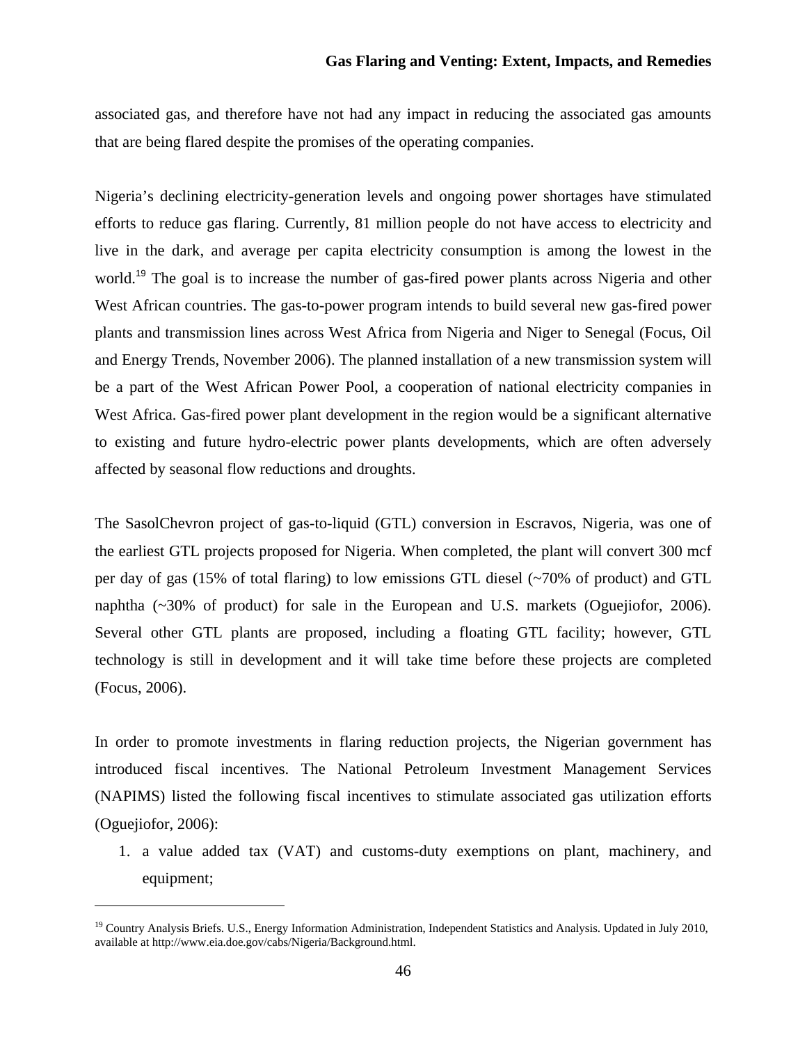associated gas, and therefore have not had any impact in reducing the associated gas amounts that are being flared despite the promises of the operating companies.

Nigeria's declining electricity-generation levels and ongoing power shortages have stimulated efforts to reduce gas flaring. Currently, 81 million people do not have access to electricity and live in the dark, and average per capita electricity consumption is among the lowest in the world.[19] The goal is to increase the number of gas-fired power plants across Nigeria and other West African countries. The gas-to-power program intends to build several new gas-fired power plants and transmission lines across West Africa from Nigeria and Niger to Senegal (Focus, Oil and Energy Trends, November 2006). The planned installation of a new transmission system will be a part of the West African Power Pool, a cooperation of national electricity companies in West Africa. Gas-fired power plant development in the region would be a significant alternative to existing and future hydro-electric power plants developments, which are often adversely affected by seasonal flow reductions and droughts.

The SasolChevron project of gas-to-liquid (GTL) conversion in Escravos, Nigeria, was one of the earliest GTL projects proposed for Nigeria. When completed, the plant will convert 300 mcf per day of gas (15% of total flaring) to low emissions GTL diesel (~70% of product) and GTL naphtha (~30% of product) for sale in the European and U.S. markets (Oguejiofor, 2006). Several other GTL plants are proposed, including a floating GTL facility; however, GTL technology is still in development and it will take time before these projects are completed (Focus, 2006).

In order to promote investments in flaring reduction projects, the Nigerian government has introduced fiscal incentives. The National Petroleum Investment Management Services (NAPIMS) listed the following fiscal incentives to stimulate associated gas utilization efforts (Oguejiofor, 2006):

1. a value added tax (VAT) and customs-duty exemptions on plant, machinery, and equipment;

[19] Country Analysis Briefs. U.S., Energy Information Administration, Independent Statistics and Analysis. Updated in July 2010, available at http://www.eia.doe.gov/cabs/Nigeria/Background.html.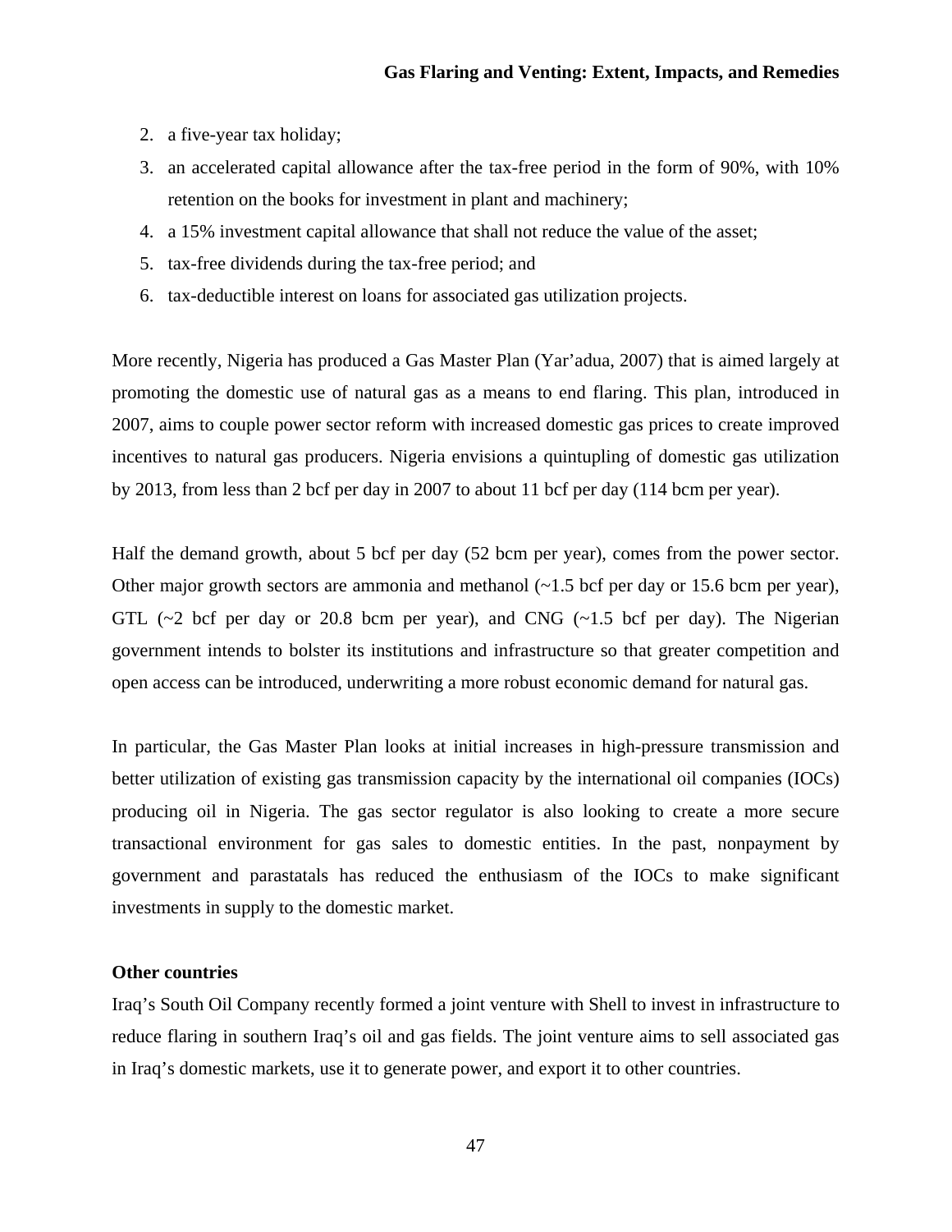2. a five-year tax holiday;
3. an accelerated capital allowance after the tax-free period in the form of 90%, with 10% retention on the books for investment in plant and machinery;
4. a 15% investment capital allowance that shall not reduce the value of the asset;
5. tax-free dividends during the tax-free period; and
6. tax-deductible interest on loans for associated gas utilization projects.

More recently, Nigeria has produced a Gas Master Plan (Yar'adua, 2007) that is aimed largely at promoting the domestic use of natural gas as a means to end flaring. This plan, introduced in 2007, aims to couple power sector reform with increased domestic gas prices to create improved incentives to natural gas producers. Nigeria envisions a quintupling of domestic gas utilization by 2013, from less than 2 bcf per day in 2007 to about 11 bcf per day (114 bcm per year).

Half the demand growth, about 5 bcf per day (52 bcm per year), comes from the power sector. Other major growth sectors are ammonia and methanol (~1.5 bcf per day or 15.6 bcm per year), GTL (~2 bcf per day or 20.8 bcm per year), and CNG (~1.5 bcf per day). The Nigerian government intends to bolster its institutions and infrastructure so that greater competition and open access can be introduced, underwriting a more robust economic demand for natural gas.

In particular, the Gas Master Plan looks at initial increases in high-pressure transmission and better utilization of existing gas transmission capacity by the international oil companies (IOCs) producing oil in Nigeria. The gas sector regulator is also looking to create a more secure transactional environment for gas sales to domestic entities. In the past, nonpayment by government and parastatals has reduced the enthusiasm of the IOCs to make significant investments in supply to the domestic market.

**Other countries**

Iraq's South Oil Company recently formed a joint venture with Shell to invest in infrastructure to reduce flaring in southern Iraq's oil and gas fields. The joint venture aims to sell associated gas in Iraq's domestic markets, use it to generate power, and export it to other countries.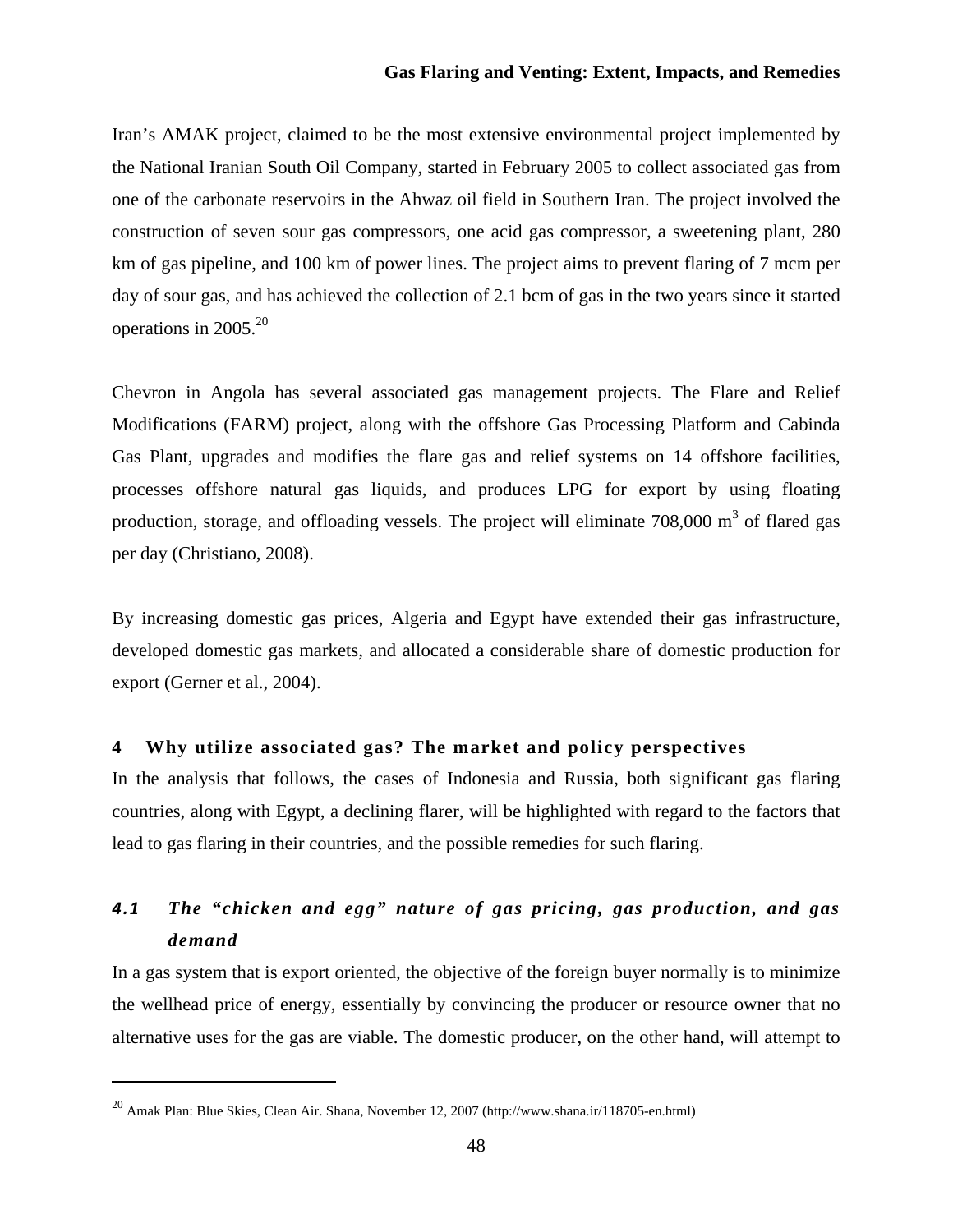Iran's AMAK project, claimed to be the most extensive environmental project implemented by the National Iranian South Oil Company, started in February 2005 to collect associated gas from one of the carbonate reservoirs in the Ahwaz oil field in Southern Iran. The project involved the construction of seven sour gas compressors, one acid gas compressor, a sweetening plant, 280 km of gas pipeline, and 100 km of power lines. The project aims to prevent flaring of 7 mcm per day of sour gas, and has achieved the collection of 2.1 bcm of gas in the two years since it started operations in 2005.[20]

Chevron in Angola has several associated gas management projects. The Flare and Relief Modifications (FARM) project, along with the offshore Gas Processing Platform and Cabinda Gas Plant, upgrades and modifies the flare gas and relief systems on 14 offshore facilities, processes offshore natural gas liquids, and produces LPG for export by using floating production, storage, and offloading vessels. The project will eliminate 708,000 $m^3$ of flared gas per day (Christiano, 2008).

By increasing domestic gas prices, Algeria and Egypt have extended their gas infrastructure, developed domestic gas markets, and allocated a considerable share of domestic production for export (Gerner et al., 2004).

## 4 Why utilize associated gas? The market and policy perspectives

In the analysis that follows, the cases of Indonesia and Russia, both significant gas flaring countries, along with Egypt, a declining flarer, will be highlighted with regard to the factors that lead to gas flaring in their countries, and the possible remedies for such flaring.

### *4.1 The "chicken and egg" nature of gas pricing, gas production, and gas demand*

In a gas system that is export oriented, the objective of the foreign buyer normally is to minimize the wellhead price of energy, essentially by convincing the producer or resource owner that no alternative uses for the gas are viable. The domestic producer, on the other hand, will attempt to

[20] Amak Plan: Blue Skies, Clean Air. Shana, November 12, 2007 (http://www.shana.ir/118705-en.html)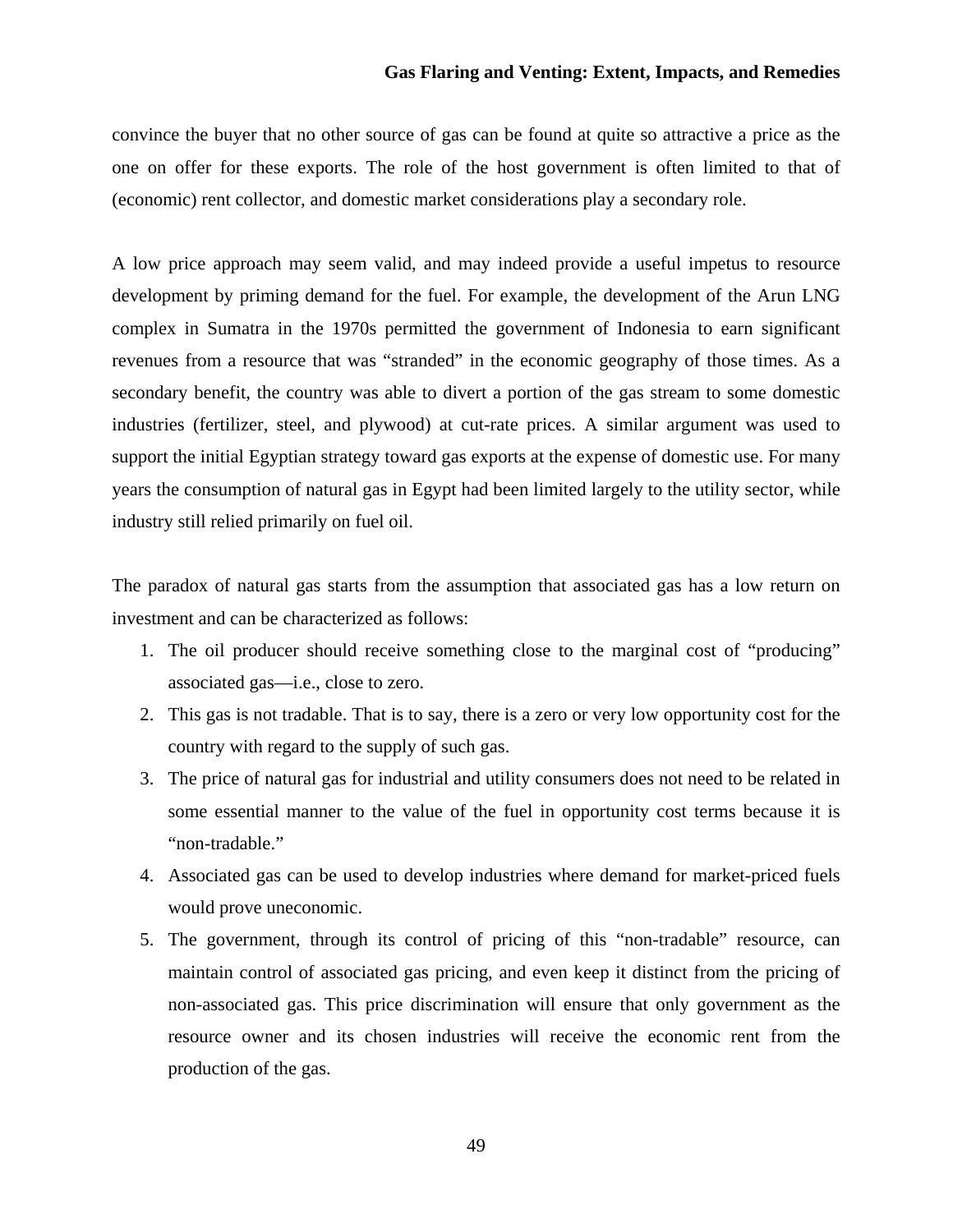convince the buyer that no other source of gas can be found at quite so attractive a price as the one on offer for these exports. The role of the host government is often limited to that of (economic) rent collector, and domestic market considerations play a secondary role.

A low price approach may seem valid, and may indeed provide a useful impetus to resource development by priming demand for the fuel. For example, the development of the Arun LNG complex in Sumatra in the 1970s permitted the government of Indonesia to earn significant revenues from a resource that was "stranded" in the economic geography of those times. As a secondary benefit, the country was able to divert a portion of the gas stream to some domestic industries (fertilizer, steel, and plywood) at cut-rate prices. A similar argument was used to support the initial Egyptian strategy toward gas exports at the expense of domestic use. For many years the consumption of natural gas in Egypt had been limited largely to the utility sector, while industry still relied primarily on fuel oil.

The paradox of natural gas starts from the assumption that associated gas has a low return on investment and can be characterized as follows:

1. The oil producer should receive something close to the marginal cost of "producing" associated gas—i.e., close to zero.
2. This gas is not tradable. That is to say, there is a zero or very low opportunity cost for the country with regard to the supply of such gas.
3. The price of natural gas for industrial and utility consumers does not need to be related in some essential manner to the value of the fuel in opportunity cost terms because it is "non-tradable."
4. Associated gas can be used to develop industries where demand for market-priced fuels would prove uneconomic.
5. The government, through its control of pricing of this "non-tradable" resource, can maintain control of associated gas pricing, and even keep it distinct from the pricing of non-associated gas. This price discrimination will ensure that only government as the resource owner and its chosen industries will receive the economic rent from the production of the gas.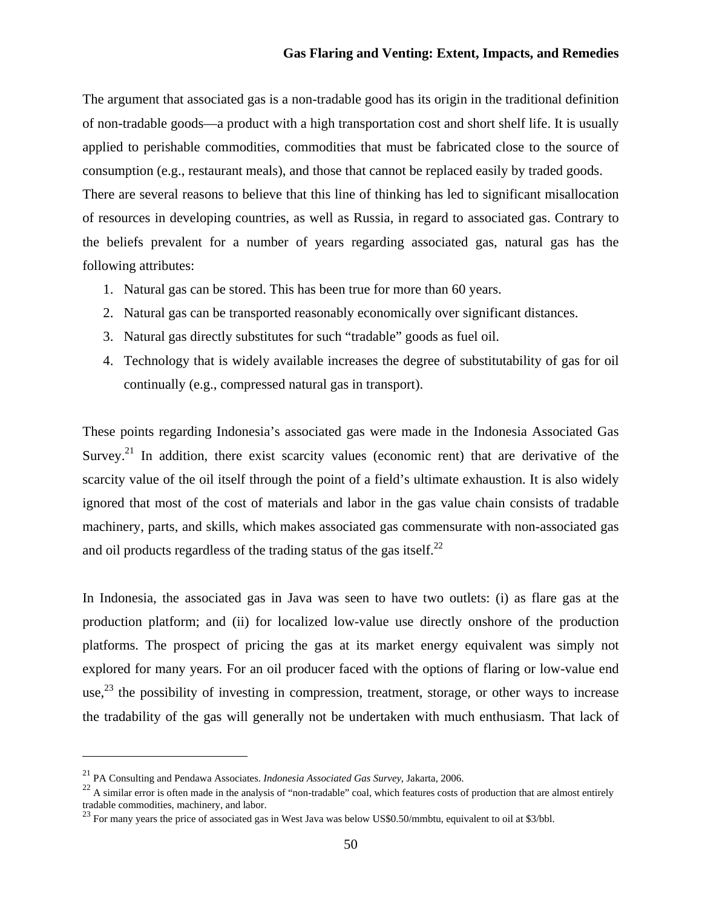The argument that associated gas is a non-tradable good has its origin in the traditional definition of non-tradable goods—a product with a high transportation cost and short shelf life. It is usually applied to perishable commodities, commodities that must be fabricated close to the source of consumption (e.g., restaurant meals), and those that cannot be replaced easily by traded goods. There are several reasons to believe that this line of thinking has led to significant misallocation of resources in developing countries, as well as Russia, in regard to associated gas. Contrary to the beliefs prevalent for a number of years regarding associated gas, natural gas has the following attributes:

1. Natural gas can be stored. This has been true for more than 60 years.
2. Natural gas can be transported reasonably economically over significant distances.
3. Natural gas directly substitutes for such "tradable" goods as fuel oil.
4. Technology that is widely available increases the degree of substitutability of gas for oil continually (e.g., compressed natural gas in transport).

These points regarding Indonesia's associated gas were made in the Indonesia Associated Gas Survey.[21] In addition, there exist scarcity values (economic rent) that are derivative of the scarcity value of the oil itself through the point of a field's ultimate exhaustion. It is also widely ignored that most of the cost of materials and labor in the gas value chain consists of tradable machinery, parts, and skills, which makes associated gas commensurate with non-associated gas and oil products regardless of the trading status of the gas itself.[22]

In Indonesia, the associated gas in Java was seen to have two outlets: (i) as flare gas at the production platform; and (ii) for localized low-value use directly onshore of the production platforms. The prospect of pricing the gas at its market energy equivalent was simply not explored for many years. For an oil producer faced with the options of flaring or low-value end use,[23] the possibility of investing in compression, treatment, storage, or other ways to increase the tradability of the gas will generally not be undertaken with much enthusiasm. That lack of

---

[21] PA Consulting and Pendawa Associates. *Indonesia Associated Gas Survey*, Jakarta, 2006.

[22] A similar error is often made in the analysis of "non-tradable" coal, which features costs of production that are almost entirely tradable commodities, machinery, and labor.

[23] For many years the price of associated gas in West Java was below US$0.50/mmbtu, equivalent to oil at $3/bbl.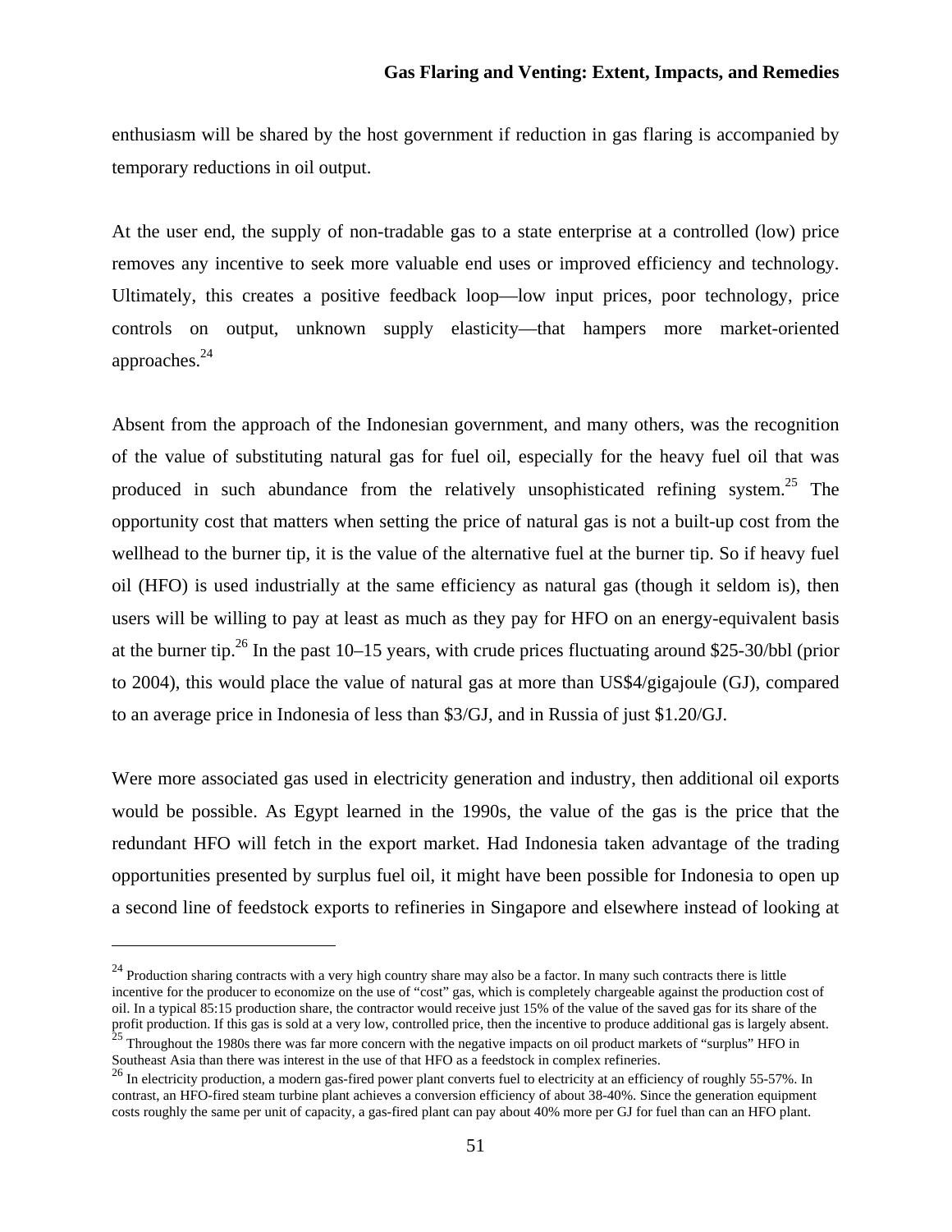enthusiasm will be shared by the host government if reduction in gas flaring is accompanied by temporary reductions in oil output.

At the user end, the supply of non-tradable gas to a state enterprise at a controlled (low) price removes any incentive to seek more valuable end uses or improved efficiency and technology. Ultimately, this creates a positive feedback loop—low input prices, poor technology, price controls on output, unknown supply elasticity—that hampers more market-oriented approaches.[24]

Absent from the approach of the Indonesian government, and many others, was the recognition of the value of substituting natural gas for fuel oil, especially for the heavy fuel oil that was produced in such abundance from the relatively unsophisticated refining system.[25] The opportunity cost that matters when setting the price of natural gas is not a built-up cost from the wellhead to the burner tip, it is the value of the alternative fuel at the burner tip. So if heavy fuel oil (HFO) is used industrially at the same efficiency as natural gas (though it seldom is), then users will be willing to pay at least as much as they pay for HFO on an energy-equivalent basis at the burner tip.[26] In the past 10–15 years, with crude prices fluctuating around $25-30/bbl (prior to 2004), this would place the value of natural gas at more than US$4/gigajoule (GJ), compared to an average price in Indonesia of less than $3/GJ, and in Russia of just $1.20/GJ.

Were more associated gas used in electricity generation and industry, then additional oil exports would be possible. As Egypt learned in the 1990s, the value of the gas is the price that the redundant HFO will fetch in the export market. Had Indonesia taken advantage of the trading opportunities presented by surplus fuel oil, it might have been possible for Indonesia to open up a second line of feedstock exports to refineries in Singapore and elsewhere instead of looking at

---

[24] Production sharing contracts with a very high country share may also be a factor. In many such contracts there is little incentive for the producer to economize on the use of "cost" gas, which is completely chargeable against the production cost of oil. In a typical 85:15 production share, the contractor would receive just 15% of the value of the saved gas for its share of the profit production. If this gas is sold at a very low, controlled price, then the incentive to produce additional gas is largely absent.

[25] Throughout the 1980s there was far more concern with the negative impacts on oil product markets of "surplus" HFO in Southeast Asia than there was interest in the use of that HFO as a feedstock in complex refineries.

[26] In electricity production, a modern gas-fired power plant converts fuel to electricity at an efficiency of roughly 55-57%. In contrast, an HFO-fired steam turbine plant achieves a conversion efficiency of about 38-40%. Since the generation equipment costs roughly the same per unit of capacity, a gas-fired plant can pay about 40% more per GJ for fuel than can an HFO plant.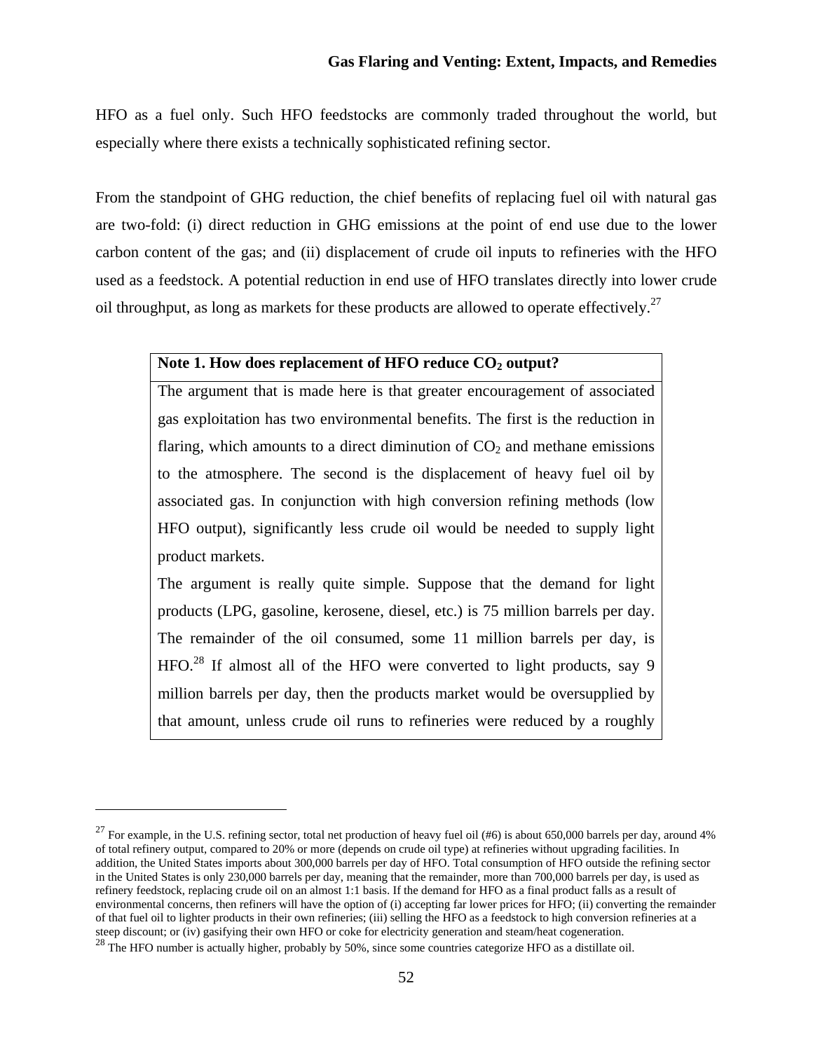HFO as a fuel only. Such HFO feedstocks are commonly traded throughout the world, but especially where there exists a technically sophisticated refining sector.

From the standpoint of GHG reduction, the chief benefits of replacing fuel oil with natural gas are two-fold: (i) direct reduction in GHG emissions at the point of end use due to the lower carbon content of the gas; and (ii) displacement of crude oil inputs to refineries with the HFO used as a feedstock. A potential reduction in end use of HFO translates directly into lower crude oil throughput, as long as markets for these products are allowed to operate effectively.[27]

| **Note 1. How does replacement of HFO reduce $CO_2$ output?** |
| --- |
| The argument that is made here is that greater encouragement of associated gas exploitation has two environmental benefits. The first is the reduction in flaring, which amounts to a direct diminution of $CO_2$ and methane emissions to the atmosphere. The second is the displacement of heavy fuel oil by associated gas. In conjunction with high conversion refining methods (low HFO output), significantly less crude oil would be needed to supply light product markets. <br> The argument is really quite simple. Suppose that the demand for light products (LPG, gasoline, kerosene, diesel, etc.) is 75 million barrels per day. The remainder of the oil consumed, some 11 million barrels per day, is HFO.[28] If almost all of the HFO were converted to light products, say 9 million barrels per day, then the products market would be oversupplied by that amount, unless crude oil runs to refineries were reduced by a roughly |

[27] For example, in the U.S. refining sector, total net production of heavy fuel oil (#6) is about 650,000 barrels per day, around 4% of total refinery output, compared to 20% or more (depends on crude oil type) at refineries without upgrading facilities. In addition, the United States imports about 300,000 barrels per day of HFO. Total consumption of HFO outside the refining sector in the United States is only 230,000 barrels per day, meaning that the remainder, more than 700,000 barrels per day, is used as refinery feedstock, replacing crude oil on an almost 1:1 basis. If the demand for HFO as a final product falls as a result of environmental concerns, then refiners will have the option of (i) accepting far lower prices for HFO; (ii) converting the remainder of that fuel oil to lighter products in their own refineries; (iii) selling the HFO as a feedstock to high conversion refineries at a steep discount; or (iv) gasifying their own HFO or coke for electricity generation and steam/heat cogeneration.

[28] The HFO number is actually higher, probably by 50%, since some countries categorize HFO as a distillate oil.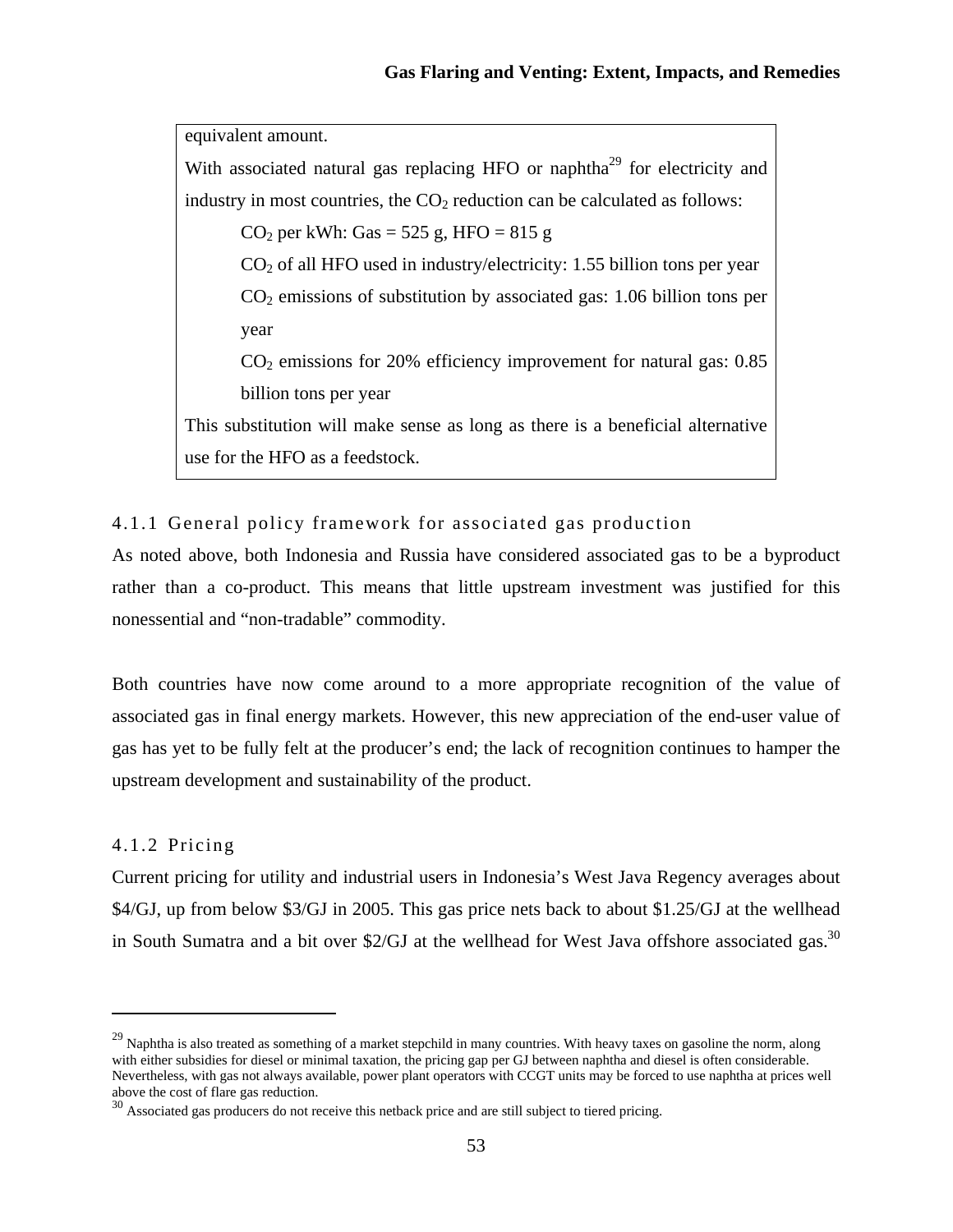equivalent amount.

With associated natural gas replacing HFO or naphtha[29] for electricity and industry in most countries, the $CO_2$ reduction can be calculated as follows:

> $CO_2$ per kWh: Gas = 525 g, HFO = 815 g
>
> $CO_2$ of all HFO used in industry/electricity: 1.55 billion tons per year
>
> $CO_2$ emissions of substitution by associated gas: 1.06 billion tons per year
>
> $CO_2$ emissions for 20% efficiency improvement for natural gas: 0.85 billion tons per year

This substitution will make sense as long as there is a beneficial alternative use for the HFO as a feedstock.

### 4.1.1 General policy framework for associated gas production

As noted above, both Indonesia and Russia have considered associated gas to be a byproduct rather than a co-product. This means that little upstream investment was justified for this nonessential and "non-tradable" commodity.

Both countries have now come around to a more appropriate recognition of the value of associated gas in final energy markets. However, this new appreciation of the end-user value of gas has yet to be fully felt at the producer's end; the lack of recognition continues to hamper the upstream development and sustainability of the product.

### 4.1.2 Pricing

Current pricing for utility and industrial users in Indonesia's West Java Regency averages about $4/GJ, up from below $3/GJ in 2005. This gas price nets back to about $1.25/GJ at the wellhead in South Sumatra and a bit over $2/GJ at the wellhead for West Java offshore associated gas.[30]

---

[29] Naphtha is also treated as something of a market stepchild in many countries. With heavy taxes on gasoline the norm, along with either subsidies for diesel or minimal taxation, the pricing gap per GJ between naphtha and diesel is often considerable. Nevertheless, with gas not always available, power plant operators with CCGT units may be forced to use naphtha at prices well above the cost of flare gas reduction.

[30] Associated gas producers do not receive this netback price and are still subject to tiered pricing.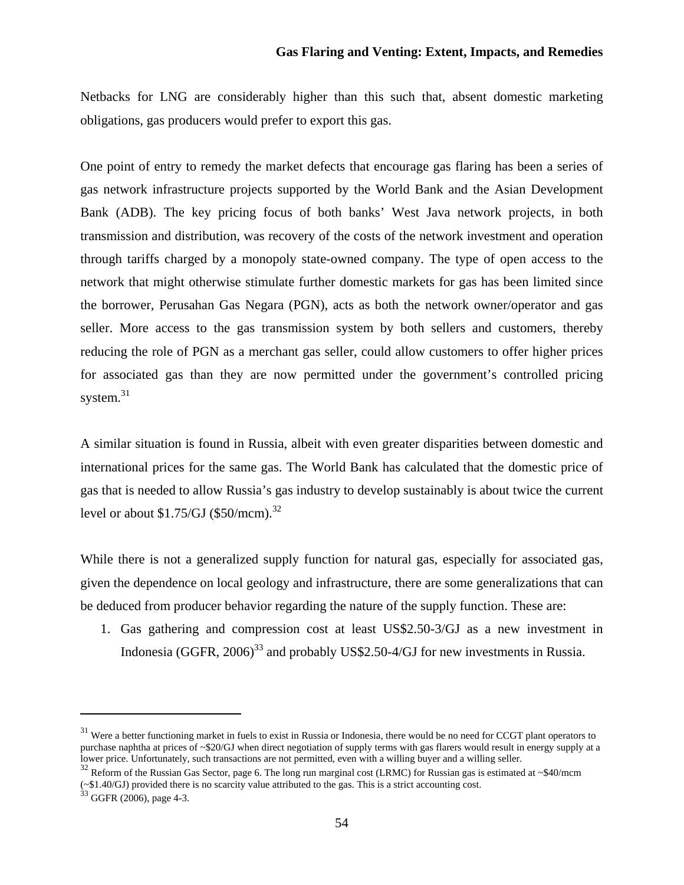Netbacks for LNG are considerably higher than this such that, absent domestic marketing obligations, gas producers would prefer to export this gas.

One point of entry to remedy the market defects that encourage gas flaring has been a series of gas network infrastructure projects supported by the World Bank and the Asian Development Bank (ADB). The key pricing focus of both banks' West Java network projects, in both transmission and distribution, was recovery of the costs of the network investment and operation through tariffs charged by a monopoly state-owned company. The type of open access to the network that might otherwise stimulate further domestic markets for gas has been limited since the borrower, Perusahan Gas Negara (PGN), acts as both the network owner/operator and gas seller. More access to the gas transmission system by both sellers and customers, thereby reducing the role of PGN as a merchant gas seller, could allow customers to offer higher prices for associated gas than they are now permitted under the government's controlled pricing system.[31]

A similar situation is found in Russia, albeit with even greater disparities between domestic and international prices for the same gas. The World Bank has calculated that the domestic price of gas that is needed to allow Russia's gas industry to develop sustainably is about twice the current level or about $1.75/GJ ($50/mcm).[32]

While there is not a generalized supply function for natural gas, especially for associated gas, given the dependence on local geology and infrastructure, there are some generalizations that can be deduced from producer behavior regarding the nature of the supply function. These are:

1. Gas gathering and compression cost at least US$2.50-3/GJ as a new investment in Indonesia (GGFR, 2006)[33] and probably US$2.50-4/GJ for new investments in Russia.

---

[31] Were a better functioning market in fuels to exist in Russia or Indonesia, there would be no need for CCGT plant operators to purchase naphtha at prices of ~$20/GJ when direct negotiation of supply terms with gas flarers would result in energy supply at a lower price. Unfortunately, such transactions are not permitted, even with a willing buyer and a willing seller.

[32] Reform of the Russian Gas Sector, page 6. The long run marginal cost (LRMC) for Russian gas is estimated at ~$40/mcm (~$1.40/GJ) provided there is no scarcity value attributed to the gas. This is a strict accounting cost.

[33] GGFR (2006), page 4-3.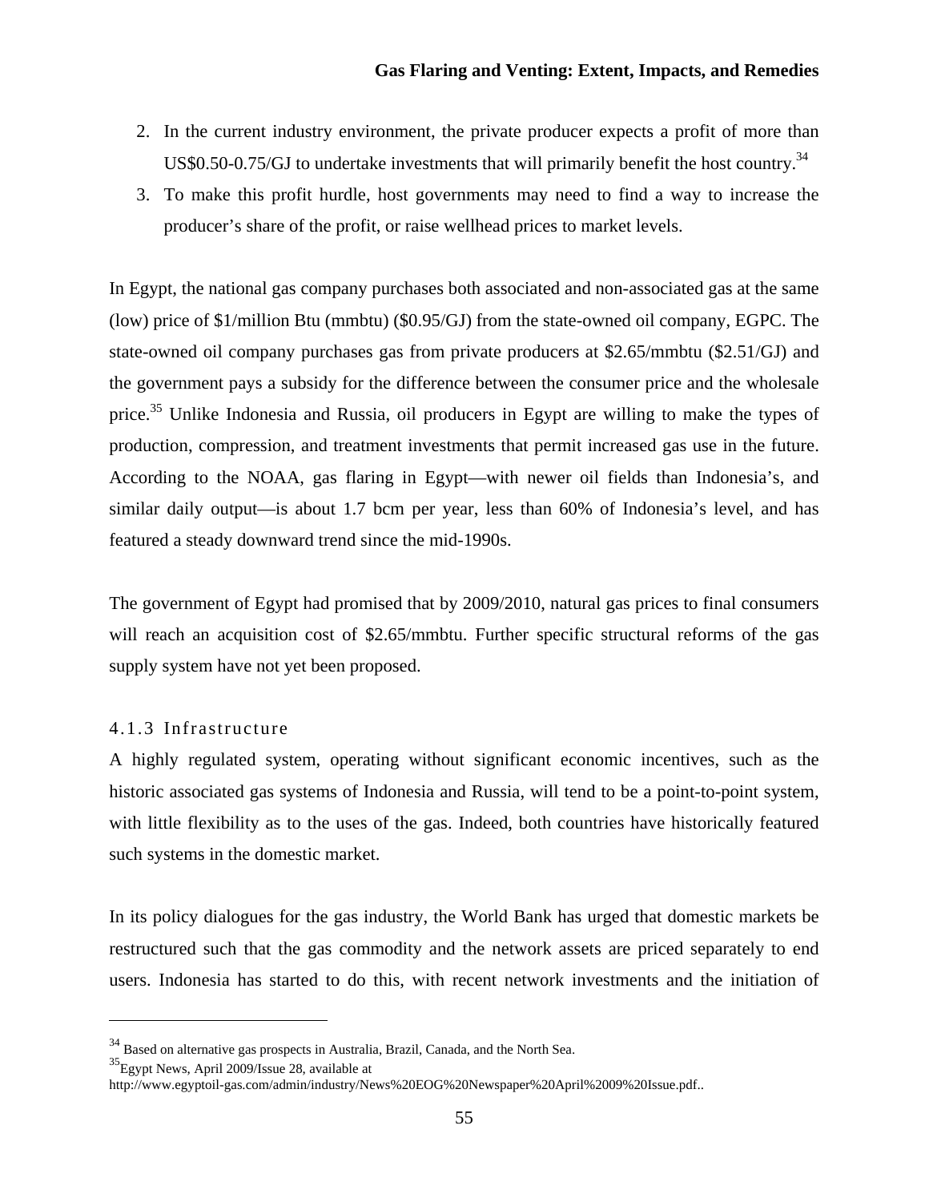2. In the current industry environment, the private producer expects a profit of more than US$0.50-0.75/GJ to undertake investments that will primarily benefit the host country.[34]
3. To make this profit hurdle, host governments may need to find a way to increase the producer's share of the profit, or raise wellhead prices to market levels.

In Egypt, the national gas company purchases both associated and non-associated gas at the same (low) price of $1/million Btu (mmbtu) ($0.95/GJ) from the state-owned oil company, EGPC. The state-owned oil company purchases gas from private producers at $2.65/mmbtu ($2.51/GJ) and the government pays a subsidy for the difference between the consumer price and the wholesale price.[35] Unlike Indonesia and Russia, oil producers in Egypt are willing to make the types of production, compression, and treatment investments that permit increased gas use in the future. According to the NOAA, gas flaring in Egypt—with newer oil fields than Indonesia's, and similar daily output—is about 1.7 bcm per year, less than 60% of Indonesia's level, and has featured a steady downward trend since the mid-1990s.

The government of Egypt had promised that by 2009/2010, natural gas prices to final consumers will reach an acquisition cost of $2.65/mmbtu. Further specific structural reforms of the gas supply system have not yet been proposed.

### 4.1.3 Infrastructure

A highly regulated system, operating without significant economic incentives, such as the historic associated gas systems of Indonesia and Russia, will tend to be a point-to-point system, with little flexibility as to the uses of the gas. Indeed, both countries have historically featured such systems in the domestic market.

In its policy dialogues for the gas industry, the World Bank has urged that domestic markets be restructured such that the gas commodity and the network assets are priced separately to end users. Indonesia has started to do this, with recent network investments and the initiation of

---

[34] Based on alternative gas prospects in Australia, Brazil, Canada, and the North Sea.

[35] Egypt News, April 2009/Issue 28, available at http://www.egyptoil-gas.com/admin/industry/News%20EOG%20Newspaper%20April%2009%20Issue.pdf..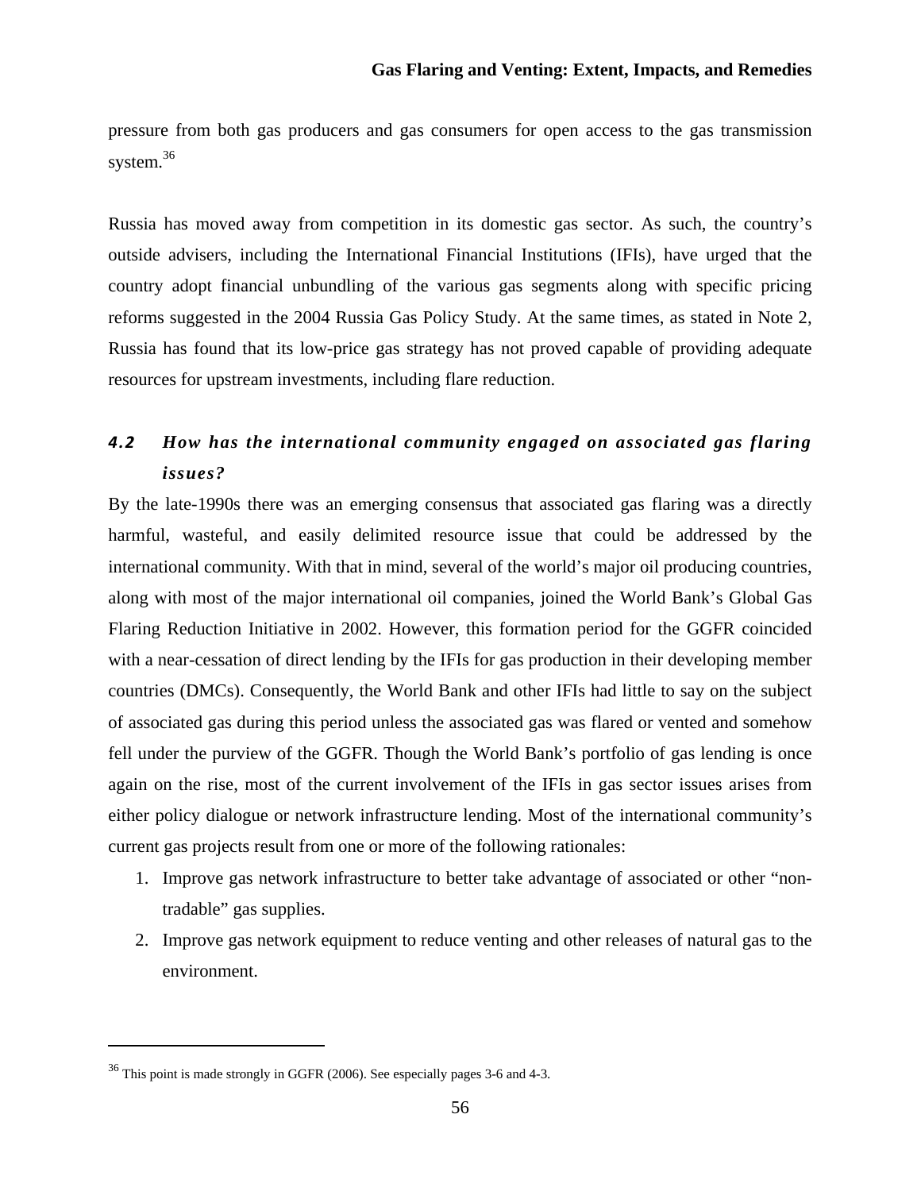pressure from both gas producers and gas consumers for open access to the gas transmission system.[36]

Russia has moved away from competition in its domestic gas sector. As such, the country's outside advisers, including the International Financial Institutions (IFIs), have urged that the country adopt financial unbundling of the various gas segments along with specific pricing reforms suggested in the 2004 Russia Gas Policy Study. At the same times, as stated in Note 2, Russia has found that its low-price gas strategy has not proved capable of providing adequate resources for upstream investments, including flare reduction.

### *4.2 How has the international community engaged on associated gas flaring issues?*

By the late-1990s there was an emerging consensus that associated gas flaring was a directly harmful, wasteful, and easily delimited resource issue that could be addressed by the international community. With that in mind, several of the world's major oil producing countries, along with most of the major international oil companies, joined the World Bank's Global Gas Flaring Reduction Initiative in 2002. However, this formation period for the GGFR coincided with a near-cessation of direct lending by the IFIs for gas production in their developing member countries (DMCs). Consequently, the World Bank and other IFIs had little to say on the subject of associated gas during this period unless the associated gas was flared or vented and somehow fell under the purview of the GGFR. Though the World Bank's portfolio of gas lending is once again on the rise, most of the current involvement of the IFIs in gas sector issues arises from either policy dialogue or network infrastructure lending. Most of the international community's current gas projects result from one or more of the following rationales:

1. Improve gas network infrastructure to better take advantage of associated or other "non-tradable" gas supplies.
2. Improve gas network equipment to reduce venting and other releases of natural gas to the environment.

---

[36] This point is made strongly in GGFR (2006). See especially pages 3-6 and 4-3.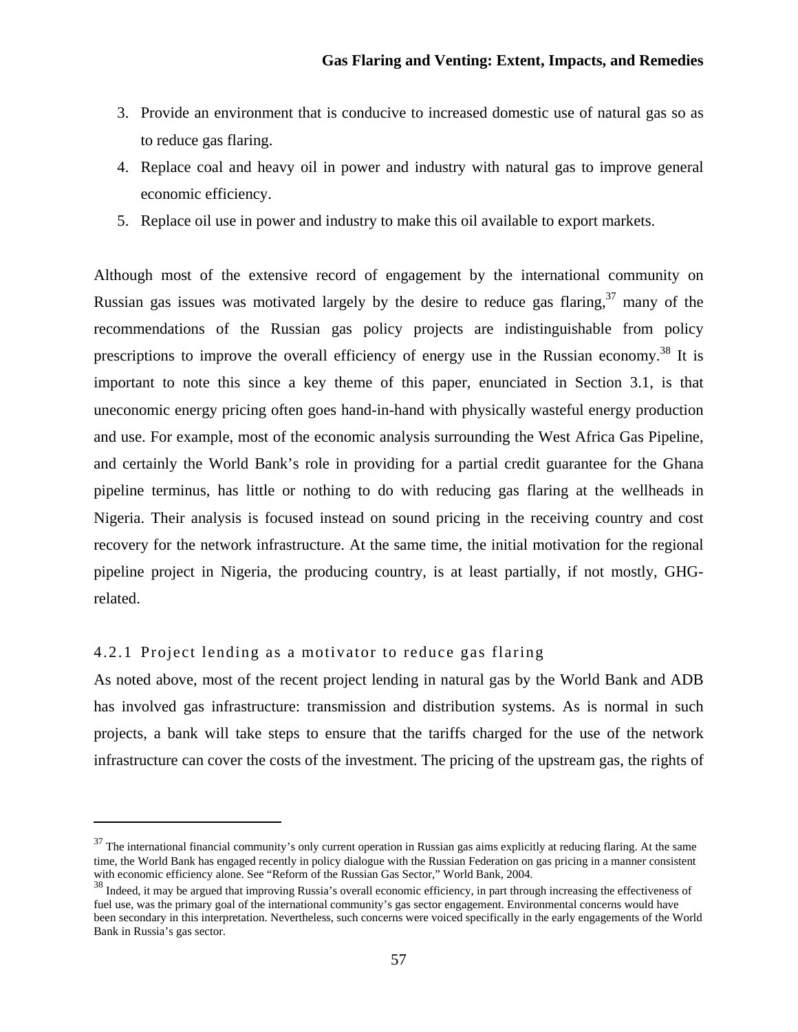3. Provide an environment that is conducive to increased domestic use of natural gas so as to reduce gas flaring.
4. Replace coal and heavy oil in power and industry with natural gas to improve general economic efficiency.
5. Replace oil use in power and industry to make this oil available to export markets.

Although most of the extensive record of engagement by the international community on Russian gas issues was motivated largely by the desire to reduce gas flaring,[37] many of the recommendations of the Russian gas policy projects are indistinguishable from policy prescriptions to improve the overall efficiency of energy use in the Russian economy.[38] It is important to note this since a key theme of this paper, enunciated in Section 3.1, is that uneconomic energy pricing often goes hand-in-hand with physically wasteful energy production and use. For example, most of the economic analysis surrounding the West Africa Gas Pipeline, and certainly the World Bank's role in providing for a partial credit guarantee for the Ghana pipeline terminus, has little or nothing to do with reducing gas flaring at the wellheads in Nigeria. Their analysis is focused instead on sound pricing in the receiving country and cost recovery for the network infrastructure. At the same time, the initial motivation for the regional pipeline project in Nigeria, the producing country, is at least partially, if not mostly, GHG-related.

#### 4.2.1 Project lending as a motivator to reduce gas flaring

As noted above, most of the recent project lending in natural gas by the World Bank and ADB has involved gas infrastructure: transmission and distribution systems. As is normal in such projects, a bank will take steps to ensure that the tariffs charged for the use of the network infrastructure can cover the costs of the investment. The pricing of the upstream gas, the rights of

---

[37] The international financial community's only current operation in Russian gas aims explicitly at reducing flaring. At the same time, the World Bank has engaged recently in policy dialogue with the Russian Federation on gas pricing in a manner consistent with economic efficiency alone. See "Reform of the Russian Gas Sector," World Bank, 2004.

[38] Indeed, it may be argued that improving Russia's overall economic efficiency, in part through increasing the effectiveness of fuel use, was the primary goal of the international community's gas sector engagement. Environmental concerns would have been secondary in this interpretation. Nevertheless, such concerns were voiced specifically in the early engagements of the World Bank in Russia's gas sector.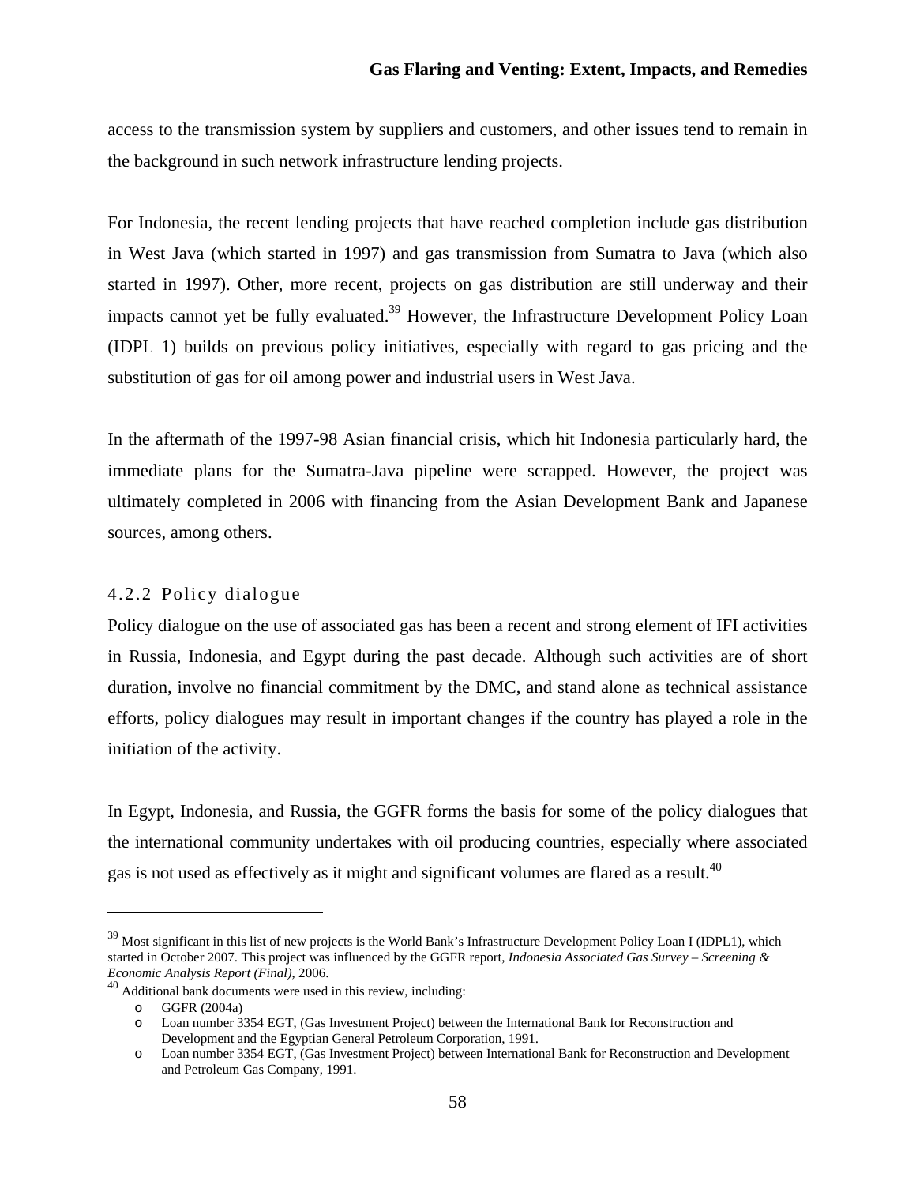access to the transmission system by suppliers and customers, and other issues tend to remain in the background in such network infrastructure lending projects.

For Indonesia, the recent lending projects that have reached completion include gas distribution in West Java (which started in 1997) and gas transmission from Sumatra to Java (which also started in 1997). Other, more recent, projects on gas distribution are still underway and their impacts cannot yet be fully evaluated.[39] However, the Infrastructure Development Policy Loan (IDPL 1) builds on previous policy initiatives, especially with regard to gas pricing and the substitution of gas for oil among power and industrial users in West Java.

In the aftermath of the 1997-98 Asian financial crisis, which hit Indonesia particularly hard, the immediate plans for the Sumatra-Java pipeline were scrapped. However, the project was ultimately completed in 2006 with financing from the Asian Development Bank and Japanese sources, among others.

### 4.2.2 Policy dialogue

Policy dialogue on the use of associated gas has been a recent and strong element of IFI activities in Russia, Indonesia, and Egypt during the past decade. Although such activities are of short duration, involve no financial commitment by the DMC, and stand alone as technical assistance efforts, policy dialogues may result in important changes if the country has played a role in the initiation of the activity.

In Egypt, Indonesia, and Russia, the GGFR forms the basis for some of the policy dialogues that the international community undertakes with oil producing countries, especially where associated gas is not used as effectively as it might and significant volumes are flared as a result.[40]

---

[39] Most significant in this list of new projects is the World Bank's Infrastructure Development Policy Loan I (IDPL1), which started in October 2007. This project was influenced by the GGFR report, *Indonesia Associated Gas Survey – Screening & Economic Analysis Report (Final)*, 2006.

[40] Additional bank documents were used in this review, including:

- GGFR (2004a)
- Loan number 3354 EGT, (Gas Investment Project) between the International Bank for Reconstruction and Development and the Egyptian General Petroleum Corporation, 1991.
- Loan number 3354 EGT, (Gas Investment Project) between International Bank for Reconstruction and Development and Petroleum Gas Company, 1991.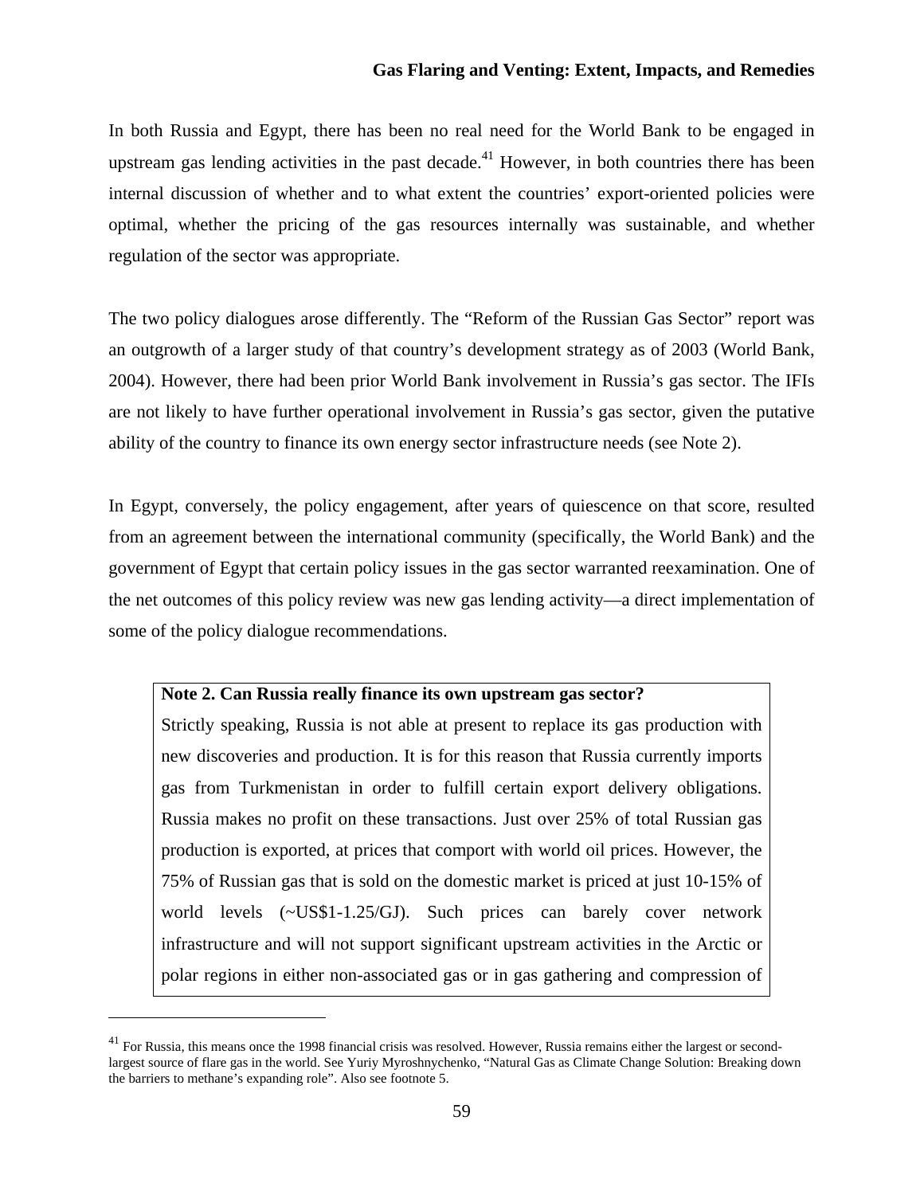In both Russia and Egypt, there has been no real need for the World Bank to be engaged in upstream gas lending activities in the past decade.[41] However, in both countries there has been internal discussion of whether and to what extent the countries' export-oriented policies were optimal, whether the pricing of the gas resources internally was sustainable, and whether regulation of the sector was appropriate.

The two policy dialogues arose differently. The "Reform of the Russian Gas Sector" report was an outgrowth of a larger study of that country's development strategy as of 2003 (World Bank, 2004). However, there had been prior World Bank involvement in Russia's gas sector. The IFIs are not likely to have further operational involvement in Russia's gas sector, given the putative ability of the country to finance its own energy sector infrastructure needs (see Note 2).

In Egypt, conversely, the policy engagement, after years of quiescence on that score, resulted from an agreement between the international community (specifically, the World Bank) and the government of Egypt that certain policy issues in the gas sector warranted reexamination. One of the net outcomes of this policy review was new gas lending activity—a direct implementation of some of the policy dialogue recommendations.

> **Note 2. Can Russia really finance its own upstream gas sector?**
>
> Strictly speaking, Russia is not able at present to replace its gas production with new discoveries and production. It is for this reason that Russia currently imports gas from Turkmenistan in order to fulfill certain export delivery obligations. Russia makes no profit on these transactions. Just over 25% of total Russian gas production is exported, at prices that comport with world oil prices. However, the 75% of Russian gas that is sold on the domestic market is priced at just 10-15% of world levels (~US$1-1.25/GJ). Such prices can barely cover network infrastructure and will not support significant upstream activities in the Arctic or polar regions in either non-associated gas or in gas gathering and compression of

[41] For Russia, this means once the 1998 financial crisis was resolved. However, Russia remains either the largest or second-largest source of flare gas in the world. See Yuriy Myroshnychenko, "Natural Gas as Climate Change Solution: Breaking down the barriers to methane's expanding role". Also see footnote 5.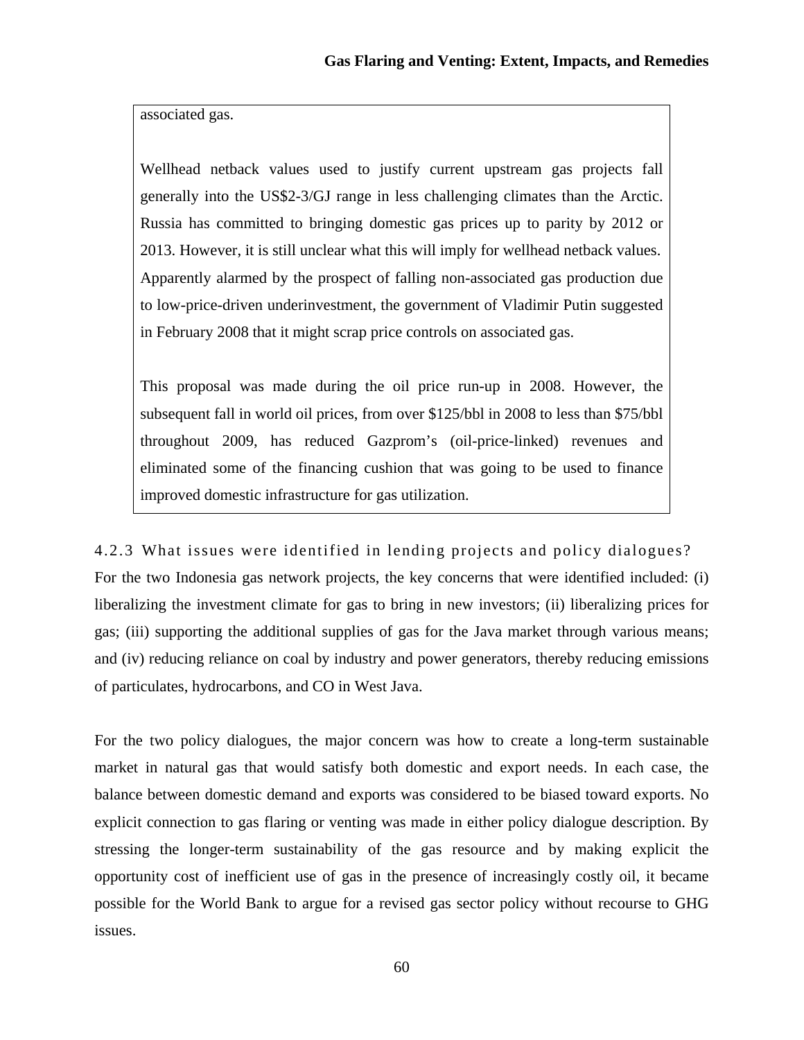associated gas.

Wellhead netback values used to justify current upstream gas projects fall generally into the US$2-3/GJ range in less challenging climates than the Arctic. Russia has committed to bringing domestic gas prices up to parity by 2012 or 2013. However, it is still unclear what this will imply for wellhead netback values. Apparently alarmed by the prospect of falling non-associated gas production due to low-price-driven underinvestment, the government of Vladimir Putin suggested in February 2008 that it might scrap price controls on associated gas.

This proposal was made during the oil price run-up in 2008. However, the subsequent fall in world oil prices, from over $125/bbl in 2008 to less than $75/bbl throughout 2009, has reduced Gazprom's (oil-price-linked) revenues and eliminated some of the financing cushion that was going to be used to finance improved domestic infrastructure for gas utilization.

### 4.2.3 What issues were identified in lending projects and policy dialogues?

For the two Indonesia gas network projects, the key concerns that were identified included: (i) liberalizing the investment climate for gas to bring in new investors; (ii) liberalizing prices for gas; (iii) supporting the additional supplies of gas for the Java market through various means; and (iv) reducing reliance on coal by industry and power generators, thereby reducing emissions of particulates, hydrocarbons, and CO in West Java.

For the two policy dialogues, the major concern was how to create a long-term sustainable market in natural gas that would satisfy both domestic and export needs. In each case, the balance between domestic demand and exports was considered to be biased toward exports. No explicit connection to gas flaring or venting was made in either policy dialogue description. By stressing the longer-term sustainability of the gas resource and by making explicit the opportunity cost of inefficient use of gas in the presence of increasingly costly oil, it became possible for the World Bank to argue for a revised gas sector policy without recourse to GHG issues.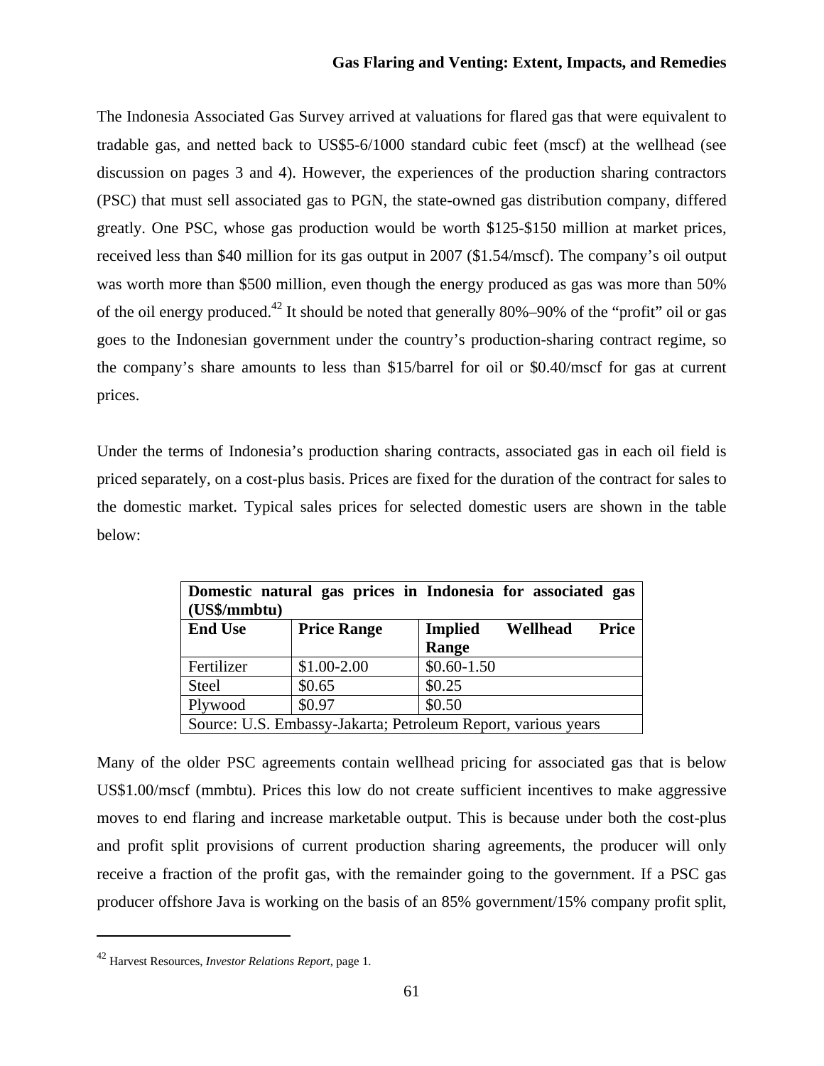The Indonesia Associated Gas Survey arrived at valuations for flared gas that were equivalent to tradable gas, and netted back to US$5-6/1000 standard cubic feet (mscf) at the wellhead (see discussion on pages 3 and 4). However, the experiences of the production sharing contractors (PSC) that must sell associated gas to PGN, the state-owned gas distribution company, differed greatly. One PSC, whose gas production would be worth $125-$150 million at market prices, received less than $40 million for its gas output in 2007 ($1.54/mscf). The company's oil output was worth more than $500 million, even though the energy produced as gas was more than 50% of the oil energy produced.[42] It should be noted that generally 80%–90% of the "profit" oil or gas goes to the Indonesian government under the country's production-sharing contract regime, so the company's share amounts to less than $15/barrel for oil or $0.40/mscf for gas at current prices.

Under the terms of Indonesia's production sharing contracts, associated gas in each oil field is priced separately, on a cost-plus basis. Prices are fixed for the duration of the contract for sales to the domestic market. Typical sales prices for selected domestic users are shown in the table below:

| **Domestic natural gas prices in Indonesia for associated gas (US$/mmbtu)** | | |
|---|---|---|
| **End Use** | **Price Range** | **Implied Wellhead Price Range** |
| Fertilizer | $1.00-2.00 | $0.60-1.50 |
| Steel | $0.65 | $0.25 |
| Plywood | $0.97 | $0.50 |
| Source: U.S. Embassy-Jakarta; Petroleum Report, various years | | |

Many of the older PSC agreements contain wellhead pricing for associated gas that is below US$1.00/mscf (mmbtu). Prices this low do not create sufficient incentives to make aggressive moves to end flaring and increase marketable output. This is because under both the cost-plus and profit split provisions of current production sharing agreements, the producer will only receive a fraction of the profit gas, with the remainder going to the government. If a PSC gas producer offshore Java is working on the basis of an 85% government/15% company profit split,

[42] Harvest Resources, *Investor Relations Report*, page 1.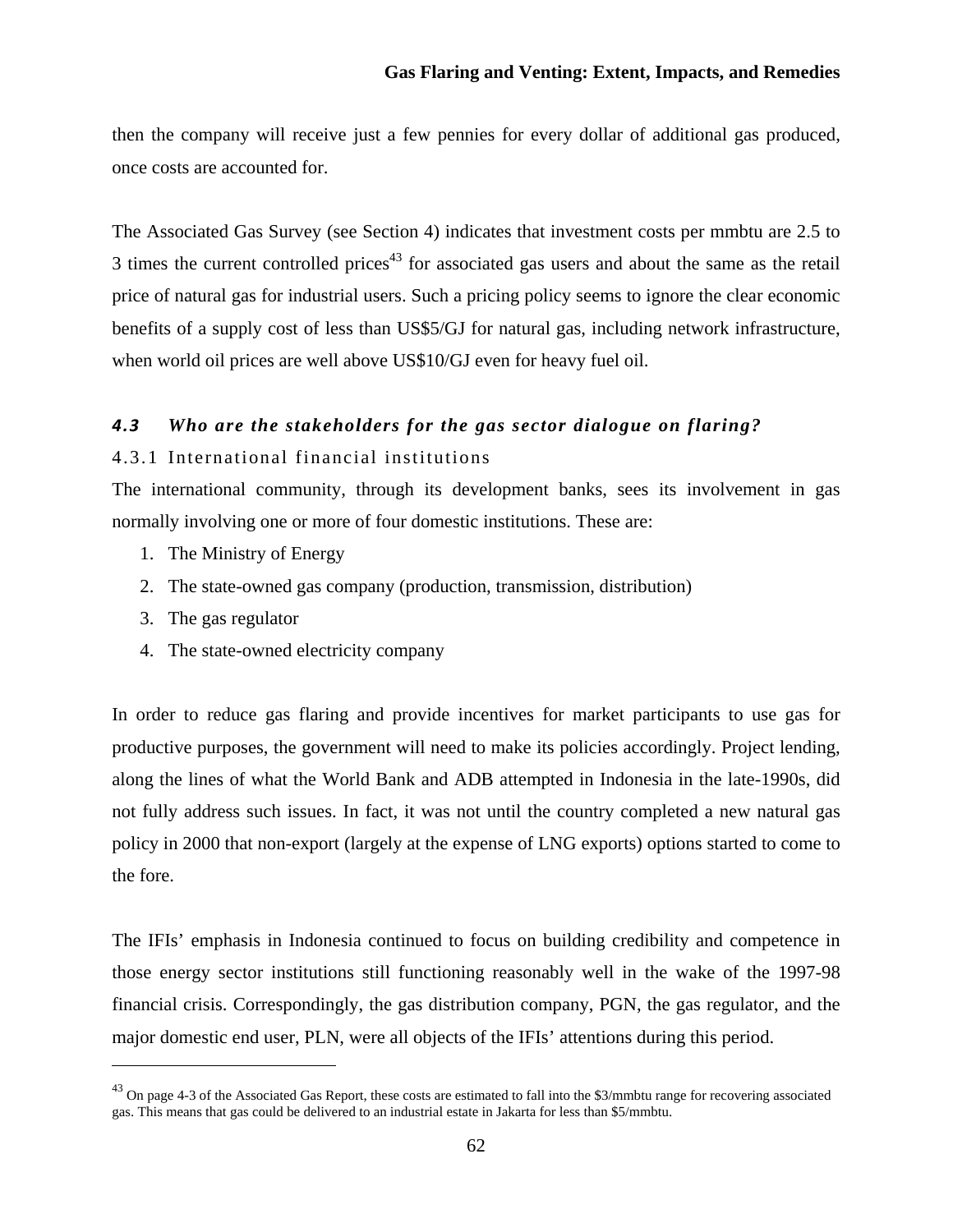then the company will receive just a few pennies for every dollar of additional gas produced, once costs are accounted for.

The Associated Gas Survey (see Section 4) indicates that investment costs per mmbtu are 2.5 to 3 times the current controlled prices[43] for associated gas users and about the same as the retail price of natural gas for industrial users. Such a pricing policy seems to ignore the clear economic benefits of a supply cost of less than US$5/GJ for natural gas, including network infrastructure, when world oil prices are well above US$10/GJ even for heavy fuel oil.

## *4.3 Who are the stakeholders for the gas sector dialogue on flaring?*

### 4.3.1 International financial institutions

The international community, through its development banks, sees its involvement in gas normally involving one or more of four domestic institutions. These are:

1. The Ministry of Energy
2. The state-owned gas company (production, transmission, distribution)
3. The gas regulator
4. The state-owned electricity company

In order to reduce gas flaring and provide incentives for market participants to use gas for productive purposes, the government will need to make its policies accordingly. Project lending, along the lines of what the World Bank and ADB attempted in Indonesia in the late-1990s, did not fully address such issues. In fact, it was not until the country completed a new natural gas policy in 2000 that non-export (largely at the expense of LNG exports) options started to come to the fore.

The IFIs' emphasis in Indonesia continued to focus on building credibility and competence in those energy sector institutions still functioning reasonably well in the wake of the 1997-98 financial crisis. Correspondingly, the gas distribution company, PGN, the gas regulator, and the major domestic end user, PLN, were all objects of the IFIs' attentions during this period.

---

[43] On page 4-3 of the Associated Gas Report, these costs are estimated to fall into the $3/mmbtu range for recovering associated gas. This means that gas could be delivered to an industrial estate in Jakarta for less than $5/mmbtu.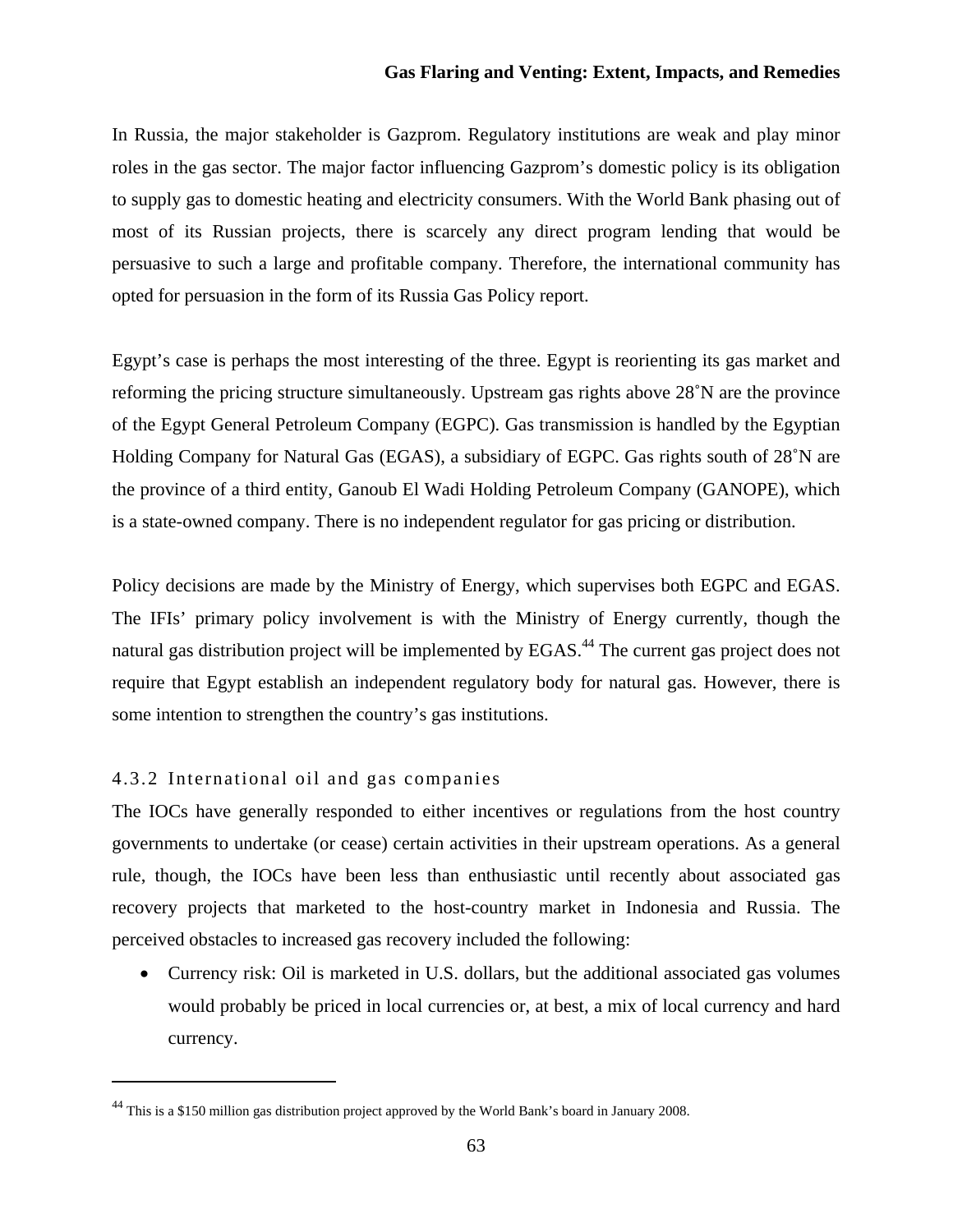In Russia, the major stakeholder is Gazprom. Regulatory institutions are weak and play minor roles in the gas sector. The major factor influencing Gazprom's domestic policy is its obligation to supply gas to domestic heating and electricity consumers. With the World Bank phasing out of most of its Russian projects, there is scarcely any direct program lending that would be persuasive to such a large and profitable company. Therefore, the international community has opted for persuasion in the form of its Russia Gas Policy report.

Egypt's case is perhaps the most interesting of the three. Egypt is reorienting its gas market and reforming the pricing structure simultaneously. Upstream gas rights above 28˚N are the province of the Egypt General Petroleum Company (EGPC). Gas transmission is handled by the Egyptian Holding Company for Natural Gas (EGAS), a subsidiary of EGPC. Gas rights south of 28˚N are the province of a third entity, Ganoub El Wadi Holding Petroleum Company (GANOPE), which is a state-owned company. There is no independent regulator for gas pricing or distribution.

Policy decisions are made by the Ministry of Energy, which supervises both EGPC and EGAS. The IFIs' primary policy involvement is with the Ministry of Energy currently, though the natural gas distribution project will be implemented by EGAS.[44] The current gas project does not require that Egypt establish an independent regulatory body for natural gas. However, there is some intention to strengthen the country's gas institutions.

### 4.3.2 International oil and gas companies

The IOCs have generally responded to either incentives or regulations from the host country governments to undertake (or cease) certain activities in their upstream operations. As a general rule, though, the IOCs have been less than enthusiastic until recently about associated gas recovery projects that marketed to the host-country market in Indonesia and Russia. The perceived obstacles to increased gas recovery included the following:

- Currency risk: Oil is marketed in U.S. dollars, but the additional associated gas volumes would probably be priced in local currencies or, at best, a mix of local currency and hard currency.

[44] This is a $150 million gas distribution project approved by the World Bank's board in January 2008.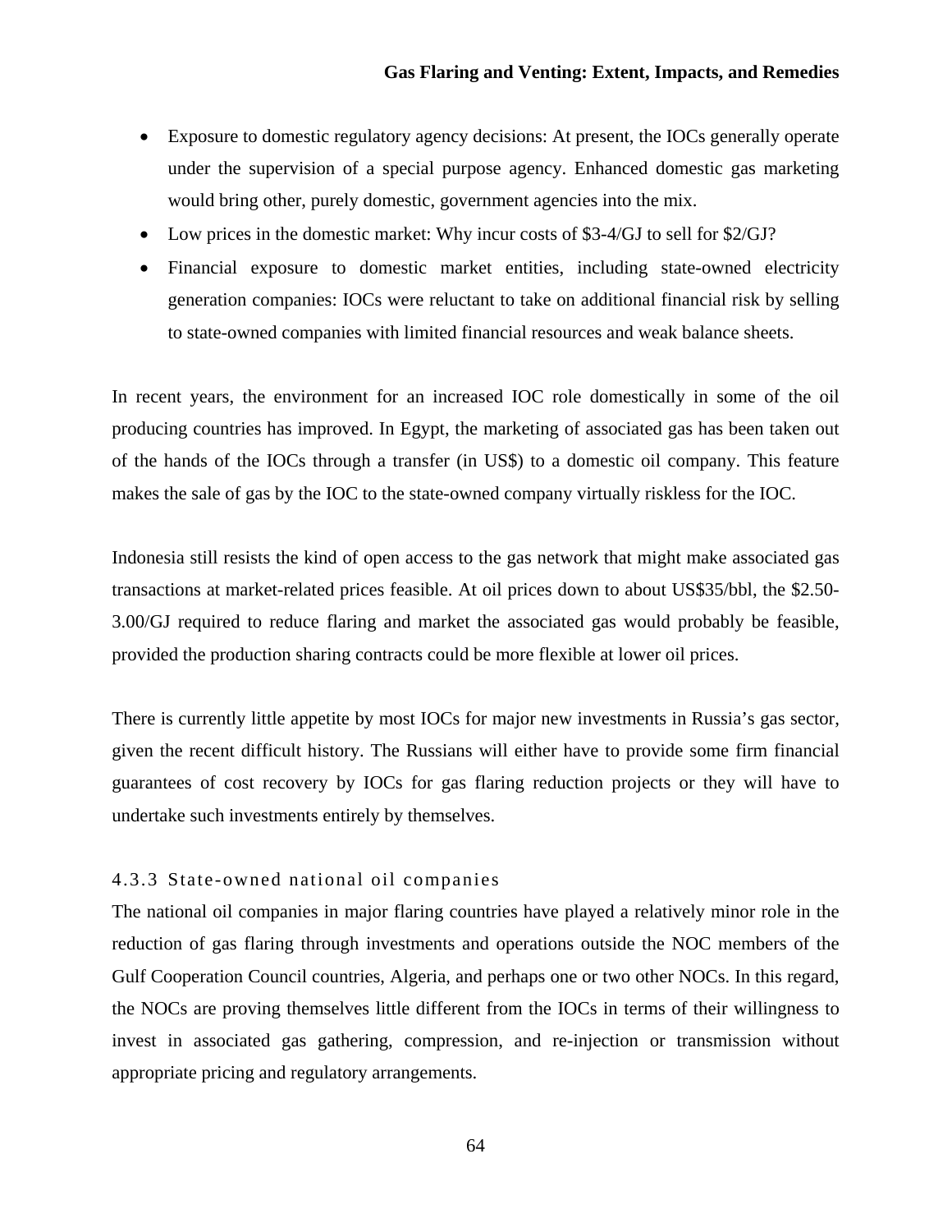- Exposure to domestic regulatory agency decisions: At present, the IOCs generally operate under the supervision of a special purpose agency. Enhanced domestic gas marketing would bring other, purely domestic, government agencies into the mix.
- Low prices in the domestic market: Why incur costs of $3-4/GJ to sell for $2/GJ?
- Financial exposure to domestic market entities, including state-owned electricity generation companies: IOCs were reluctant to take on additional financial risk by selling to state-owned companies with limited financial resources and weak balance sheets.

In recent years, the environment for an increased IOC role domestically in some of the oil producing countries has improved. In Egypt, the marketing of associated gas has been taken out of the hands of the IOCs through a transfer (in US$) to a domestic oil company. This feature makes the sale of gas by the IOC to the state-owned company virtually riskless for the IOC.

Indonesia still resists the kind of open access to the gas network that might make associated gas transactions at market-related prices feasible. At oil prices down to about US$35/bbl, the $2.50-3.00/GJ required to reduce flaring and market the associated gas would probably be feasible, provided the production sharing contracts could be more flexible at lower oil prices.

There is currently little appetite by most IOCs for major new investments in Russia's gas sector, given the recent difficult history. The Russians will either have to provide some firm financial guarantees of cost recovery by IOCs for gas flaring reduction projects or they will have to undertake such investments entirely by themselves.

### 4.3.3 State-owned national oil companies

The national oil companies in major flaring countries have played a relatively minor role in the reduction of gas flaring through investments and operations outside the NOC members of the Gulf Cooperation Council countries, Algeria, and perhaps one or two other NOCs. In this regard, the NOCs are proving themselves little different from the IOCs in terms of their willingness to invest in associated gas gathering, compression, and re-injection or transmission without appropriate pricing and regulatory arrangements.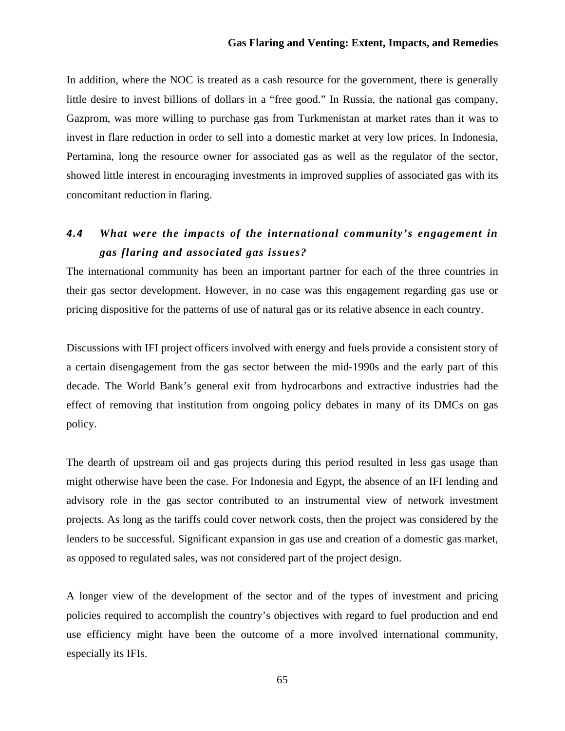In addition, where the NOC is treated as a cash resource for the government, there is generally little desire to invest billions of dollars in a "free good." In Russia, the national gas company, Gazprom, was more willing to purchase gas from Turkmenistan at market rates than it was to invest in flare reduction in order to sell into a domestic market at very low prices. In Indonesia, Pertamina, long the resource owner for associated gas as well as the regulator of the sector, showed little interest in encouraging investments in improved supplies of associated gas with its concomitant reduction in flaring.

### *4.4 What were the impacts of the international community's engagement in gas flaring and associated gas issues?*

The international community has been an important partner for each of the three countries in their gas sector development. However, in no case was this engagement regarding gas use or pricing dispositive for the patterns of use of natural gas or its relative absence in each country.

Discussions with IFI project officers involved with energy and fuels provide a consistent story of a certain disengagement from the gas sector between the mid-1990s and the early part of this decade. The World Bank's general exit from hydrocarbons and extractive industries had the effect of removing that institution from ongoing policy debates in many of its DMCs on gas policy.

The dearth of upstream oil and gas projects during this period resulted in less gas usage than might otherwise have been the case. For Indonesia and Egypt, the absence of an IFI lending and advisory role in the gas sector contributed to an instrumental view of network investment projects. As long as the tariffs could cover network costs, then the project was considered by the lenders to be successful. Significant expansion in gas use and creation of a domestic gas market, as opposed to regulated sales, was not considered part of the project design.

A longer view of the development of the sector and of the types of investment and pricing policies required to accomplish the country's objectives with regard to fuel production and end use efficiency might have been the outcome of a more involved international community, especially its IFIs.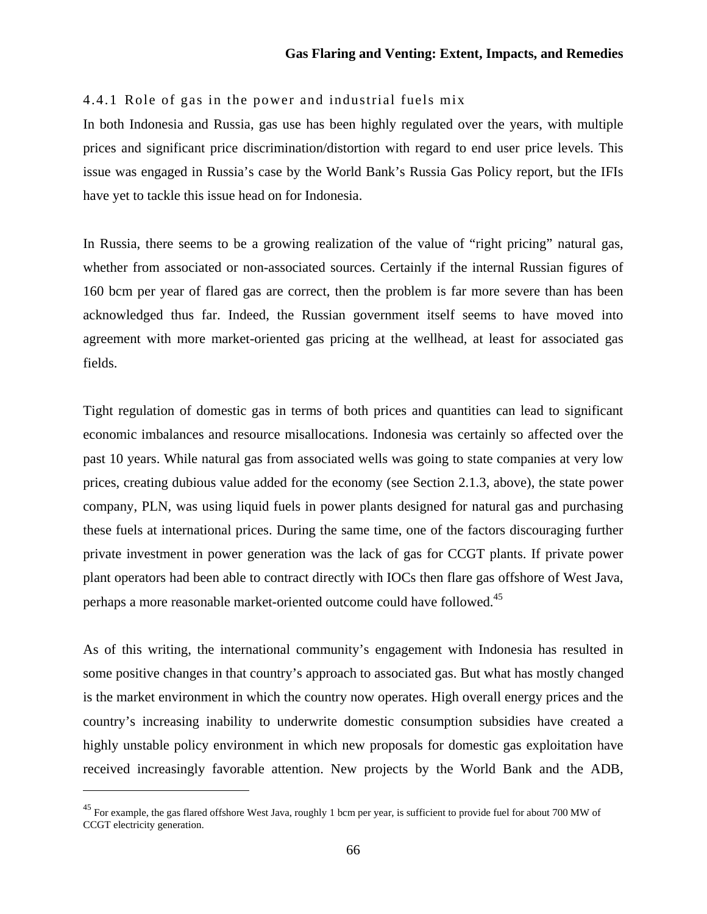#### 4.4.1 Role of gas in the power and industrial fuels mix

In both Indonesia and Russia, gas use has been highly regulated over the years, with multiple prices and significant price discrimination/distortion with regard to end user price levels. This issue was engaged in Russia's case by the World Bank's Russia Gas Policy report, but the IFIs have yet to tackle this issue head on for Indonesia.

In Russia, there seems to be a growing realization of the value of "right pricing" natural gas, whether from associated or non-associated sources. Certainly if the internal Russian figures of 160 bcm per year of flared gas are correct, then the problem is far more severe than has been acknowledged thus far. Indeed, the Russian government itself seems to have moved into agreement with more market-oriented gas pricing at the wellhead, at least for associated gas fields.

Tight regulation of domestic gas in terms of both prices and quantities can lead to significant economic imbalances and resource misallocations. Indonesia was certainly so affected over the past 10 years. While natural gas from associated wells was going to state companies at very low prices, creating dubious value added for the economy (see Section 2.1.3, above), the state power company, PLN, was using liquid fuels in power plants designed for natural gas and purchasing these fuels at international prices. During the same time, one of the factors discouraging further private investment in power generation was the lack of gas for CCGT plants. If private power plant operators had been able to contract directly with IOCs then flare gas offshore of West Java, perhaps a more reasonable market-oriented outcome could have followed.[45]

As of this writing, the international community's engagement with Indonesia has resulted in some positive changes in that country's approach to associated gas. But what has mostly changed is the market environment in which the country now operates. High overall energy prices and the country's increasing inability to underwrite domestic consumption subsidies have created a highly unstable policy environment in which new proposals for domestic gas exploitation have received increasingly favorable attention. New projects by the World Bank and the ADB,

---

[45] For example, the gas flared offshore West Java, roughly 1 bcm per year, is sufficient to provide fuel for about 700 MW of CCGT electricity generation.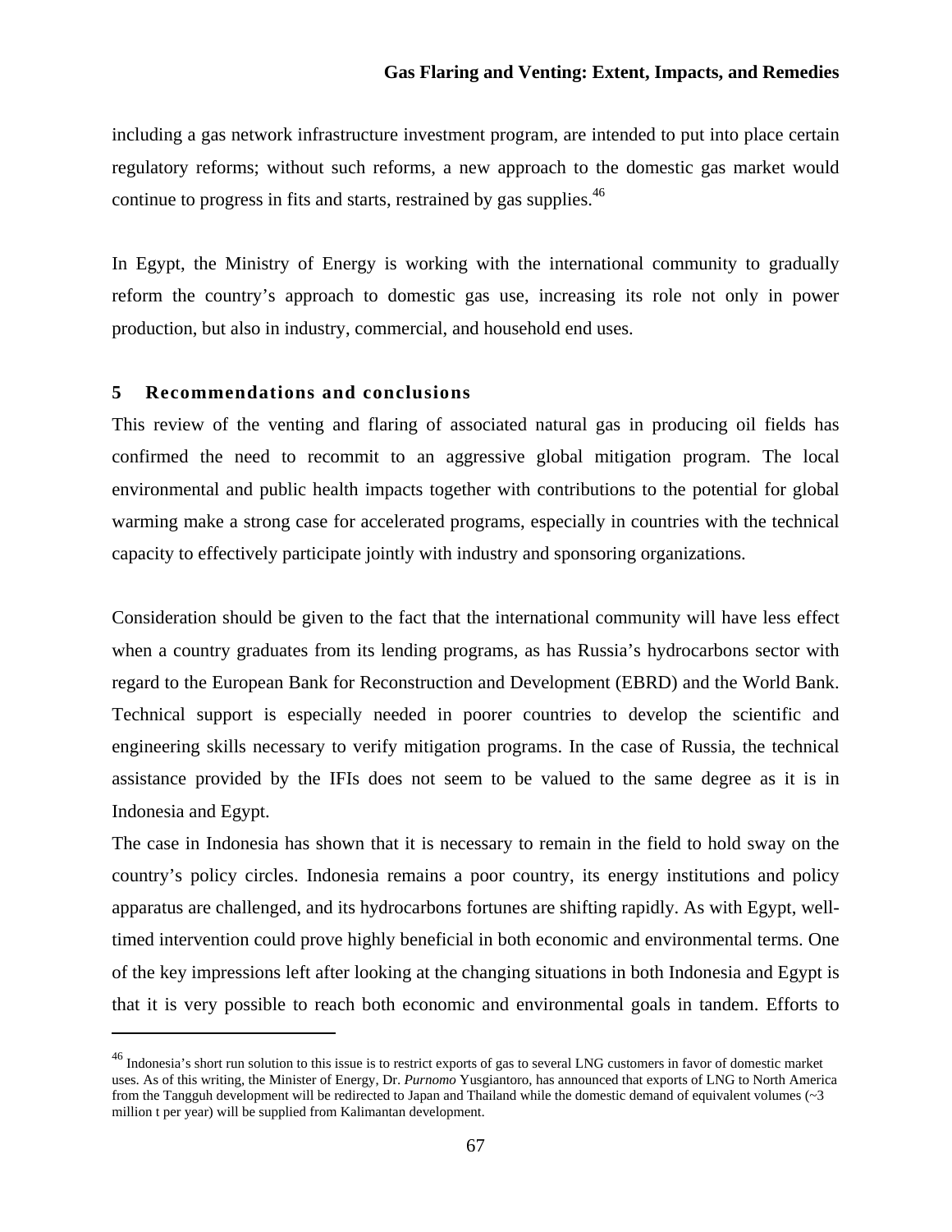including a gas network infrastructure investment program, are intended to put into place certain regulatory reforms; without such reforms, a new approach to the domestic gas market would continue to progress in fits and starts, restrained by gas supplies.[46]

In Egypt, the Ministry of Energy is working with the international community to gradually reform the country's approach to domestic gas use, increasing its role not only in power production, but also in industry, commercial, and household end uses.

## 5 Recommendations and conclusions

This review of the venting and flaring of associated natural gas in producing oil fields has confirmed the need to recommit to an aggressive global mitigation program. The local environmental and public health impacts together with contributions to the potential for global warming make a strong case for accelerated programs, especially in countries with the technical capacity to effectively participate jointly with industry and sponsoring organizations.

Consideration should be given to the fact that the international community will have less effect when a country graduates from its lending programs, as has Russia's hydrocarbons sector with regard to the European Bank for Reconstruction and Development (EBRD) and the World Bank. Technical support is especially needed in poorer countries to develop the scientific and engineering skills necessary to verify mitigation programs. In the case of Russia, the technical assistance provided by the IFIs does not seem to be valued to the same degree as it is in Indonesia and Egypt.

The case in Indonesia has shown that it is necessary to remain in the field to hold sway on the country's policy circles. Indonesia remains a poor country, its energy institutions and policy apparatus are challenged, and its hydrocarbons fortunes are shifting rapidly. As with Egypt, well-timed intervention could prove highly beneficial in both economic and environmental terms. One of the key impressions left after looking at the changing situations in both Indonesia and Egypt is that it is very possible to reach both economic and environmental goals in tandem. Efforts to

---

[46] Indonesia's short run solution to this issue is to restrict exports of gas to several LNG customers in favor of domestic market uses. As of this writing, the Minister of Energy, Dr. *Purnomo* Yusgiantoro, has announced that exports of LNG to North America from the Tangguh development will be redirected to Japan and Thailand while the domestic demand of equivalent volumes (~3 million t per year) will be supplied from Kalimantan development.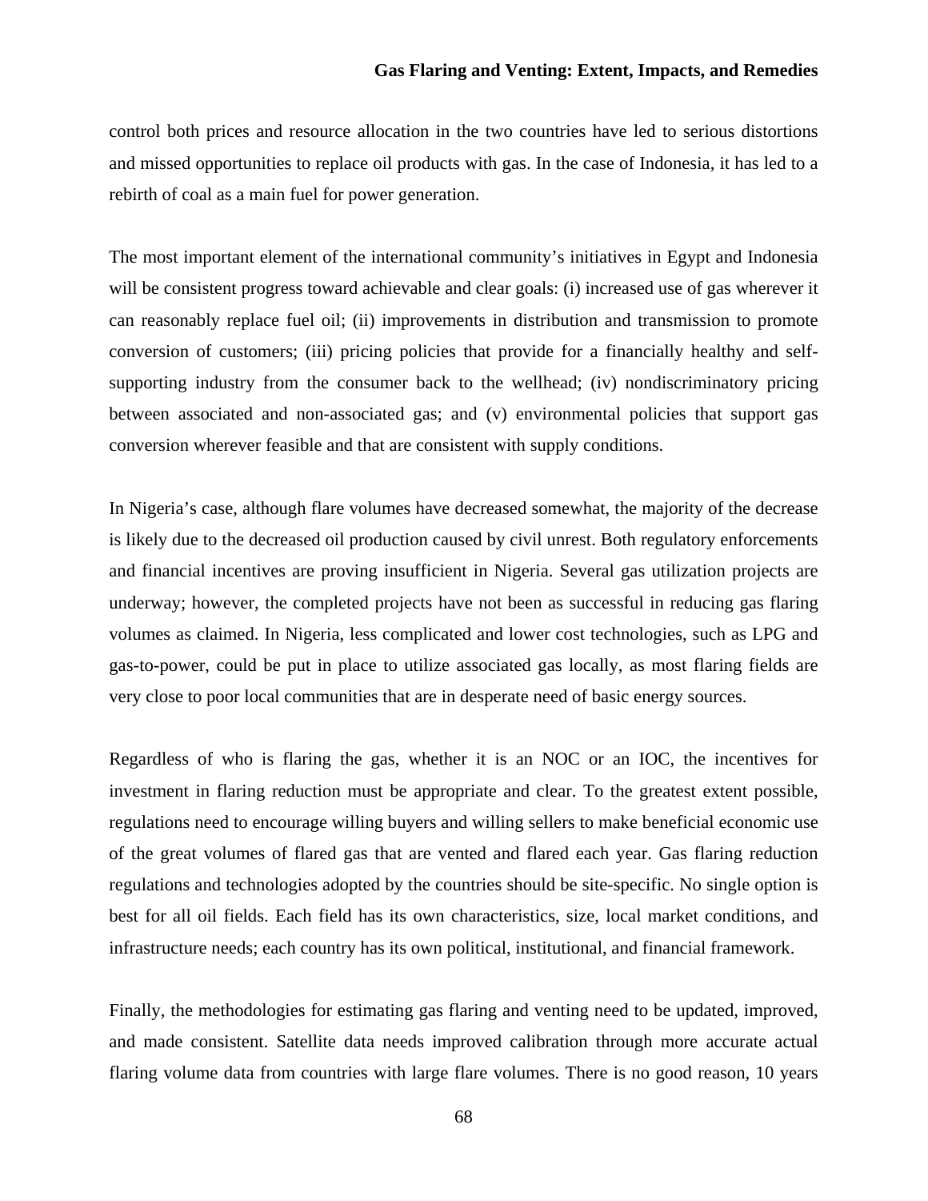control both prices and resource allocation in the two countries have led to serious distortions and missed opportunities to replace oil products with gas. In the case of Indonesia, it has led to a rebirth of coal as a main fuel for power generation.

The most important element of the international community's initiatives in Egypt and Indonesia will be consistent progress toward achievable and clear goals: (i) increased use of gas wherever it can reasonably replace fuel oil; (ii) improvements in distribution and transmission to promote conversion of customers; (iii) pricing policies that provide for a financially healthy and self-supporting industry from the consumer back to the wellhead; (iv) nondiscriminatory pricing between associated and non-associated gas; and (v) environmental policies that support gas conversion wherever feasible and that are consistent with supply conditions.

In Nigeria's case, although flare volumes have decreased somewhat, the majority of the decrease is likely due to the decreased oil production caused by civil unrest. Both regulatory enforcements and financial incentives are proving insufficient in Nigeria. Several gas utilization projects are underway; however, the completed projects have not been as successful in reducing gas flaring volumes as claimed. In Nigeria, less complicated and lower cost technologies, such as LPG and gas-to-power, could be put in place to utilize associated gas locally, as most flaring fields are very close to poor local communities that are in desperate need of basic energy sources.

Regardless of who is flaring the gas, whether it is an NOC or an IOC, the incentives for investment in flaring reduction must be appropriate and clear. To the greatest extent possible, regulations need to encourage willing buyers and willing sellers to make beneficial economic use of the great volumes of flared gas that are vented and flared each year. Gas flaring reduction regulations and technologies adopted by the countries should be site-specific. No single option is best for all oil fields. Each field has its own characteristics, size, local market conditions, and infrastructure needs; each country has its own political, institutional, and financial framework.

Finally, the methodologies for estimating gas flaring and venting need to be updated, improved, and made consistent. Satellite data needs improved calibration through more accurate actual flaring volume data from countries with large flare volumes. There is no good reason, 10 years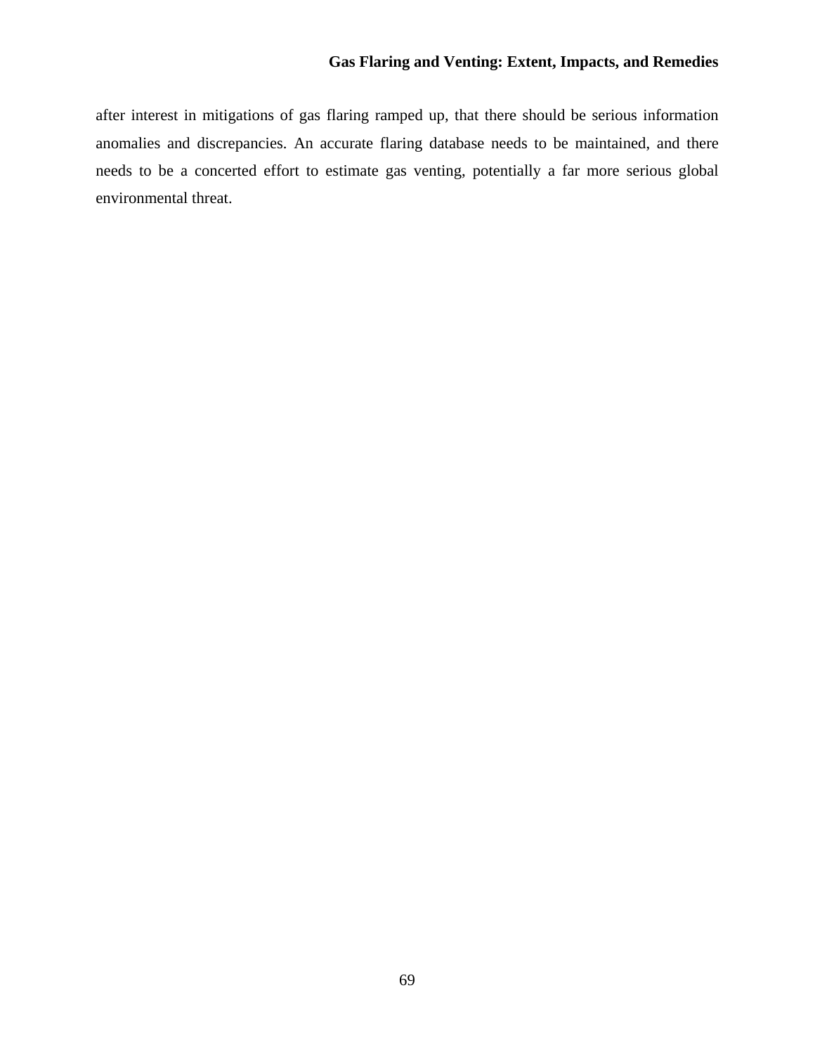after interest in mitigations of gas flaring ramped up, that there should be serious information anomalies and discrepancies. An accurate flaring database needs to be maintained, and there needs to be a concerted effort to estimate gas venting, potentially a far more serious global environmental threat.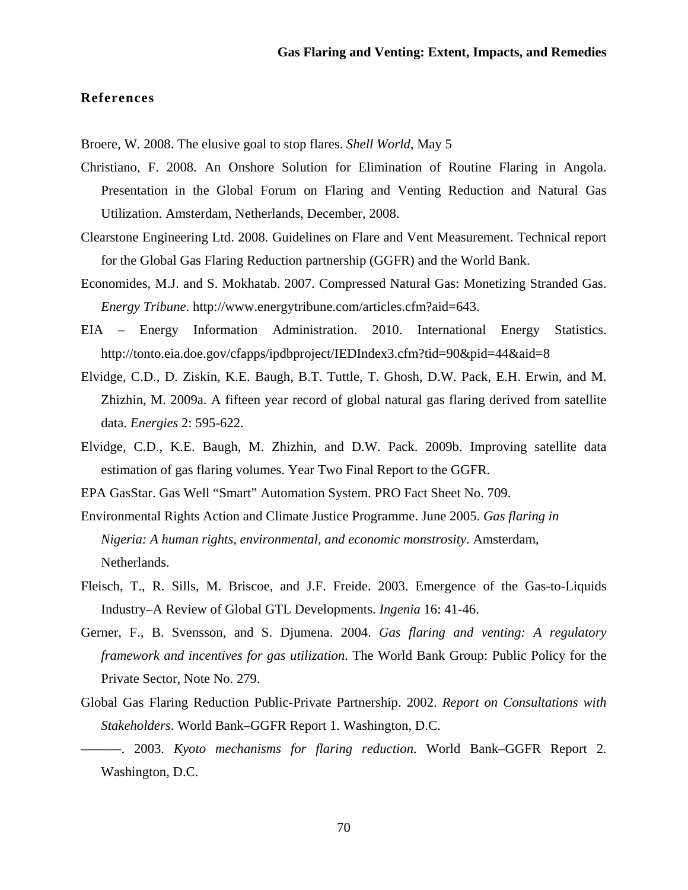## References

Broere, W. 2008. The elusive goal to stop flares. *Shell World*, May 5

Christiano, F. 2008. An Onshore Solution for Elimination of Routine Flaring in Angola. Presentation in the Global Forum on Flaring and Venting Reduction and Natural Gas Utilization. Amsterdam, Netherlands, December, 2008.

Clearstone Engineering Ltd. 2008. Guidelines on Flare and Vent Measurement. Technical report for the Global Gas Flaring Reduction partnership (GGFR) and the World Bank.

Economides, M.J. and S. Mokhatab. 2007. Compressed Natural Gas: Monetizing Stranded Gas. *Energy Tribune*. http://www.energytribune.com/articles.cfm?aid=643.

EIA – Energy Information Administration. 2010. International Energy Statistics. http://tonto.eia.doe.gov/cfapps/ipdbproject/IEDIndex3.cfm?tid=90&pid=44&aid=8

Elvidge, C.D., D. Ziskin, K.E. Baugh, B.T. Tuttle, T. Ghosh, D.W. Pack, E.H. Erwin, and M. Zhizhin, M. 2009a. A fifteen year record of global natural gas flaring derived from satellite data. *Energies* 2: 595-622.

Elvidge, C.D., K.E. Baugh, M. Zhizhin, and D.W. Pack. 2009b. Improving satellite data estimation of gas flaring volumes. Year Two Final Report to the GGFR.

EPA GasStar. Gas Well "Smart" Automation System. PRO Fact Sheet No. 709.

Environmental Rights Action and Climate Justice Programme. June 2005. *Gas flaring in Nigeria: A human rights, environmental, and economic monstrosity*. Amsterdam, Netherlands.

Fleisch, T., R. Sills, M. Briscoe, and J.F. Freide. 2003. Emergence of the Gas-to-Liquids Industry–A Review of Global GTL Developments. *Ingenia* 16: 41-46.

Gerner, F., B. Svensson, and S. Djumena. 2004. *Gas flaring and venting: A regulatory framework and incentives for gas utilization*. The World Bank Group: Public Policy for the Private Sector, Note No. 279.

Global Gas Flaring Reduction Public-Private Partnership. 2002. *Report on Consultations with Stakeholders*. World Bank–GGFR Report 1. Washington, D.C.

———. 2003. *Kyoto mechanisms for flaring reduction*. World Bank–GGFR Report 2. Washington, D.C.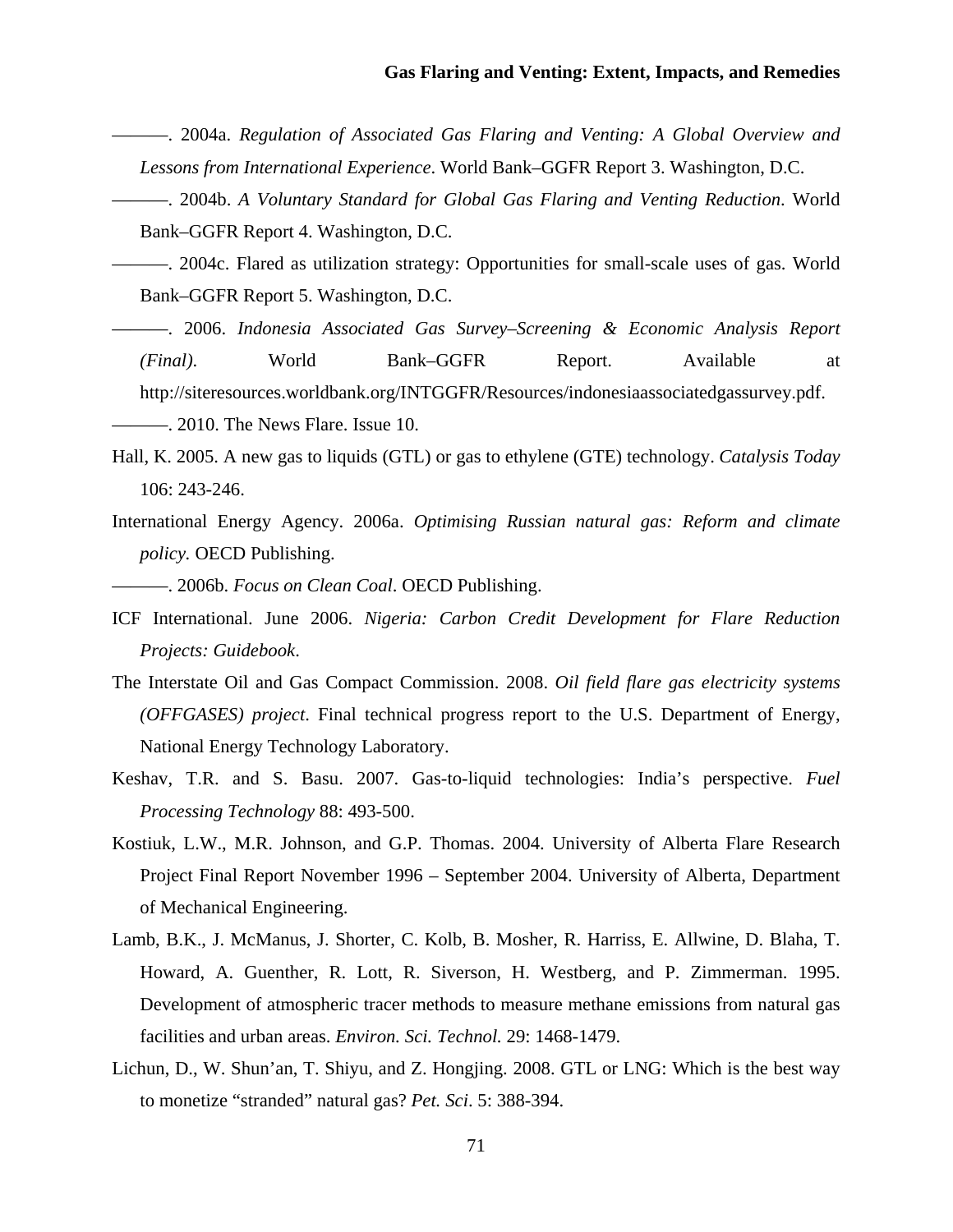———. 2004a. *Regulation of Associated Gas Flaring and Venting: A Global Overview and Lessons from International Experience*. World Bank–GGFR Report 3. Washington, D.C.

———. 2004b. *A Voluntary Standard for Global Gas Flaring and Venting Reduction*. World Bank–GGFR Report 4. Washington, D.C.

———. 2004c. Flared as utilization strategy: Opportunities for small-scale uses of gas. World Bank–GGFR Report 5. Washington, D.C.

———. 2006. *Indonesia Associated Gas Survey–Screening & Economic Analysis Report (Final)*. World Bank–GGFR Report. Available at http://siteresources.worldbank.org/INTGGFR/Resources/indonesiaassociatedgassurvey.pdf.

———. 2010. The News Flare. Issue 10.

Hall, K. 2005. A new gas to liquids (GTL) or gas to ethylene (GTE) technology. *Catalysis Today* 106: 243-246.

International Energy Agency. 2006a. *Optimising Russian natural gas: Reform and climate policy.* OECD Publishing.

———. 2006b. *Focus on Clean Coal*. OECD Publishing.

ICF International. June 2006. *Nigeria: Carbon Credit Development for Flare Reduction Projects: Guidebook*.

The Interstate Oil and Gas Compact Commission. 2008. *Oil field flare gas electricity systems (OFFGASES) project*. Final technical progress report to the U.S. Department of Energy, National Energy Technology Laboratory.

Keshav, T.R. and S. Basu. 2007. Gas-to-liquid technologies: India's perspective. *Fuel Processing Technology* 88: 493-500.

Kostiuk, L.W., M.R. Johnson, and G.P. Thomas. 2004. University of Alberta Flare Research Project Final Report November 1996 – September 2004. University of Alberta, Department of Mechanical Engineering.

Lamb, B.K., J. McManus, J. Shorter, C. Kolb, B. Mosher, R. Harriss, E. Allwine, D. Blaha, T. Howard, A. Guenther, R. Lott, R. Siverson, H. Westberg, and P. Zimmerman. 1995. Development of atmospheric tracer methods to measure methane emissions from natural gas facilities and urban areas. *Environ. Sci. Technol.* 29: 1468-1479.

Lichun, D., W. Shun'an, T. Shiyu, and Z. Hongjing. 2008. GTL or LNG: Which is the best way to monetize "stranded" natural gas? *Pet. Sci*. 5: 388-394.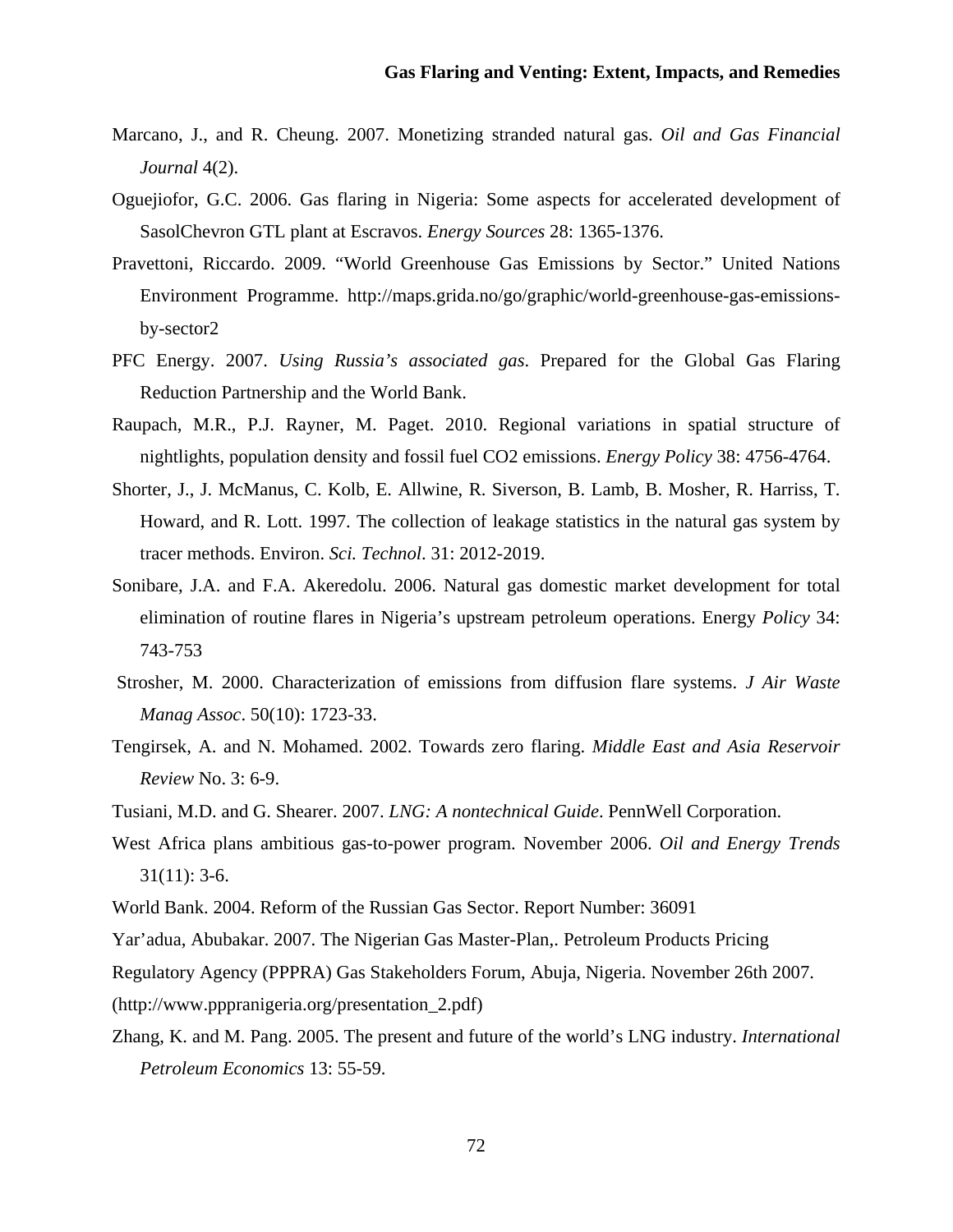Marcano, J., and R. Cheung. 2007. Monetizing stranded natural gas. *Oil and Gas Financial Journal* 4(2).

Oguejiofor, G.C. 2006. Gas flaring in Nigeria: Some aspects for accelerated development of SasolChevron GTL plant at Escravos. *Energy Sources* 28: 1365-1376.

Pravettoni, Riccardo. 2009. "World Greenhouse Gas Emissions by Sector." United Nations Environment Programme. http://maps.grida.no/go/graphic/world-greenhouse-gas-emissions-by-sector2

PFC Energy. 2007. *Using Russia's associated gas*. Prepared for the Global Gas Flaring Reduction Partnership and the World Bank.

Raupach, M.R., P.J. Rayner, M. Paget. 2010. Regional variations in spatial structure of nightlights, population density and fossil fuel CO2 emissions. *Energy Policy* 38: 4756-4764.

Shorter, J., J. McManus, C. Kolb, E. Allwine, R. Siverson, B. Lamb, B. Mosher, R. Harriss, T. Howard, and R. Lott. 1997. The collection of leakage statistics in the natural gas system by tracer methods. Environ. *Sci. Technol*. 31: 2012-2019.

Sonibare, J.A. and F.A. Akeredolu. 2006. Natural gas domestic market development for total elimination of routine flares in Nigeria's upstream petroleum operations. Energy *Policy* 34: 743-753

Strosher, M. 2000. Characterization of emissions from diffusion flare systems. *J Air Waste Manag Assoc*. 50(10): 1723-33.

Tengirsek, A. and N. Mohamed. 2002. Towards zero flaring. *Middle East and Asia Reservoir Review* No. 3: 6-9.

Tusiani, M.D. and G. Shearer. 2007. *LNG: A nontechnical Guide*. PennWell Corporation.

West Africa plans ambitious gas-to-power program. November 2006. *Oil and Energy Trends* 31(11): 3-6.

World Bank. 2004. Reform of the Russian Gas Sector. Report Number: 36091

Yar'adua, Abubakar. 2007. The Nigerian Gas Master-Plan,. Petroleum Products Pricing Regulatory Agency (PPPRA) Gas Stakeholders Forum, Abuja, Nigeria. November 26th 2007. (http://www.pppranigeria.org/presentation_2.pdf)

Zhang, K. and M. Pang. 2005. The present and future of the world's LNG industry. *International Petroleum Economics* 13: 55-59.